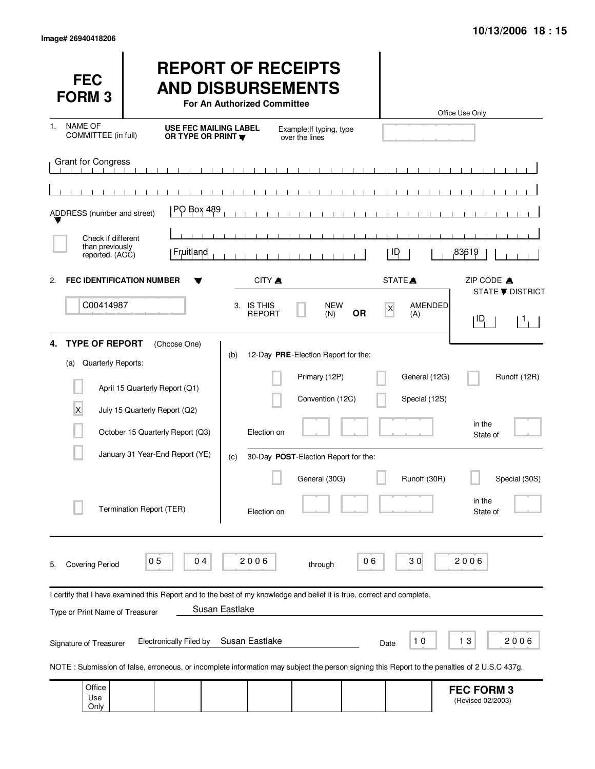Image# 26940418206

10/13/2006 18 : 15

# FEC FORM 3

# REPORT OF RECEIPTS AND DISBURSEMENTS

**For An Authorized Committee**

Office Use Only

1. NAME OF COMMITTEE (in full) — **USE FEC MAILING LABEL OR TYPE OR PRINT** — Example: If typing, type over the lines

Grant for Congress

ADDRESS (number and street): PO Box 489

☐ Check if different than previously reported. (ACC)

| CITY | STATE | ZIP CODE |
|---|---|---|
| Fruitland | ID | 83619 |

2. **FEC IDENTIFICATION NUMBER**: C00414987

3. IS THIS REPORT: ☐ NEW (N) **OR** [X] AMENDED (A)

STATE / DISTRICT: ID 1

**4. TYPE OF REPORT** (Choose One)

(a) Quarterly Reports:

- ☐ April 15 Quarterly Report (Q1)
- [X] July 15 Quarterly Report (Q2)
- ☐ October 15 Quarterly Report (Q3)
- ☐ January 31 Year-End Report (YE)
- ☐ Termination Report (TER)

(b) 12-Day **PRE**-Election Report for the:

- ☐ Primary (12P)
- ☐ General (12G)
- ☐ Runoff (12R)
- ☐ Convention (12C)
- ☐ Special (12S)

Election on ________ in the State of ____

(c) 30-Day **POST**-Election Report for the:

- ☐ General (30G)
- ☐ Runoff (30R)
- ☐ Special (30S)

Election on ________ in the State of ____

5. Covering Period 05 04 2006 through 06 30 2006

I certify that I have examined this Report and to the best of my knowledge and belief it is true, correct and complete.

Type or Print Name of Treasurer: Susan Eastlake

Signature of Treasurer: Electronically Filed by Susan Eastlake — Date 10 13 2006

NOTE : Submission of false, erroneous, or incomplete information may subject the person signing this Report to the penalties of 2 U.S.C 437g.

Office Use Only

**FEC FORM 3** (Revised 02/2003)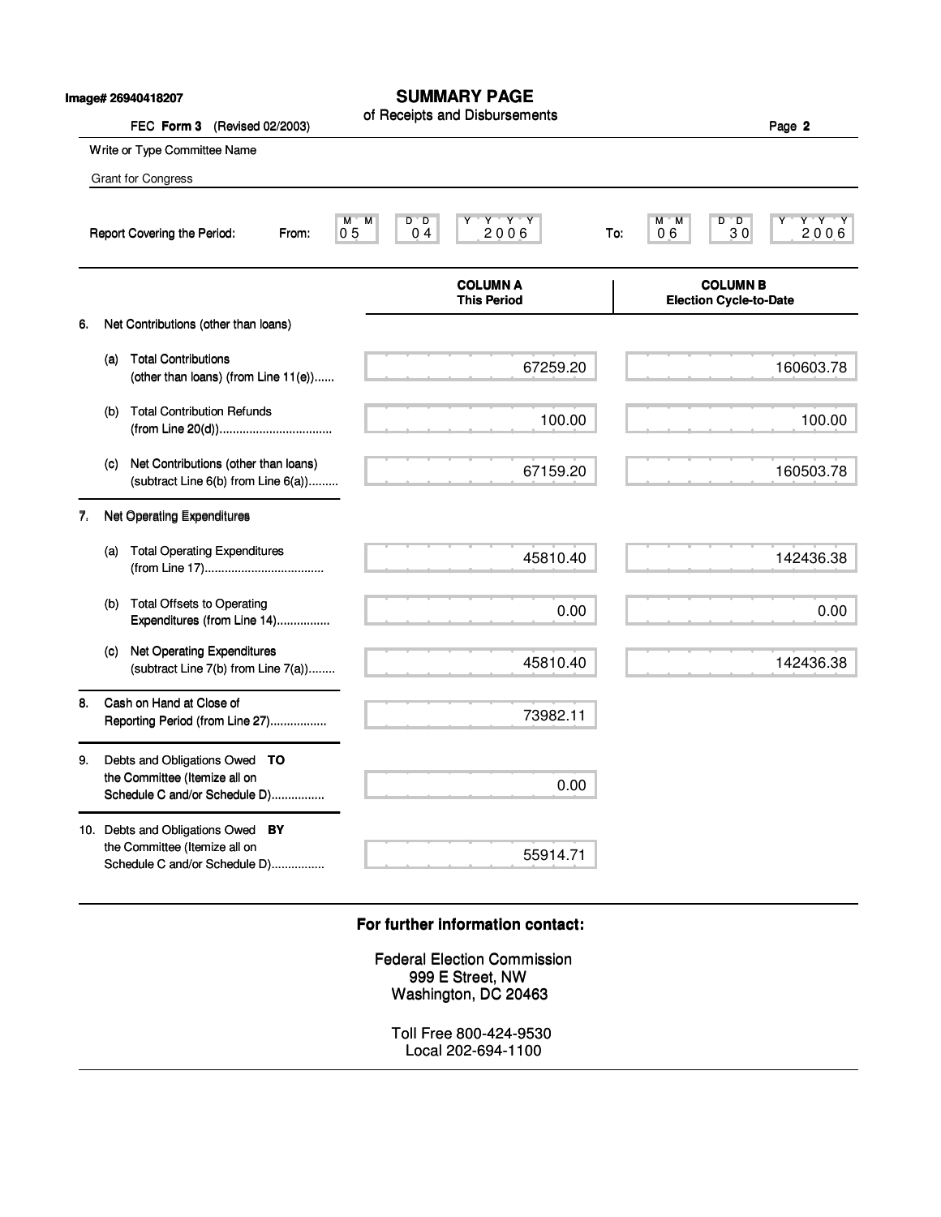Image# 26940418207

# SUMMARY PAGE
of Receipts and Disbursements

FEC **Form 3** (Revised 02/2003)

Write or Type Committee Name

Grant for Congress

Report Covering the Period: From: 05 04 2006 To: 06 30 2006

| | | COLUMN A This Period | COLUMN B Election Cycle-to-Date |
|---|---|---|---|
| 6. | Net Contributions (other than loans) | | |
| | (a) Total Contributions (other than loans) (from Line 11(e))...... | 67259.20 | 160603.78 |
| | (b) Total Contribution Refunds (from Line 20(d))................................. | 100.00 | 100.00 |
| | (c) Net Contributions (other than loans) (subtract Line 6(b) from Line 6(a))......... | 67159.20 | 160503.78 |
| 7. | Net Operating Expenditures | | |
| | (a) Total Operating Expenditures (from Line 17)................................... | 45810.40 | 142436.38 |
| | (b) Total Offsets to Operating Expenditures (from Line 14)................ | 0.00 | 0.00 |
| | (c) Net Operating Expenditures (subtract Line 7(b) from Line 7(a))........ | 45810.40 | 142436.38 |
| 8. | Cash on Hand at Close of Reporting Period (from Line 27)................. | 73982.11 | |
| 9. | Debts and Obligations Owed **TO** the Committee (Itemize all on Schedule C and/or Schedule D)............... | 0.00 | |
| 10. | Debts and Obligations Owed **BY** the Committee (Itemize all on Schedule C and/or Schedule D)............... | 55914.71 | |

**For further information contact:**

Federal Election Commission
999 E Street, NW
Washington, DC 20463

Toll Free 800-424-9530
Local 202-694-1100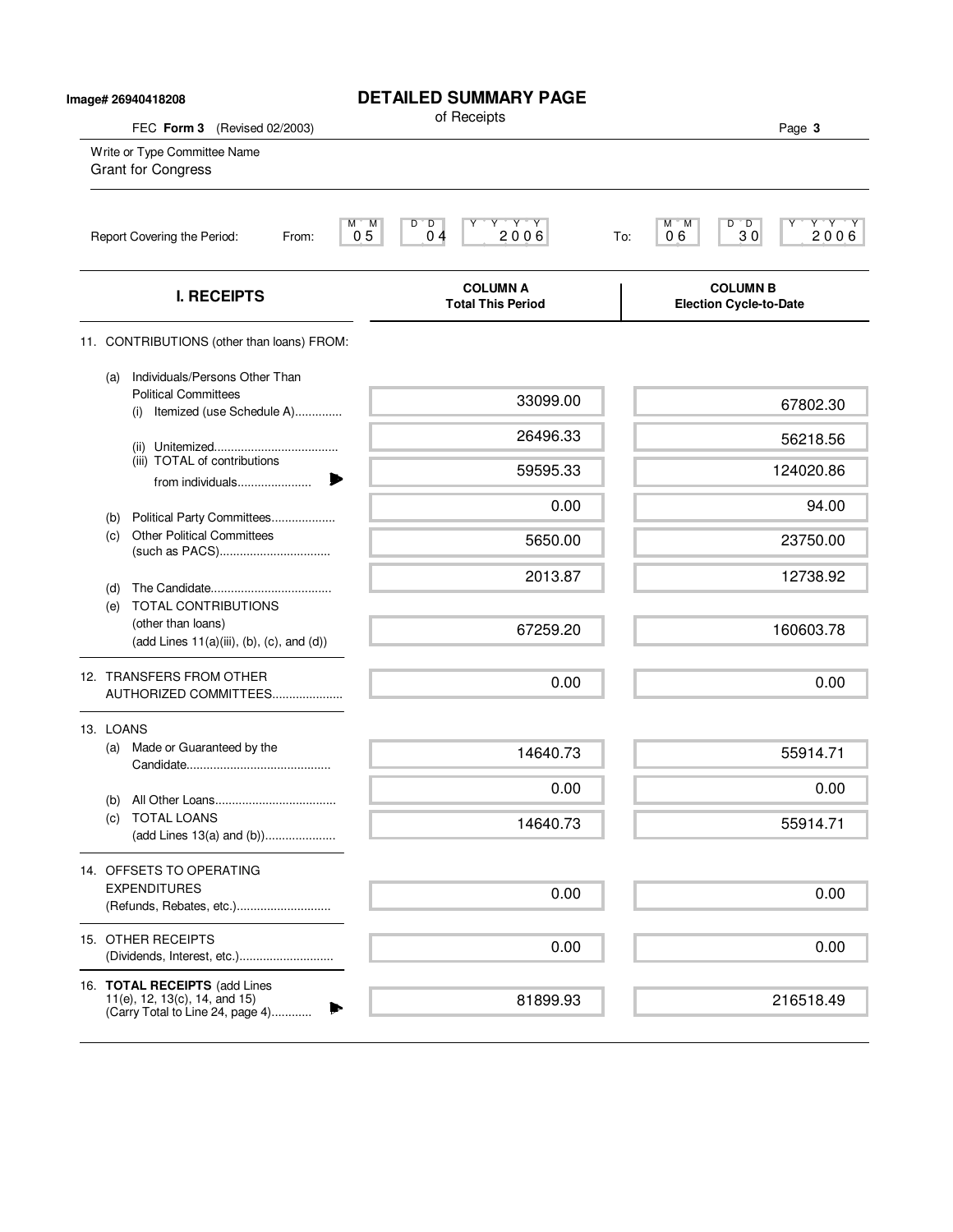Image# 26940418208

# DETAILED SUMMARY PAGE

of Receipts

FEC **Form 3** (Revised 02/2003)

Write or Type Committee Name

Grant for Congress

Report Covering the Period: From: 05 04 2006 To: 06 30 2006

| I. RECEIPTS | COLUMN A Total This Period | COLUMN B Election Cycle-to-Date |
|---|---|---|
| 11. CONTRIBUTIONS (other than loans) FROM: | | |
| (a) Individuals/Persons Other Than Political Committees (i) Itemized (use Schedule A) | 33099.00 | 67802.30 |
| (ii) Unitemized | 26496.33 | 56218.56 |
| (iii) TOTAL of contributions from individuals | 59595.33 | 124020.86 |
| (b) Political Party Committees | 0.00 | 94.00 |
| (c) Other Political Committees (such as PACS) | 5650.00 | 23750.00 |
| (d) The Candidate | 2013.87 | 12738.92 |
| (e) TOTAL CONTRIBUTIONS (other than loans) (add Lines 11(a)(iii), (b), (c), and (d)) | 67259.20 | 160603.78 |
| 12. TRANSFERS FROM OTHER AUTHORIZED COMMITTEES | 0.00 | 0.00 |
| 13. LOANS | | |
| (a) Made or Guaranteed by the Candidate | 14640.73 | 55914.71 |
| (b) All Other Loans | 0.00 | 0.00 |
| (c) TOTAL LOANS (add Lines 13(a) and (b)) | 14640.73 | 55914.71 |
| 14. OFFSETS TO OPERATING EXPENDITURES (Refunds, Rebates, etc.) | 0.00 | 0.00 |
| 15. OTHER RECEIPTS (Dividends, Interest, etc.) | 0.00 | 0.00 |
| 16. **TOTAL RECEIPTS** (add Lines 11(e), 12, 13(c), 14, and 15) (Carry Total to Line 24, page 4) | 81899.93 | 216518.49 |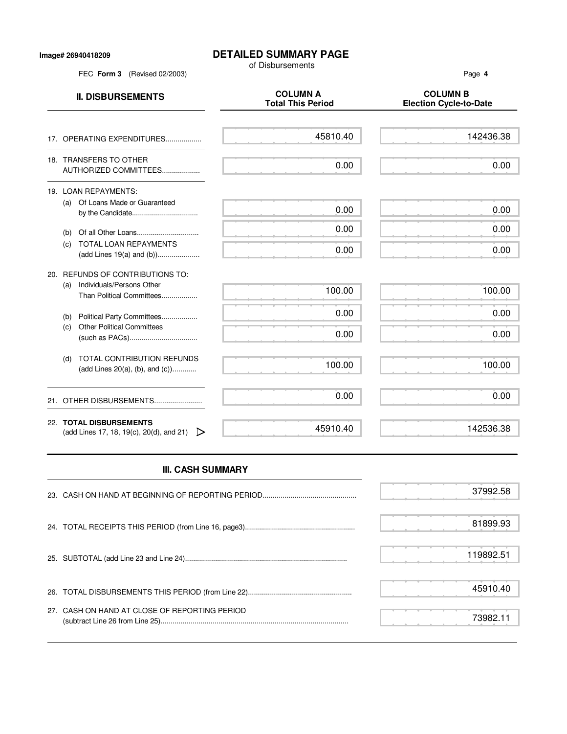Image# 26940418209

# DETAILED SUMMARY PAGE

of Disbursements

FEC **Form 3** (Revised 02/2003)

| **II. DISBURSEMENTS** | **COLUMN A Total This Period** | **COLUMN B Election Cycle-to-Date** |
|---|---|---|
| 17. OPERATING EXPENDITURES.................. | 45810.40 | 142436.38 |
| 18. TRANSFERS TO OTHER AUTHORIZED COMMITTEES.................. | 0.00 | 0.00 |
| 19. LOAN REPAYMENTS: | | |
| (a) Of Loans Made or Guaranteed by the Candidate................................ | 0.00 | 0.00 |
| (b) Of all Other Loans.............................. | 0.00 | 0.00 |
| (c) TOTAL LOAN REPAYMENTS (add Lines 19(a) and (b)).................... | 0.00 | 0.00 |
| 20. REFUNDS OF CONTRIBUTIONS TO: | | |
| (a) Individuals/Persons Other Than Political Committees.................. | 100.00 | 100.00 |
| (b) Political Party Committees.................. | 0.00 | 0.00 |
| (c) Other Political Committees (such as PACs).................................. | 0.00 | 0.00 |
| (d) TOTAL CONTRIBUTION REFUNDS (add Lines 20(a), (b), and (c))........... | 100.00 | 100.00 |
| 21. OTHER DISBURSEMENTS........................ | 0.00 | 0.00 |
| 22. **TOTAL DISBURSEMENTS** (add Lines 17, 18, 19(c), 20(d), and 21) | 45910.40 | 142536.38 |

## III. CASH SUMMARY

| | |
|---|---|
| 23. CASH ON HAND AT BEGINNING OF REPORTING PERIOD............................................... | 37992.58 |
| 24. TOTAL RECEIPTS THIS PERIOD (from Line 16, page3)...................................................... | 81899.93 |
| 25. SUBTOTAL (add Line 23 and Line 24)................................................................................ | 119892.51 |
| 26. TOTAL DISBURSEMENTS THIS PERIOD (from Line 22).................................................... | 45910.40 |
| 27. CASH ON HAND AT CLOSE OF REPORTING PERIOD (subtract Line 26 from Line 25)............................................................................................ | 73982.11 |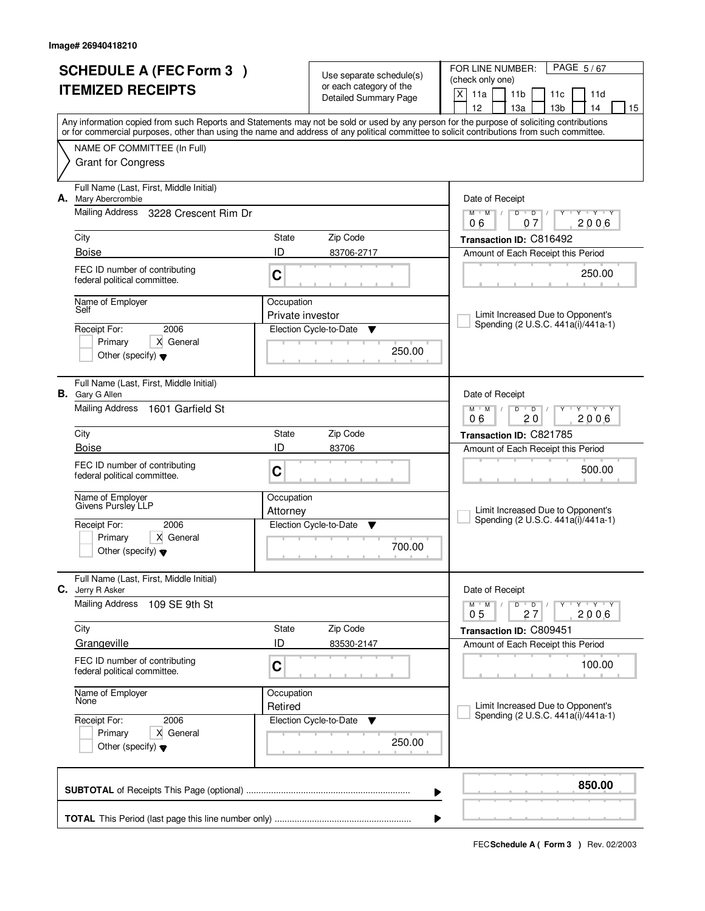Image# 26940418210

# SCHEDULE A (FEC Form 3 )
# ITEMIZED RECEIPTS

Use separate schedule(s) or each category of the Detailed Summary Page

FOR LINE NUMBER: (check only one)

[X] 11a [ ] 11b [ ] 11c [ ] 11d [ ] 12 [ ] 13a [ ] 13b [ ] 14 [ ] 15

Any information copied from such Reports and Statements may not be sold or used by any person for the purpose of soliciting contributions or for commercial purposes, other than using the name and address of any political committee to solicit contributions from such committee.

NAME OF COMMITTEE (In Full)
Grant for Congress

---

**A.** Full Name (Last, First, Middle Initial): Mary Abercrombie

Mailing Address: 3228 Crescent Rim Dr

City: Boise | State: ID | Zip Code: 83706-2717

FEC ID number of contributing federal political committee: C

Name of Employer: Self

Occupation: Private investor

Receipt For: 2006 [ ] Primary [X] General [ ] Other (specify)

Election Cycle-to-Date: 250.00

Date of Receipt: 06 / 07 / 2006

Transaction ID: C816492

Amount of Each Receipt this Period: 250.00

[ ] Limit Increased Due to Opponent's Spending (2 U.S.C. 441a(i)/441a-1)

---

**B.** Full Name (Last, First, Middle Initial): Gary G Allen

Mailing Address: 1601 Garfield St

City: Boise | State: ID | Zip Code: 83706

FEC ID number of contributing federal political committee: C

Name of Employer: Givens Pursley LLP

Occupation: Attorney

Receipt For: 2006 [ ] Primary [X] General [ ] Other (specify)

Election Cycle-to-Date: 700.00

Date of Receipt: 06 / 20 / 2006

Transaction ID: C821785

Amount of Each Receipt this Period: 500.00

[ ] Limit Increased Due to Opponent's Spending (2 U.S.C. 441a(i)/441a-1)

---

**C.** Full Name (Last, First, Middle Initial): Jerry R Asker

Mailing Address: 109 SE 9th St

City: Grangeville | State: ID | Zip Code: 83530-2147

FEC ID number of contributing federal political committee: C

Name of Employer: None

Occupation: Retired

Receipt For: 2006 [ ] Primary [X] General [ ] Other (specify)

Election Cycle-to-Date: 250.00

Date of Receipt: 05 / 27 / 2006

Transaction ID: C809451

Amount of Each Receipt this Period: 100.00

[ ] Limit Increased Due to Opponent's Spending (2 U.S.C. 441a(i)/441a-1)

---

**SUBTOTAL** of Receipts This Page (optional): **850.00**

**TOTAL** This Period (last page this line number only):

FEC **Schedule A ( Form 3 )** Rev. 02/2003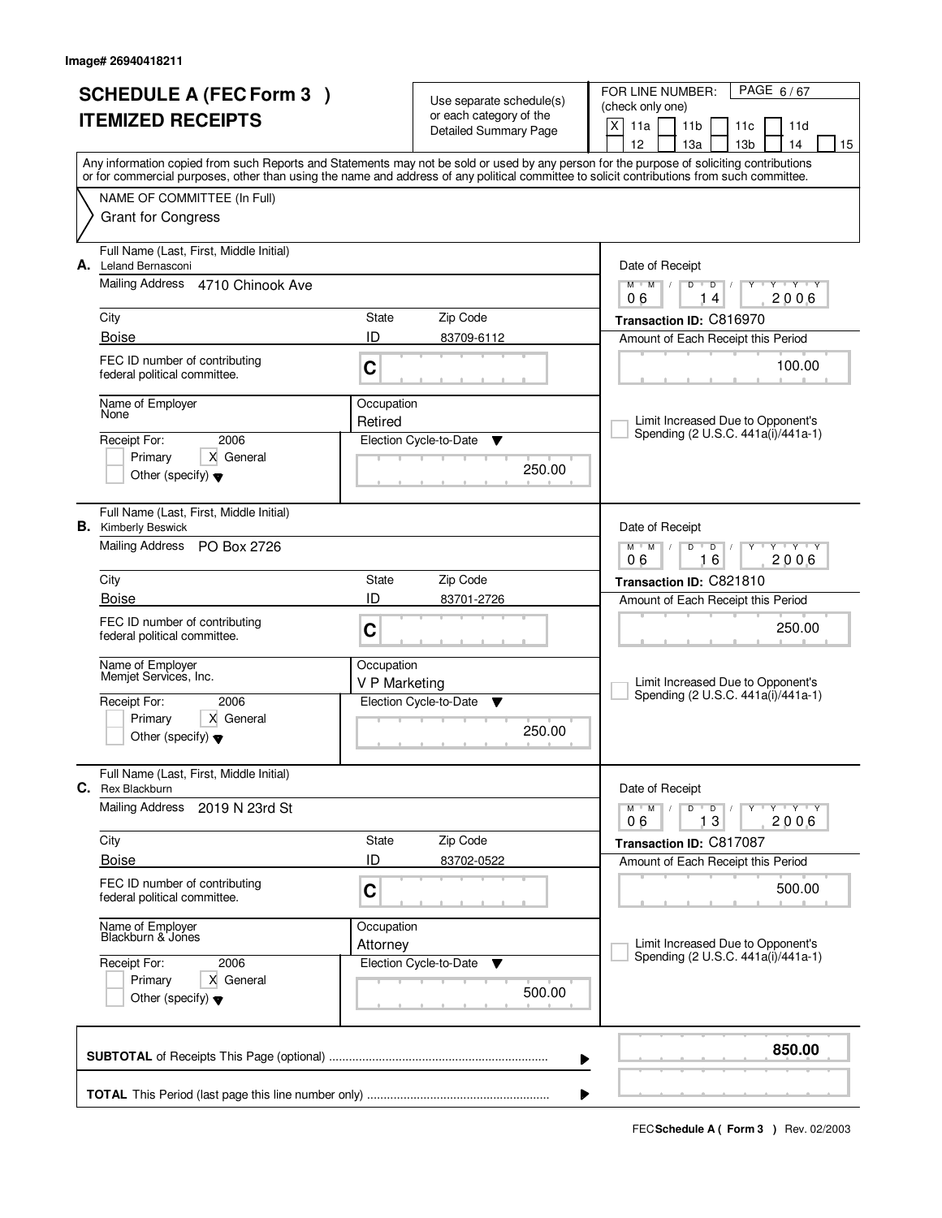Image# 26940418211

# SCHEDULE A (FEC Form 3 )
# ITEMIZED RECEIPTS

Use separate schedule(s) or each category of the Detailed Summary Page

FOR LINE NUMBER: (check only one)

[X] 11a [ ] 11b [ ] 11c [ ] 11d [ ] 12 [ ] 13a [ ] 13b [ ] 14 [ ] 15

Any information copied from such Reports and Statements may not be sold or used by any person for the purpose of soliciting contributions or for commercial purposes, other than using the name and address of any political committee to solicit contributions from such committee.

NAME OF COMMITTEE (In Full)
Grant for Congress

---

**A.** Full Name (Last, First, Middle Initial): Leland Bernasconi

Mailing Address: 4710 Chinook Ave

City: Boise | State: ID | Zip Code: 83709-6112

FEC ID number of contributing federal political committee: C

Name of Employer: None

Occupation: Retired

Receipt For: 2006 [ ] Primary [X] General [ ] Other (specify)

Election Cycle-to-Date: 250.00

Date of Receipt: 06 14 2006

Transaction ID: C816970

Amount of Each Receipt this Period: 100.00

[ ] Limit Increased Due to Opponent's Spending (2 U.S.C. 441a(i)/441a-1)

---

**B.** Full Name (Last, First, Middle Initial): Kimberly Beswick

Mailing Address: PO Box 2726

City: Boise | State: ID | Zip Code: 83701-2726

FEC ID number of contributing federal political committee: C

Name of Employer: Memjet Services, Inc.

Occupation: V P Marketing

Receipt For: 2006 [ ] Primary [X] General [ ] Other (specify)

Election Cycle-to-Date: 250.00

Date of Receipt: 06 16 2006

Transaction ID: C821810

Amount of Each Receipt this Period: 250.00

[ ] Limit Increased Due to Opponent's Spending (2 U.S.C. 441a(i)/441a-1)

---

**C.** Full Name (Last, First, Middle Initial): Rex Blackburn

Mailing Address: 2019 N 23rd St

City: Boise | State: ID | Zip Code: 83702-0522

FEC ID number of contributing federal political committee: C

Name of Employer: Blackburn & Jones

Occupation: Attorney

Receipt For: 2006 [ ] Primary [X] General [ ] Other (specify)

Election Cycle-to-Date: 500.00

Date of Receipt: 06 13 2006

Transaction ID: C817087

Amount of Each Receipt this Period: 500.00

[ ] Limit Increased Due to Opponent's Spending (2 U.S.C. 441a(i)/441a-1)

---

**SUBTOTAL** of Receipts This Page (optional): 850.00

**TOTAL** This Period (last page this line number only):

FEC **Schedule A ( Form 3 )** Rev. 02/2003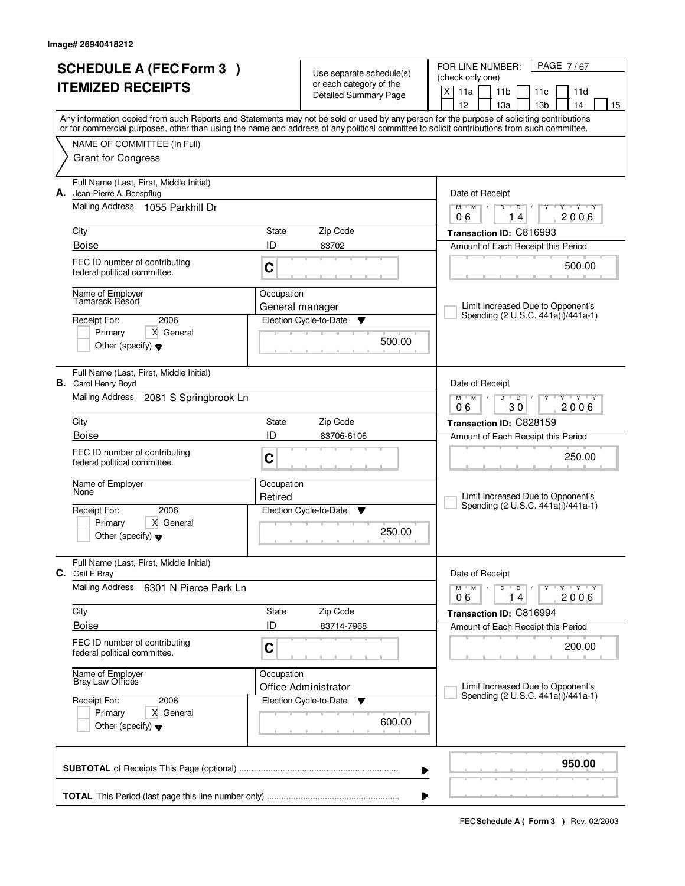Image# 26940418212

# SCHEDULE A (FEC Form 3 )
## ITEMIZED RECEIPTS

Use separate schedule(s) or each category of the Detailed Summary Page

FOR LINE NUMBER: (check only one)

[X] 11a [ ] 11b [ ] 11c [ ] 11d [ ] 12 [ ] 13a [ ] 13b [ ] 14 [ ] 15

PAGE 7 / 67

Any information copied from such Reports and Statements may not be sold or used by any person for the purpose of soliciting contributions or for commercial purposes, other than using the name and address of any political committee to solicit contributions from such committee.

NAME OF COMMITTEE (In Full)
Grant for Congress

---

**A.** Full Name (Last, First, Middle Initial): Jean-Pierre A. Boespflug

Mailing Address: 1055 Parkhill Dr

City: Boise | State: ID | Zip Code: 83702

FEC ID number of contributing federal political committee: C

Name of Employer: Tamarack Resort

Occupation: General manager

Receipt For: 2006 — [ ] Primary [X] General [ ] Other (specify)

Election Cycle-to-Date: 500.00

Date of Receipt: 06 / 14 / 2006

Transaction ID: C816993

Amount of Each Receipt this Period: 500.00

[ ] Limit Increased Due to Opponent's Spending (2 U.S.C. 441a(i)/441a-1)

---

**B.** Full Name (Last, First, Middle Initial): Carol Henry Boyd

Mailing Address: 2081 S Springbrook Ln

City: Boise | State: ID | Zip Code: 83706-6106

FEC ID number of contributing federal political committee: C

Name of Employer: None

Occupation: Retired

Receipt For: 2006 — [ ] Primary [X] General [ ] Other (specify)

Election Cycle-to-Date: 250.00

Date of Receipt: 06 / 30 / 2006

Transaction ID: C828159

Amount of Each Receipt this Period: 250.00

[ ] Limit Increased Due to Opponent's Spending (2 U.S.C. 441a(i)/441a-1)

---

**C.** Full Name (Last, First, Middle Initial): Gail E Bray

Mailing Address: 6301 N Pierce Park Ln

City: Boise | State: ID | Zip Code: 83714-7968

FEC ID number of contributing federal political committee: C

Name of Employer: Bray Law Offices

Occupation: Office Administrator

Receipt For: 2006 — [ ] Primary [X] General [ ] Other (specify)

Election Cycle-to-Date: 600.00

Date of Receipt: 06 / 14 / 2006

Transaction ID: C816994

Amount of Each Receipt this Period: 200.00

[ ] Limit Increased Due to Opponent's Spending (2 U.S.C. 441a(i)/441a-1)

---

**SUBTOTAL** of Receipts This Page (optional) ........ **950.00**

**TOTAL** This Period (last page this line number only) ........

FEC **Schedule A ( Form 3 )** Rev. 02/2003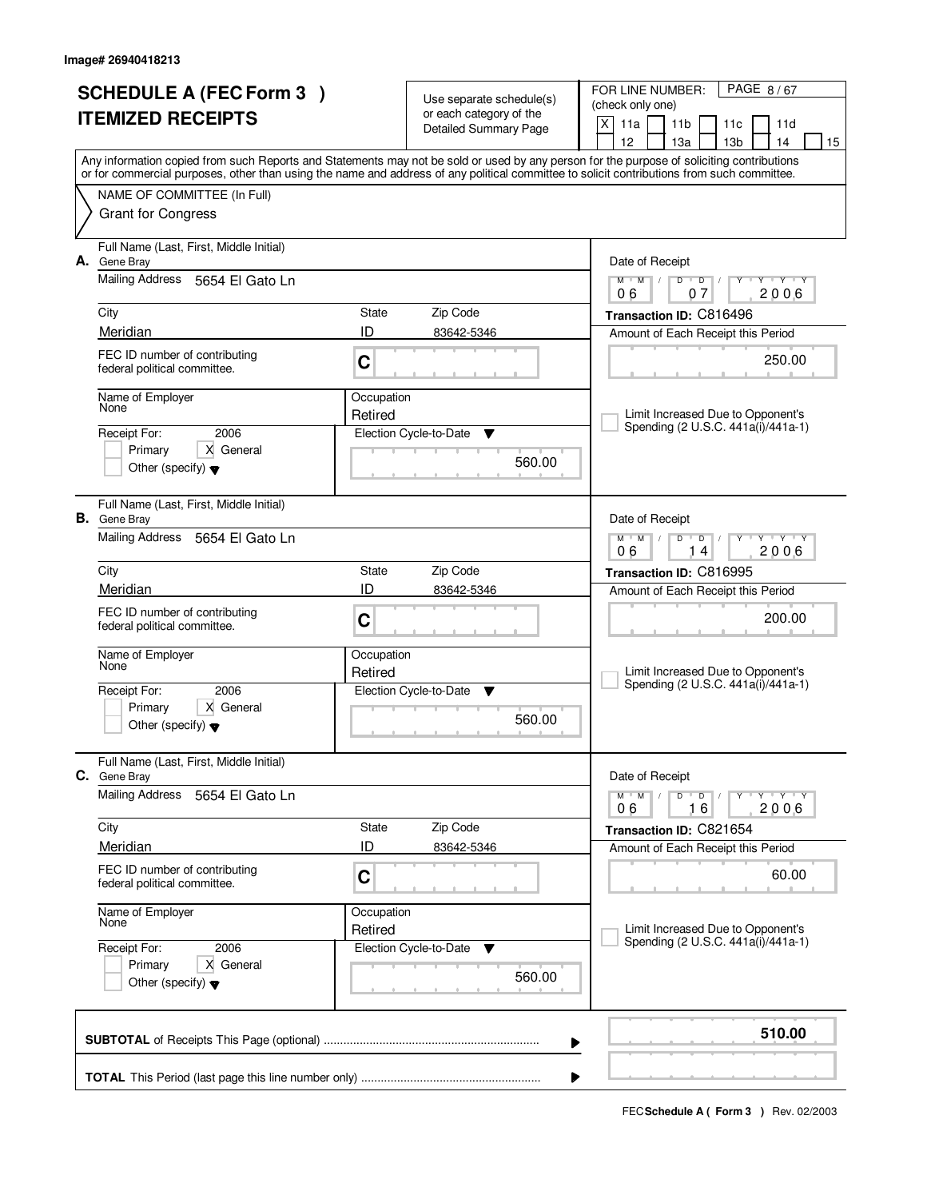Image# 26940418213

# SCHEDULE A (FEC Form 3 )
# ITEMIZED RECEIPTS

Use separate schedule(s) or each category of the Detailed Summary Page

FOR LINE NUMBER: (check only one)

[X] 11a [ ] 11b [ ] 11c [ ] 11d [ ] 12 [ ] 13a [ ] 13b [ ] 14 [ ] 15

Any information copied from such Reports and Statements may not be sold or used by any person for the purpose of soliciting contributions or for commercial purposes, other than using the name and address of any political committee to solicit contributions from such committee.

NAME OF COMMITTEE (In Full)
Grant for Congress

**A.** Full Name (Last, First, Middle Initial): Gene Bray

Mailing Address: 5654 El Gato Ln

City: Meridian | State: ID | Zip Code: 83642-5346

FEC ID number of contributing federal political committee: C

Name of Employer: None | Occupation: Retired

Receipt For: 2006 [ ] Primary [X] General [ ] Other (specify)

Election Cycle-to-Date: 560.00

Date of Receipt: 06 07 2006

Transaction ID: C816496

Amount of Each Receipt this Period: 250.00

[ ] Limit Increased Due to Opponent's Spending (2 U.S.C. 441a(i)/441a-1)

**B.** Full Name (Last, First, Middle Initial): Gene Bray

Mailing Address: 5654 El Gato Ln

City: Meridian | State: ID | Zip Code: 83642-5346

FEC ID number of contributing federal political committee: C

Name of Employer: None | Occupation: Retired

Receipt For: 2006 [ ] Primary [X] General [ ] Other (specify)

Election Cycle-to-Date: 560.00

Date of Receipt: 06 14 2006

Transaction ID: C816995

Amount of Each Receipt this Period: 200.00

[ ] Limit Increased Due to Opponent's Spending (2 U.S.C. 441a(i)/441a-1)

**C.** Full Name (Last, First, Middle Initial): Gene Bray

Mailing Address: 5654 El Gato Ln

City: Meridian | State: ID | Zip Code: 83642-5346

FEC ID number of contributing federal political committee: C

Name of Employer: None | Occupation: Retired

Receipt For: 2006 [ ] Primary [X] General [ ] Other (specify)

Election Cycle-to-Date: 560.00

Date of Receipt: 06 16 2006

Transaction ID: C821654

Amount of Each Receipt this Period: 60.00

[ ] Limit Increased Due to Opponent's Spending (2 U.S.C. 441a(i)/441a-1)

**SUBTOTAL** of Receipts This Page (optional): **510.00**

**TOTAL** This Period (last page this line number only):

FEC **Schedule A ( Form 3 )** Rev. 02/2003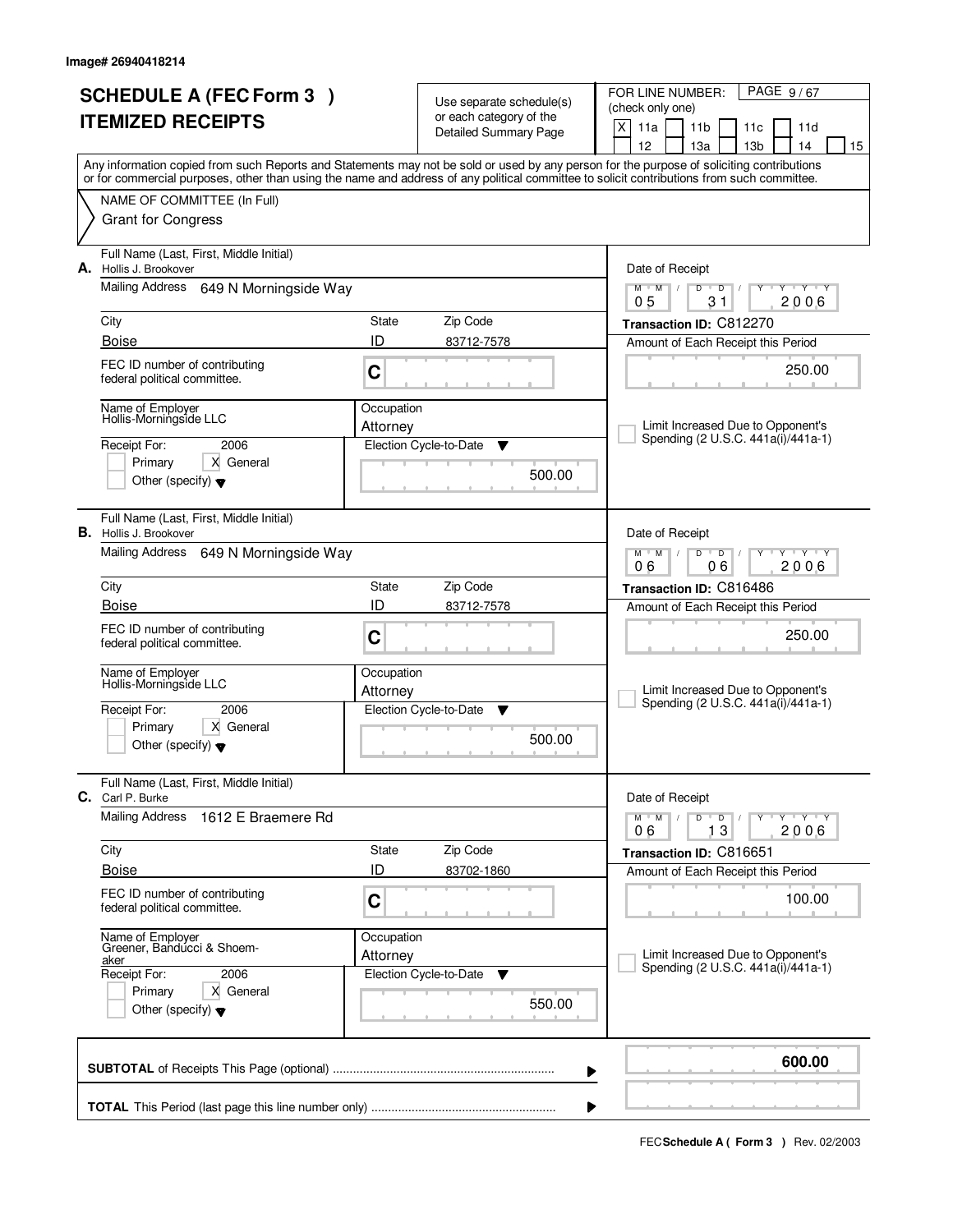Image# 26940418214

# SCHEDULE A (FEC Form 3 )
# ITEMIZED RECEIPTS

Use separate schedule(s) or each category of the Detailed Summary Page

FOR LINE NUMBER: (check only one)

[X] 11a [ ] 11b [ ] 11c [ ] 11d [ ] 12 [ ] 13a [ ] 13b [ ] 14 [ ] 15

Any information copied from such Reports and Statements may not be sold or used by any person for the purpose of soliciting contributions or for commercial purposes, other than using the name and address of any political committee to solicit contributions from such committee.

NAME OF COMMITTEE (In Full)
Grant for Congress

---

**A.** Full Name (Last, First, Middle Initial): Hollis J. Brookover

Mailing Address: 649 N Morningside Way

City: Boise | State: ID | Zip Code: 83712-7578

FEC ID number of contributing federal political committee: C

Name of Employer: Hollis-Morningside LLC

Occupation: Attorney

Receipt For: 2006 — [ ] Primary [X] General [ ] Other (specify)

Election Cycle-to-Date: 500.00

Date of Receipt: 05 / 31 / 2006

Transaction ID: C812270

Amount of Each Receipt this Period: 250.00

[ ] Limit Increased Due to Opponent's Spending (2 U.S.C. 441a(i)/441a-1)

---

**B.** Full Name (Last, First, Middle Initial): Hollis J. Brookover

Mailing Address: 649 N Morningside Way

City: Boise | State: ID | Zip Code: 83712-7578

FEC ID number of contributing federal political committee: C

Name of Employer: Hollis-Morningside LLC

Occupation: Attorney

Receipt For: 2006 — [ ] Primary [X] General [ ] Other (specify)

Election Cycle-to-Date: 500.00

Date of Receipt: 06 / 06 / 2006

Transaction ID: C816486

Amount of Each Receipt this Period: 250.00

[ ] Limit Increased Due to Opponent's Spending (2 U.S.C. 441a(i)/441a-1)

---

**C.** Full Name (Last, First, Middle Initial): Carl P. Burke

Mailing Address: 1612 E Braemere Rd

City: Boise | State: ID | Zip Code: 83702-1860

FEC ID number of contributing federal political committee: C

Name of Employer: Greener, Banducci & Shoemaker

Occupation: Attorney

Receipt For: 2006 — [ ] Primary [X] General [ ] Other (specify)

Election Cycle-to-Date: 550.00

Date of Receipt: 06 / 13 / 2006

Transaction ID: C816651

Amount of Each Receipt this Period: 100.00

[ ] Limit Increased Due to Opponent's Spending (2 U.S.C. 441a(i)/441a-1)

---

**SUBTOTAL** of Receipts This Page (optional): **600.00**

**TOTAL** This Period (last page this line number only):

FEC **Schedule A ( Form 3 )** Rev. 02/2003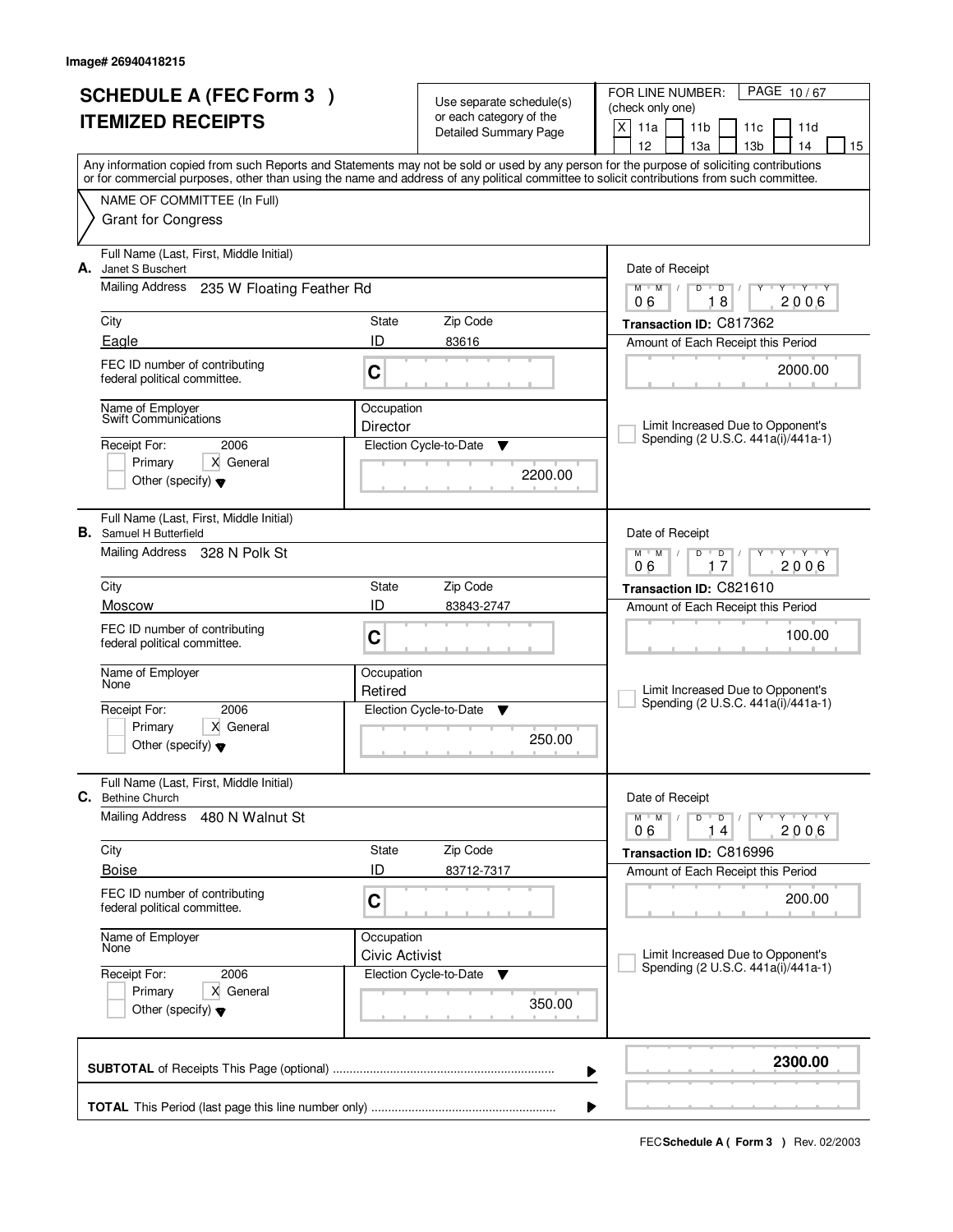Image# 26940418215

# SCHEDULE A (FEC Form 3 ) ITEMIZED RECEIPTS

Use separate schedule(s) or each category of the Detailed Summary Page

FOR LINE NUMBER: (check only one)

[X] 11a [ ] 11b [ ] 11c [ ] 11d [ ] 12 [ ] 13a [ ] 13b [ ] 14 [ ] 15

PAGE 10 / 67

Any information copied from such Reports and Statements may not be sold or used by any person for the purpose of soliciting contributions or for commercial purposes, other than using the name and address of any political committee to solicit contributions from such committee.

NAME OF COMMITTEE (In Full)
Grant for Congress

---

**A.** Full Name (Last, First, Middle Initial): Janet S Buschert

Mailing Address: 235 W Floating Feather Rd

City: Eagle | State: ID | Zip Code: 83616

FEC ID number of contributing federal political committee: C

Name of Employer: Swift Communications

Occupation: Director

Receipt For: 2006 — [ ] Primary [X] General [ ] Other (specify)

Election Cycle-to-Date: 2200.00

Date of Receipt: 06 / 18 / 2006

Transaction ID: C817362

Amount of Each Receipt this Period: 2000.00

[ ] Limit Increased Due to Opponent's Spending (2 U.S.C. 441a(i)/441a-1)

---

**B.** Full Name (Last, First, Middle Initial): Samuel H Butterfield

Mailing Address: 328 N Polk St

City: Moscow | State: ID | Zip Code: 83843-2747

FEC ID number of contributing federal political committee: C

Name of Employer: None

Occupation: Retired

Receipt For: 2006 — [ ] Primary [X] General [ ] Other (specify)

Election Cycle-to-Date: 250.00

Date of Receipt: 06 / 17 / 2006

Transaction ID: C821610

Amount of Each Receipt this Period: 100.00

[ ] Limit Increased Due to Opponent's Spending (2 U.S.C. 441a(i)/441a-1)

---

**C.** Full Name (Last, First, Middle Initial): Bethine Church

Mailing Address: 480 N Walnut St

City: Boise | State: ID | Zip Code: 83712-7317

FEC ID number of contributing federal political committee: C

Name of Employer: None

Occupation: Civic Activist

Receipt For: 2006 — [ ] Primary [X] General [ ] Other (specify)

Election Cycle-to-Date: 350.00

Date of Receipt: 06 / 14 / 2006

Transaction ID: C816996

Amount of Each Receipt this Period: 200.00

[ ] Limit Increased Due to Opponent's Spending (2 U.S.C. 441a(i)/441a-1)

---

**SUBTOTAL** of Receipts This Page (optional): **2300.00**

**TOTAL** This Period (last page this line number only):

FEC **Schedule A ( Form 3 )** Rev. 02/2003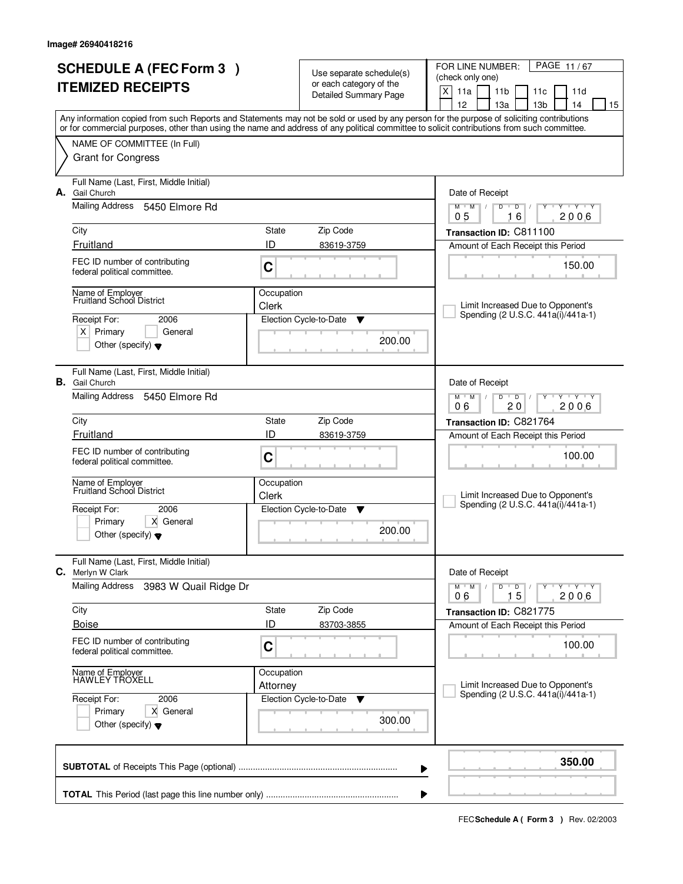Image# 26940418216

# SCHEDULE A (FEC Form 3 ) ITEMIZED RECEIPTS

Use separate schedule(s) or each category of the Detailed Summary Page

FOR LINE NUMBER: (check only one)

[X] 11a [ ] 11b [ ] 11c [ ] 11d [ ] 12 [ ] 13a [ ] 13b [ ] 14 [ ] 15

Any information copied from such Reports and Statements may not be sold or used by any person for the purpose of soliciting contributions or for commercial purposes, other than using the name and address of any political committee to solicit contributions from such committee.

NAME OF COMMITTEE (In Full)
Grant for Congress

---

**A.** Full Name (Last, First, Middle Initial): Gail Church

Mailing Address: 5450 Elmore Rd

City: Fruitland | State: ID | Zip Code: 83619-3759

FEC ID number of contributing federal political committee: C

Name of Employer: Fruitland School District

Occupation: Clerk

Receipt For: 2006 [X] Primary [ ] General [ ] Other (specify)

Election Cycle-to-Date: 200.00

Date of Receipt: 05 16 2006

Transaction ID: C811100

Amount of Each Receipt this Period: 150.00

[ ] Limit Increased Due to Opponent's Spending (2 U.S.C. 441a(i)/441a-1)

---

**B.** Full Name (Last, First, Middle Initial): Gail Church

Mailing Address: 5450 Elmore Rd

City: Fruitland | State: ID | Zip Code: 83619-3759

FEC ID number of contributing federal political committee: C

Name of Employer: Fruitland School District

Occupation: Clerk

Receipt For: 2006 [ ] Primary [X] General [ ] Other (specify)

Election Cycle-to-Date: 200.00

Date of Receipt: 06 20 2006

Transaction ID: C821764

Amount of Each Receipt this Period: 100.00

[ ] Limit Increased Due to Opponent's Spending (2 U.S.C. 441a(i)/441a-1)

---

**C.** Full Name (Last, First, Middle Initial): Merlyn W Clark

Mailing Address: 3983 W Quail Ridge Dr

City: Boise | State: ID | Zip Code: 83703-3855

FEC ID number of contributing federal political committee: C

Name of Employer: HAWLEY TROXELL

Occupation: Attorney

Receipt For: 2006 [ ] Primary [X] General [ ] Other (specify)

Election Cycle-to-Date: 300.00

Date of Receipt: 06 15 2006

Transaction ID: C821775

Amount of Each Receipt this Period: 100.00

[ ] Limit Increased Due to Opponent's Spending (2 U.S.C. 441a(i)/441a-1)

---

**SUBTOTAL** of Receipts This Page (optional): **350.00**

**TOTAL** This Period (last page this line number only):

FEC **Schedule A ( Form 3 )** Rev. 02/2003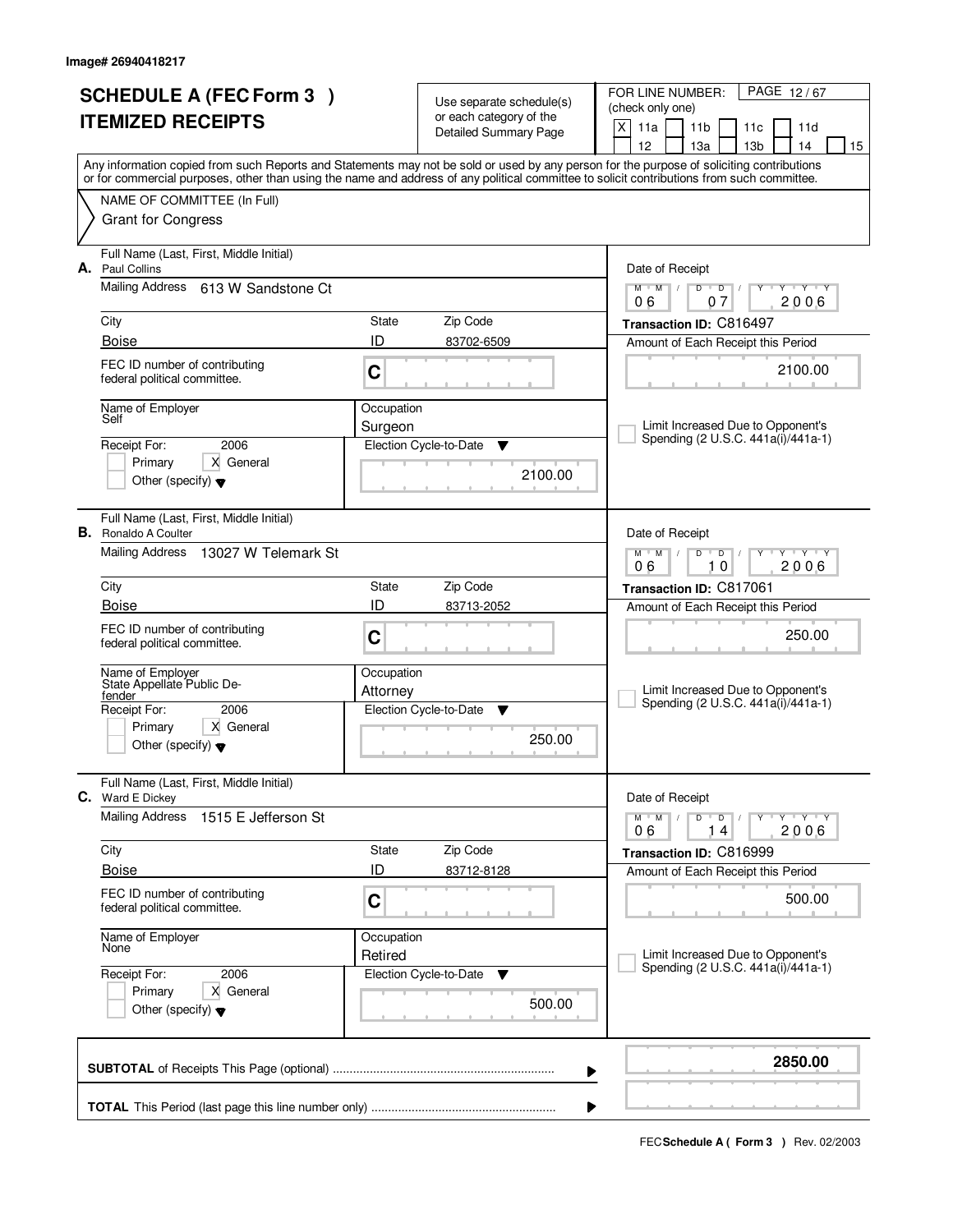Image# 26940418217

# SCHEDULE A (FEC Form 3 )
# ITEMIZED RECEIPTS

Use separate schedule(s) or each category of the Detailed Summary Page

FOR LINE NUMBER: (check only one)
[X] 11a [ ] 11b [ ] 11c [ ] 11d [ ] 12 [ ] 13a [ ] 13b [ ] 14 [ ] 15

Any information copied from such Reports and Statements may not be sold or used by any person for the purpose of soliciting contributions or for commercial purposes, other than using the name and address of any political committee to solicit contributions from such committee.

NAME OF COMMITTEE (In Full)
Grant for Congress

---

**A.** Full Name (Last, First, Middle Initial): Paul Collins
Mailing Address: 613 W Sandstone Ct
City: Boise | State: ID | Zip Code: 83702-6509
FEC ID number of contributing federal political committee: C
Name of Employer: Self
Occupation: Surgeon
Receipt For: 2006 [ ] Primary [X] General [ ] Other (specify)
Election Cycle-to-Date: 2100.00
Date of Receipt: 06 07 2006
Transaction ID: C816497
Amount of Each Receipt this Period: 2100.00
[ ] Limit Increased Due to Opponent's Spending (2 U.S.C. 441a(i)/441a-1)

---

**B.** Full Name (Last, First, Middle Initial): Ronaldo A Coulter
Mailing Address: 13027 W Telemark St
City: Boise | State: ID | Zip Code: 83713-2052
FEC ID number of contributing federal political committee: C
Name of Employer: State Appellate Public Defender
Occupation: Attorney
Receipt For: 2006 [ ] Primary [X] General [ ] Other (specify)
Election Cycle-to-Date: 250.00
Date of Receipt: 06 10 2006
Transaction ID: C817061
Amount of Each Receipt this Period: 250.00
[ ] Limit Increased Due to Opponent's Spending (2 U.S.C. 441a(i)/441a-1)

---

**C.** Full Name (Last, First, Middle Initial): Ward E Dickey
Mailing Address: 1515 E Jefferson St
City: Boise | State: ID | Zip Code: 83712-8128
FEC ID number of contributing federal political committee: C
Name of Employer: None
Occupation: Retired
Receipt For: 2006 [ ] Primary [X] General [ ] Other (specify)
Election Cycle-to-Date: 500.00
Date of Receipt: 06 14 2006
Transaction ID: C816999
Amount of Each Receipt this Period: 500.00
[ ] Limit Increased Due to Opponent's Spending (2 U.S.C. 441a(i)/441a-1)

---

**SUBTOTAL** of Receipts This Page (optional): **2850.00**

**TOTAL** This Period (last page this line number only):

FEC **Schedule A ( Form 3 )** Rev. 02/2003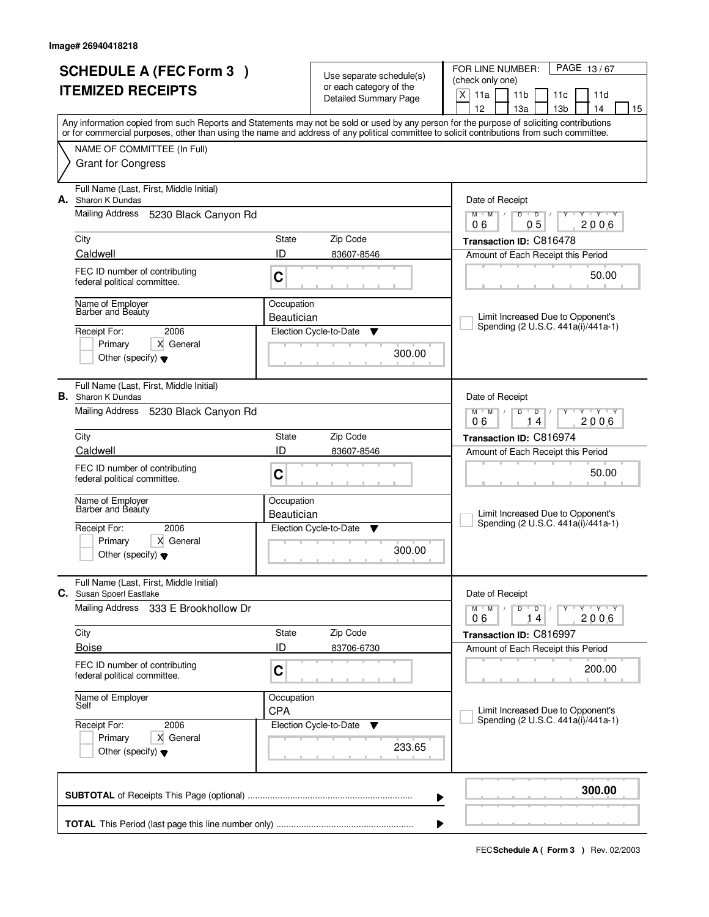Image# 26940418218

# SCHEDULE A (FEC Form 3 ) ITEMIZED RECEIPTS

Use separate schedule(s) or each category of the Detailed Summary Page

FOR LINE NUMBER: (check only one)
[X] 11a [ ] 11b [ ] 11c [ ] 11d [ ] 12 [ ] 13a [ ] 13b [ ] 14 [ ] 15

Any information copied from such Reports and Statements may not be sold or used by any person for the purpose of soliciting contributions or for commercial purposes, other than using the name and address of any political committee to solicit contributions from such committee.

NAME OF COMMITTEE (In Full)
Grant for Congress

---

**A.** Full Name (Last, First, Middle Initial): Sharon K Dundas

Mailing Address: 5230 Black Canyon Rd

City: Caldwell | State: ID | Zip Code: 83607-8546

FEC ID number of contributing federal political committee: C

Name of Employer: Barber and Beauty

Occupation: Beautician

Receipt For: 2006 [ ] Primary [X] General [ ] Other (specify)

Election Cycle-to-Date: 300.00

Date of Receipt: 06/05/2006

Transaction ID: C816478

Amount of Each Receipt this Period: 50.00

[ ] Limit Increased Due to Opponent's Spending (2 U.S.C. 441a(i)/441a-1)

---

**B.** Full Name (Last, First, Middle Initial): Sharon K Dundas

Mailing Address: 5230 Black Canyon Rd

City: Caldwell | State: ID | Zip Code: 83607-8546

FEC ID number of contributing federal political committee: C

Name of Employer: Barber and Beauty

Occupation: Beautician

Receipt For: 2006 [ ] Primary [X] General [ ] Other (specify)

Election Cycle-to-Date: 300.00

Date of Receipt: 06/14/2006

Transaction ID: C816974

Amount of Each Receipt this Period: 50.00

[ ] Limit Increased Due to Opponent's Spending (2 U.S.C. 441a(i)/441a-1)

---

**C.** Full Name (Last, First, Middle Initial): Susan Spoerl Eastlake

Mailing Address: 333 E Brookhollow Dr

City: Boise | State: ID | Zip Code: 83706-6730

FEC ID number of contributing federal political committee: C

Name of Employer: Self

Occupation: CPA

Receipt For: 2006 [ ] Primary [X] General [ ] Other (specify)

Election Cycle-to-Date: 233.65

Date of Receipt: 06/14/2006

Transaction ID: C816997

Amount of Each Receipt this Period: 200.00

[ ] Limit Increased Due to Opponent's Spending (2 U.S.C. 441a(i)/441a-1)

---

**SUBTOTAL** of Receipts This Page (optional): **300.00**

**TOTAL** This Period (last page this line number only):

FEC **Schedule A ( Form 3 )** Rev. 02/2003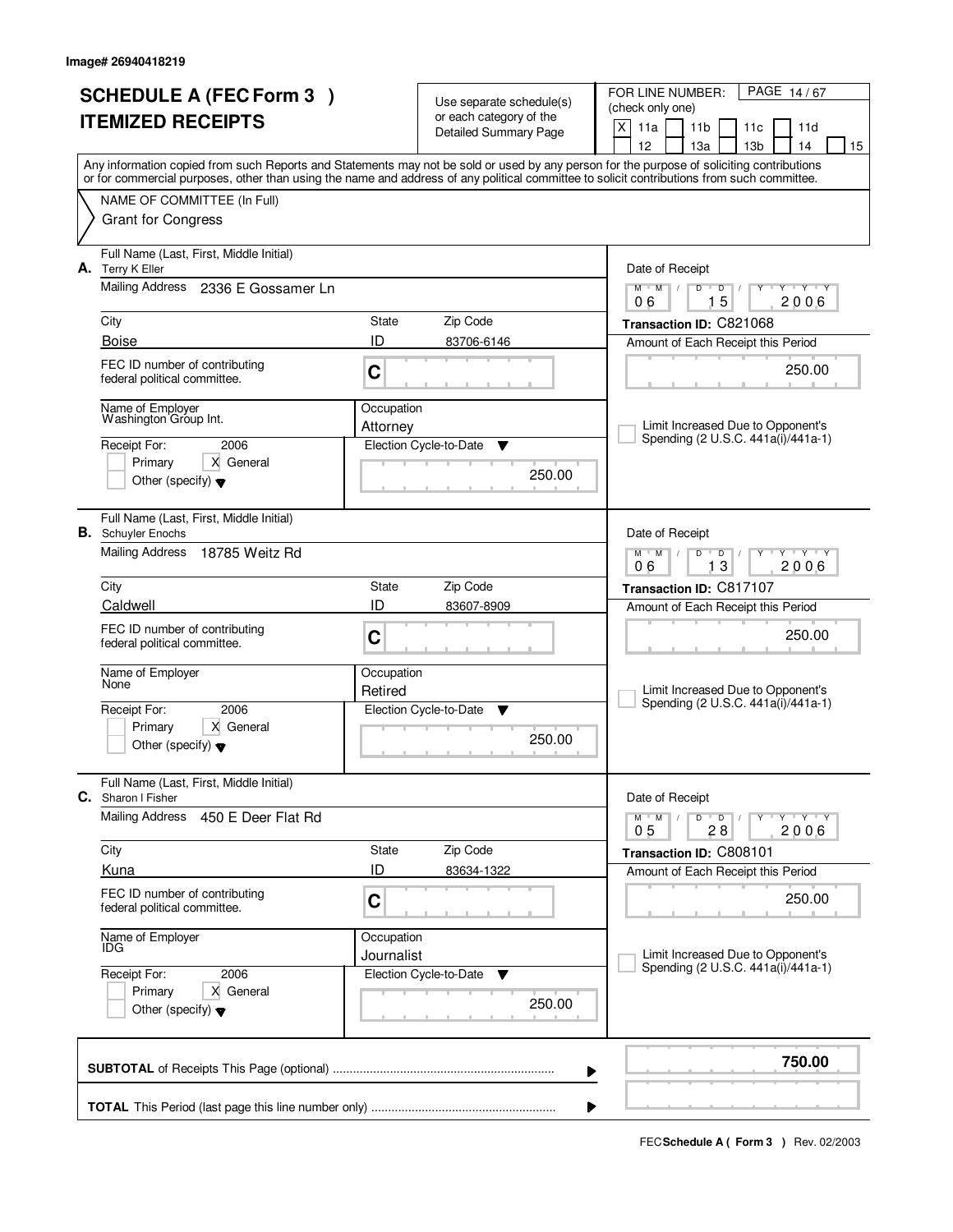Image# 26940418219

# SCHEDULE A (FEC Form 3 ) ITEMIZED RECEIPTS

Use separate schedule(s) or each category of the Detailed Summary Page

FOR LINE NUMBER: (check only one)

[X] 11a [ ] 11b [ ] 11c [ ] 11d [ ] 12 [ ] 13a [ ] 13b [ ] 14 [ ] 15

Any information copied from such Reports and Statements may not be sold or used by any person for the purpose of soliciting contributions or for commercial purposes, other than using the name and address of any political committee to solicit contributions from such committee.

NAME OF COMMITTEE (In Full)

Grant for Congress

---

**A.** Full Name (Last, First, Middle Initial): Terry K Eller

Mailing Address: 2336 E Gossamer Ln

City: Boise | State: ID | Zip Code: 83706-6146

FEC ID number of contributing federal political committee: C

Name of Employer: Washington Group Int.

Occupation: Attorney

Receipt For: 2006 — [ ] Primary [X] General [ ] Other (specify)

Election Cycle-to-Date: 250.00

Date of Receipt: 06 / 15 / 2006

Transaction ID: C821068

Amount of Each Receipt this Period: 250.00

[ ] Limit Increased Due to Opponent's Spending (2 U.S.C. 441a(i)/441a-1)

---

**B.** Full Name (Last, First, Middle Initial): Schuyler Enochs

Mailing Address: 18785 Weitz Rd

City: Caldwell | State: ID | Zip Code: 83607-8909

FEC ID number of contributing federal political committee: C

Name of Employer: None

Occupation: Retired

Receipt For: 2006 — [ ] Primary [X] General [ ] Other (specify)

Election Cycle-to-Date: 250.00

Date of Receipt: 06 / 13 / 2006

Transaction ID: C817107

Amount of Each Receipt this Period: 250.00

[ ] Limit Increased Due to Opponent's Spending (2 U.S.C. 441a(i)/441a-1)

---

**C.** Full Name (Last, First, Middle Initial): Sharon I Fisher

Mailing Address: 450 E Deer Flat Rd

City: Kuna | State: ID | Zip Code: 83634-1322

FEC ID number of contributing federal political committee: C

Name of Employer: IDG

Occupation: Journalist

Receipt For: 2006 — [ ] Primary [X] General [ ] Other (specify)

Election Cycle-to-Date: 250.00

Date of Receipt: 05 / 28 / 2006

Transaction ID: C808101

Amount of Each Receipt this Period: 250.00

[ ] Limit Increased Due to Opponent's Spending (2 U.S.C. 441a(i)/441a-1)

---

**SUBTOTAL** of Receipts This Page (optional): **750.00**

**TOTAL** This Period (last page this line number only):

FEC **Schedule A ( Form 3 )** Rev. 02/2003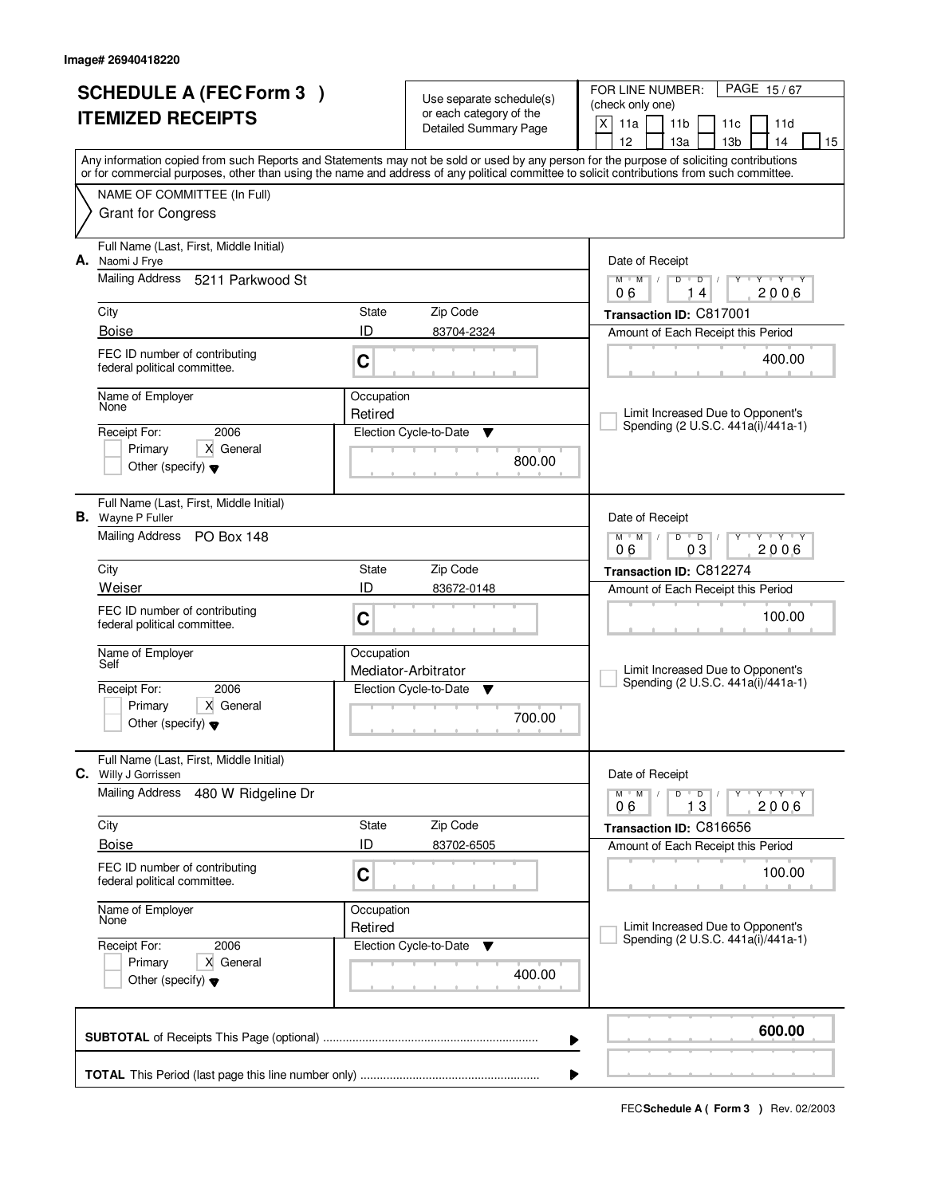Image# 26940418220

# SCHEDULE A (FEC Form 3 )
# ITEMIZED RECEIPTS

Use separate schedule(s) or each category of the Detailed Summary Page

FOR LINE NUMBER: (check only one) PAGE 15 / 67

[X] 11a [ ] 11b [ ] 11c [ ] 11d [ ] 12 [ ] 13a [ ] 13b [ ] 14 [ ] 15

Any information copied from such Reports and Statements may not be sold or used by any person for the purpose of soliciting contributions or for commercial purposes, other than using the name and address of any political committee to solicit contributions from such committee.

NAME OF COMMITTEE (In Full)
Grant for Congress

---

**A.** Full Name (Last, First, Middle Initial): Naomi J Frye

Mailing Address: 5211 Parkwood St

City: Boise | State: ID | Zip Code: 83704-2324

FEC ID number of contributing federal political committee. C

Name of Employer: None | Occupation: Retired

Receipt For: 2006 [ ] Primary [X] General [ ] Other (specify)

Election Cycle-to-Date: 800.00

Date of Receipt: 06 14 2006

Transaction ID: C817001

Amount of Each Receipt this Period: 400.00

[ ] Limit Increased Due to Opponent's Spending (2 U.S.C. 441a(i)/441a-1)

---

**B.** Full Name (Last, First, Middle Initial): Wayne P Fuller

Mailing Address: PO Box 148

City: Weiser | State: ID | Zip Code: 83672-0148

FEC ID number of contributing federal political committee. C

Name of Employer: Self | Occupation: Mediator-Arbitrator

Receipt For: 2006 [ ] Primary [X] General [ ] Other (specify)

Election Cycle-to-Date: 700.00

Date of Receipt: 06 03 2006

Transaction ID: C812274

Amount of Each Receipt this Period: 100.00

[ ] Limit Increased Due to Opponent's Spending (2 U.S.C. 441a(i)/441a-1)

---

**C.** Full Name (Last, First, Middle Initial): Willy J Gorrissen

Mailing Address: 480 W Ridgeline Dr

City: Boise | State: ID | Zip Code: 83702-6505

FEC ID number of contributing federal political committee. C

Name of Employer: None | Occupation: Retired

Receipt For: 2006 [ ] Primary [X] General [ ] Other (specify)

Election Cycle-to-Date: 400.00

Date of Receipt: 06 13 2006

Transaction ID: C816656

Amount of Each Receipt this Period: 100.00

[ ] Limit Increased Due to Opponent's Spending (2 U.S.C. 441a(i)/441a-1)

---

**SUBTOTAL** of Receipts This Page (optional): **600.00**

**TOTAL** This Period (last page this line number only):

FEC **Schedule A ( Form 3 )** Rev. 02/2003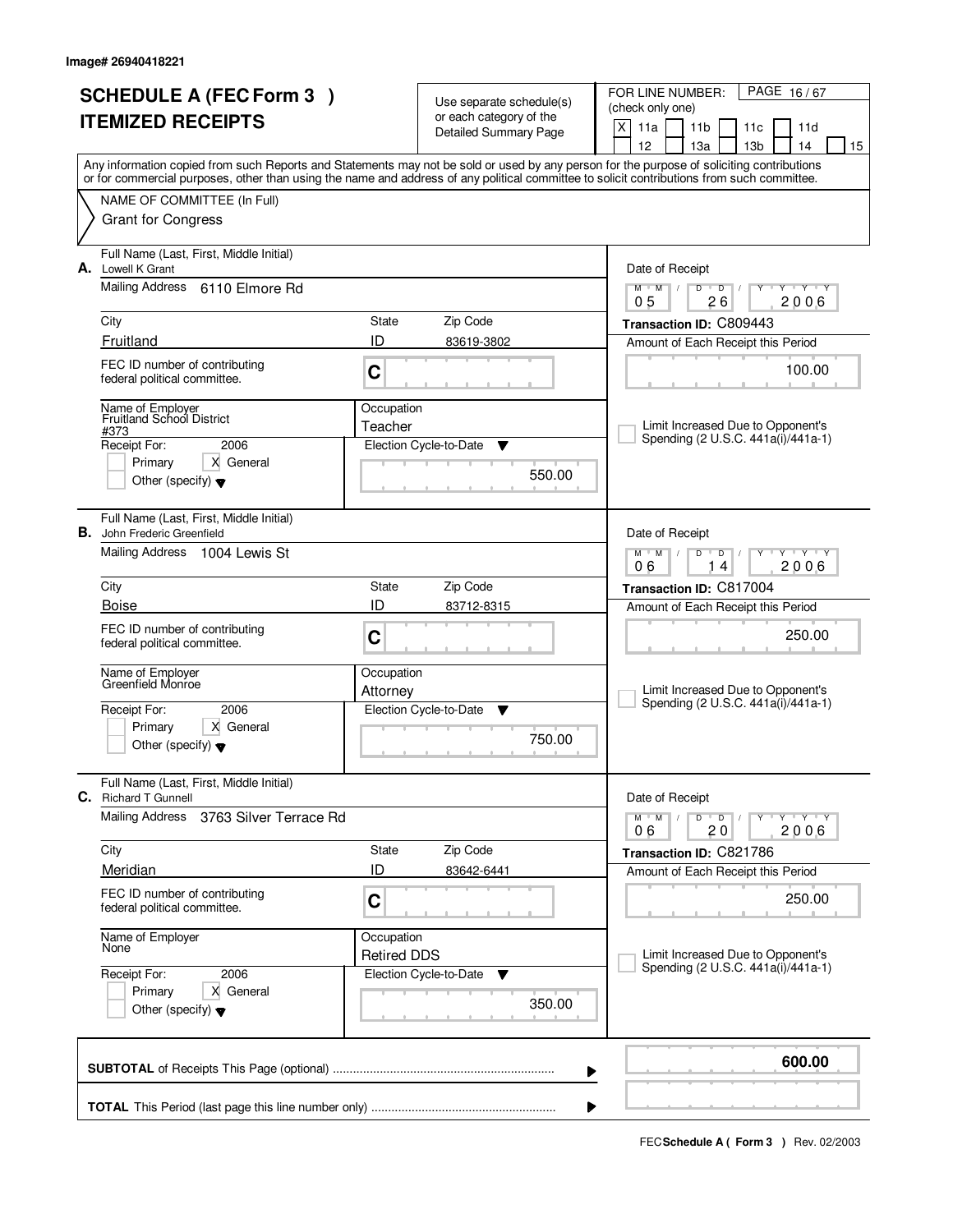Image# 26940418221

# SCHEDULE A (FEC Form 3 ) ITEMIZED RECEIPTS

Use separate schedule(s) or each category of the Detailed Summary Page

FOR LINE NUMBER: (check only one)

[X] 11a [ ] 11b [ ] 11c [ ] 11d [ ] 12 [ ] 13a [ ] 13b [ ] 14 [ ] 15

Any information copied from such Reports and Statements may not be sold or used by any person for the purpose of soliciting contributions or for commercial purposes, other than using the name and address of any political committee to solicit contributions from such committee.

NAME OF COMMITTEE (In Full)
Grant for Congress

---

**A.** Full Name (Last, First, Middle Initial): Lowell K Grant

Mailing Address: 6110 Elmore Rd

City: Fruitland | State: ID | Zip Code: 83619-3802

FEC ID number of contributing federal political committee: C

Name of Employer: Fruitland School District #373

Occupation: Teacher

Receipt For: 2006 — [ ] Primary [X] General [ ] Other (specify)

Election Cycle-to-Date: 550.00

Date of Receipt: 05 / 26 / 2006

Transaction ID: C809443

Amount of Each Receipt this Period: 100.00

[ ] Limit Increased Due to Opponent's Spending (2 U.S.C. 441a(i)/441a-1)

---

**B.** Full Name (Last, First, Middle Initial): John Frederic Greenfield

Mailing Address: 1004 Lewis St

City: Boise | State: ID | Zip Code: 83712-8315

FEC ID number of contributing federal political committee: C

Name of Employer: Greenfield Monroe

Occupation: Attorney

Receipt For: 2006 — [ ] Primary [X] General [ ] Other (specify)

Election Cycle-to-Date: 750.00

Date of Receipt: 06 / 14 / 2006

Transaction ID: C817004

Amount of Each Receipt this Period: 250.00

[ ] Limit Increased Due to Opponent's Spending (2 U.S.C. 441a(i)/441a-1)

---

**C.** Full Name (Last, First, Middle Initial): Richard T Gunnell

Mailing Address: 3763 Silver Terrace Rd

City: Meridian | State: ID | Zip Code: 83642-6441

FEC ID number of contributing federal political committee: C

Name of Employer: None

Occupation: Retired DDS

Receipt For: 2006 — [ ] Primary [X] General [ ] Other (specify)

Election Cycle-to-Date: 350.00

Date of Receipt: 06 / 20 / 2006

Transaction ID: C821786

Amount of Each Receipt this Period: 250.00

[ ] Limit Increased Due to Opponent's Spending (2 U.S.C. 441a(i)/441a-1)

---

**SUBTOTAL** of Receipts This Page (optional): **600.00**

**TOTAL** This Period (last page this line number only):

FEC **Schedule A ( Form 3 )** Rev. 02/2003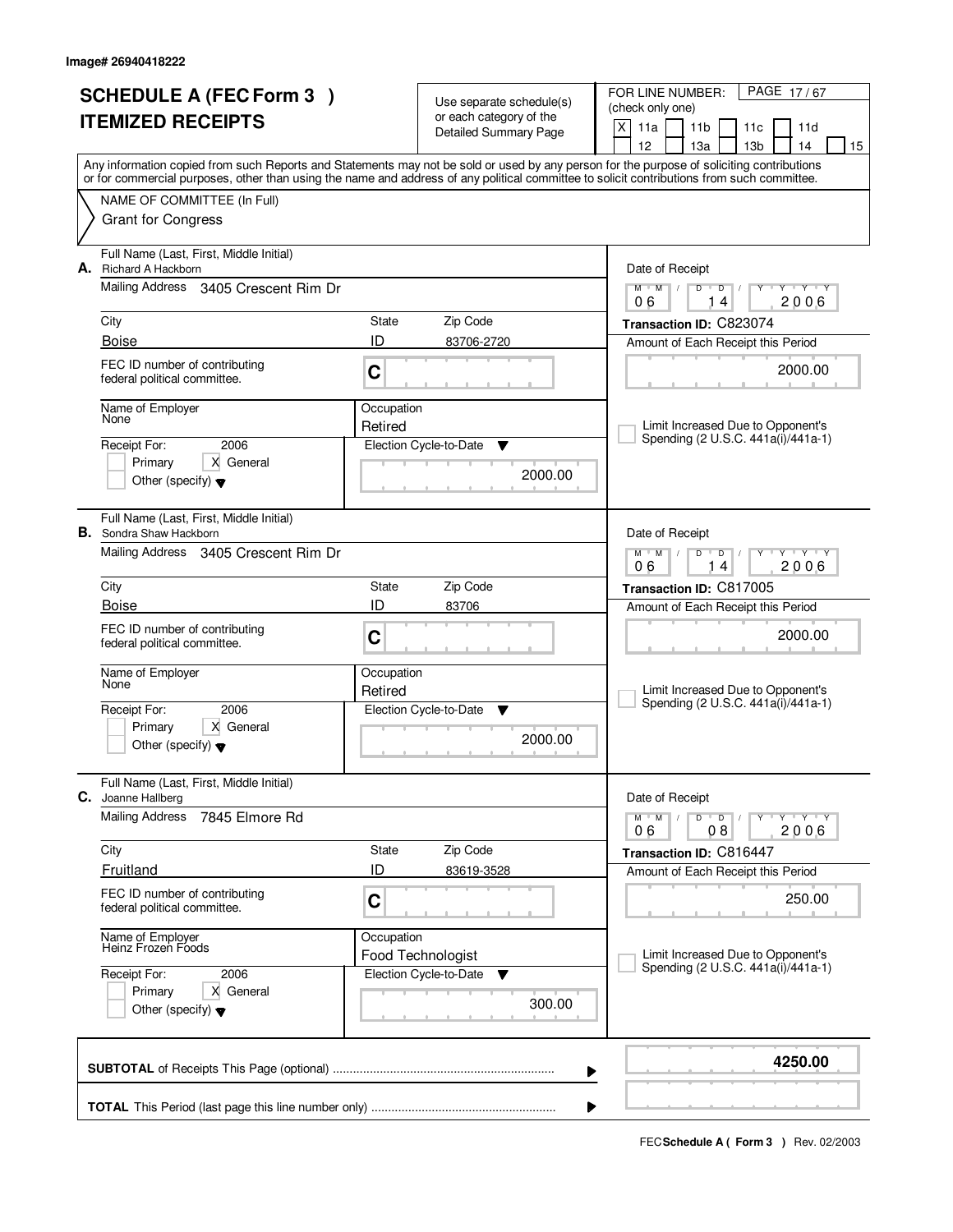Image# 26940418222

# SCHEDULE A (FEC Form 3 )
# ITEMIZED RECEIPTS

Use separate schedule(s) or each category of the Detailed Summary Page

FOR LINE NUMBER: (check only one)

PAGE 17 / 67

[X] 11a [ ] 11b [ ] 11c [ ] 11d [ ] 12 [ ] 13a [ ] 13b [ ] 14 [ ] 15

Any information copied from such Reports and Statements may not be sold or used by any person for the purpose of soliciting contributions or for commercial purposes, other than using the name and address of any political committee to solicit contributions from such committee.

NAME OF COMMITTEE (In Full)

Grant for Congress

---

**A.** Full Name (Last, First, Middle Initial): Richard A Hackborn

Mailing Address: 3405 Crescent Rim Dr

City: Boise | State: ID | Zip Code: 83706-2720

FEC ID number of contributing federal political committee: C

Name of Employer: None

Occupation: Retired

Receipt For: 2006 — [ ] Primary [X] General [ ] Other (specify)

Election Cycle-to-Date: 2000.00

Date of Receipt: 06 / 14 / 2006

Transaction ID: C823074

Amount of Each Receipt this Period: 2000.00

[ ] Limit Increased Due to Opponent's Spending (2 U.S.C. 441a(i)/441a-1)

---

**B.** Full Name (Last, First, Middle Initial): Sondra Shaw Hackborn

Mailing Address: 3405 Crescent Rim Dr

City: Boise | State: ID | Zip Code: 83706

FEC ID number of contributing federal political committee: C

Name of Employer: None

Occupation: Retired

Receipt For: 2006 — [ ] Primary [X] General [ ] Other (specify)

Election Cycle-to-Date: 2000.00

Date of Receipt: 06 / 14 / 2006

Transaction ID: C817005

Amount of Each Receipt this Period: 2000.00

[ ] Limit Increased Due to Opponent's Spending (2 U.S.C. 441a(i)/441a-1)

---

**C.** Full Name (Last, First, Middle Initial): Joanne Hallberg

Mailing Address: 7845 Elmore Rd

City: Fruitland | State: ID | Zip Code: 83619-3528

FEC ID number of contributing federal political committee: C

Name of Employer: Heinz Frozen Foods

Occupation: Food Technologist

Receipt For: 2006 — [ ] Primary [X] General [ ] Other (specify)

Election Cycle-to-Date: 300.00

Date of Receipt: 06 / 08 / 2006

Transaction ID: C816447

Amount of Each Receipt this Period: 250.00

[ ] Limit Increased Due to Opponent's Spending (2 U.S.C. 441a(i)/441a-1)

---

**SUBTOTAL** of Receipts This Page (optional): **4250.00**

**TOTAL** This Period (last page this line number only):

FEC **Schedule A ( Form 3 )** Rev. 02/2003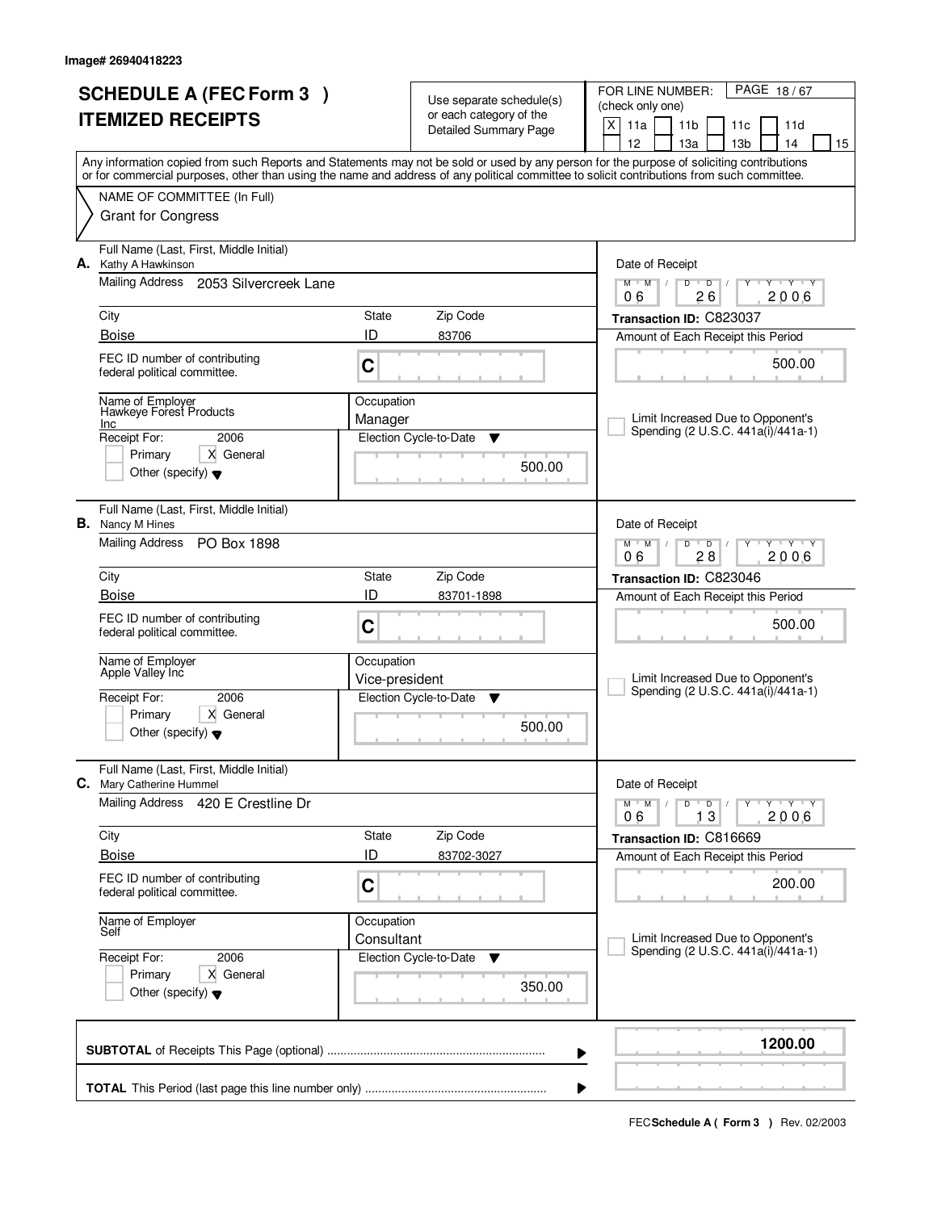Image# 26940418223

# SCHEDULE A (FEC Form 3 )
# ITEMIZED RECEIPTS

Use separate schedule(s) or each category of the Detailed Summary Page

FOR LINE NUMBER: (check only one)

- [X] 11a
- [ ] 11b
- [ ] 11c
- [ ] 11d
- [ ] 12
- [ ] 13a
- [ ] 13b
- [ ] 14
- [ ] 15

PAGE 18 / 67

Any information copied from such Reports and Statements may not be sold or used by any person for the purpose of soliciting contributions or for commercial purposes, other than using the name and address of any political committee to solicit contributions from such committee.

NAME OF COMMITTEE (In Full)
Grant for Congress

---

**A.** Full Name (Last, First, Middle Initial): Kathy A Hawkinson

Mailing Address: 2053 Silvercreek Lane

City: Boise | State: ID | Zip Code: 83706

FEC ID number of contributing federal political committee: C

Name of Employer: Hawkeye Forest Products Inc

Occupation: Manager

Receipt For: 2006
- [ ] Primary
- [X] General
- [ ] Other (specify)

Election Cycle-to-Date: 500.00

Date of Receipt: 06 / 26 / 2006

Transaction ID: C823037

Amount of Each Receipt this Period: 500.00

- [ ] Limit Increased Due to Opponent's Spending (2 U.S.C. 441a(i)/441a-1)

---

**B.** Full Name (Last, First, Middle Initial): Nancy M Hines

Mailing Address: PO Box 1898

City: Boise | State: ID | Zip Code: 83701-1898

FEC ID number of contributing federal political committee: C

Name of Employer: Apple Valley Inc

Occupation: Vice-president

Receipt For: 2006
- [ ] Primary
- [X] General
- [ ] Other (specify)

Election Cycle-to-Date: 500.00

Date of Receipt: 06 / 28 / 2006

Transaction ID: C823046

Amount of Each Receipt this Period: 500.00

- [ ] Limit Increased Due to Opponent's Spending (2 U.S.C. 441a(i)/441a-1)

---

**C.** Full Name (Last, First, Middle Initial): Mary Catherine Hummel

Mailing Address: 420 E Crestline Dr

City: Boise | State: ID | Zip Code: 83702-3027

FEC ID number of contributing federal political committee: C

Name of Employer: Self

Occupation: Consultant

Receipt For: 2006
- [ ] Primary
- [X] General
- [ ] Other (specify)

Election Cycle-to-Date: 350.00

Date of Receipt: 06 / 13 / 2006

Transaction ID: C816669

Amount of Each Receipt this Period: 200.00

- [ ] Limit Increased Due to Opponent's Spending (2 U.S.C. 441a(i)/441a-1)

---

**SUBTOTAL** of Receipts This Page (optional): **1200.00**

**TOTAL** This Period (last page this line number only):

FEC **Schedule A ( Form 3 )** Rev. 02/2003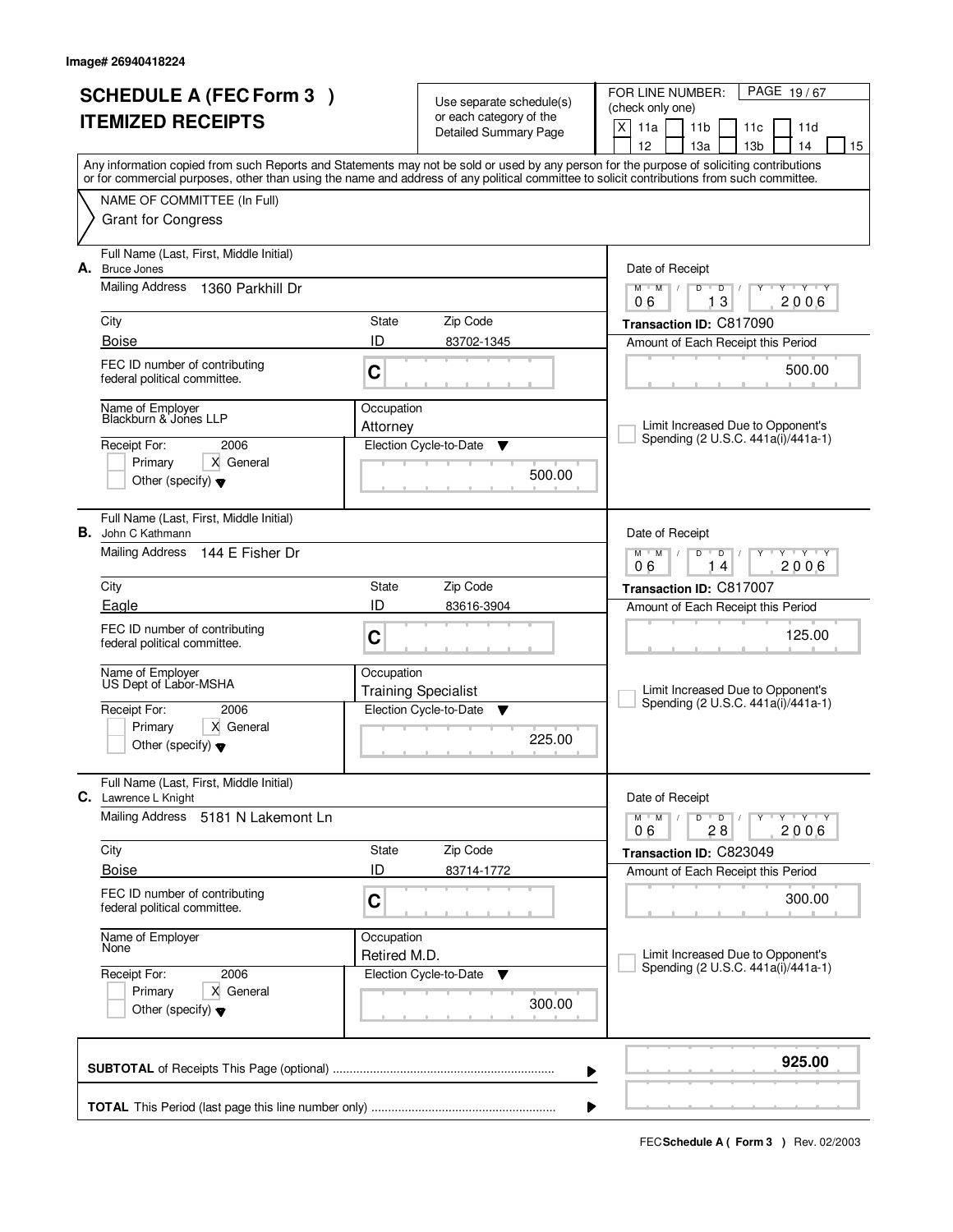Image# 26940418224

# SCHEDULE A (FEC Form 3 ) ITEMIZED RECEIPTS

Use separate schedule(s) or each category of the Detailed Summary Page

FOR LINE NUMBER: (check only one)

[X] 11a [ ] 11b [ ] 11c [ ] 11d [ ] 12 [ ] 13a [ ] 13b [ ] 14 [ ] 15

Any information copied from such Reports and Statements may not be sold or used by any person for the purpose of soliciting contributions or for commercial purposes, other than using the name and address of any political committee to solicit contributions from such committee.

NAME OF COMMITTEE (In Full)
Grant for Congress

---

**A.** Full Name (Last, First, Middle Initial): Bruce Jones

Mailing Address: 1360 Parkhill Dr

City: Boise | State: ID | Zip Code: 83702-1345

FEC ID number of contributing federal political committee: C

Name of Employer: Blackburn & Jones LLP

Occupation: Attorney

Receipt For: 2006 — [ ] Primary [X] General [ ] Other (specify)

Election Cycle-to-Date: 500.00

Date of Receipt: 06 / 13 / 2006

Transaction ID: C817090

Amount of Each Receipt this Period: 500.00

[ ] Limit Increased Due to Opponent's Spending (2 U.S.C. 441a(i)/441a-1)

---

**B.** Full Name (Last, First, Middle Initial): John C Kathmann

Mailing Address: 144 E Fisher Dr

City: Eagle | State: ID | Zip Code: 83616-3904

FEC ID number of contributing federal political committee: C

Name of Employer: US Dept of Labor-MSHA

Occupation: Training Specialist

Receipt For: 2006 — [ ] Primary [X] General [ ] Other (specify)

Election Cycle-to-Date: 225.00

Date of Receipt: 06 / 14 / 2006

Transaction ID: C817007

Amount of Each Receipt this Period: 125.00

[ ] Limit Increased Due to Opponent's Spending (2 U.S.C. 441a(i)/441a-1)

---

**C.** Full Name (Last, First, Middle Initial): Lawrence L Knight

Mailing Address: 5181 N Lakemont Ln

City: Boise | State: ID | Zip Code: 83714-1772

FEC ID number of contributing federal political committee: C

Name of Employer: None

Occupation: Retired M.D.

Receipt For: 2006 — [ ] Primary [X] General [ ] Other (specify)

Election Cycle-to-Date: 300.00

Date of Receipt: 06 / 28 / 2006

Transaction ID: C823049

Amount of Each Receipt this Period: 300.00

[ ] Limit Increased Due to Opponent's Spending (2 U.S.C. 441a(i)/441a-1)

---

**SUBTOTAL** of Receipts This Page (optional): **925.00**

**TOTAL** This Period (last page this line number only):

FEC **Schedule A ( Form 3 )** Rev. 02/2003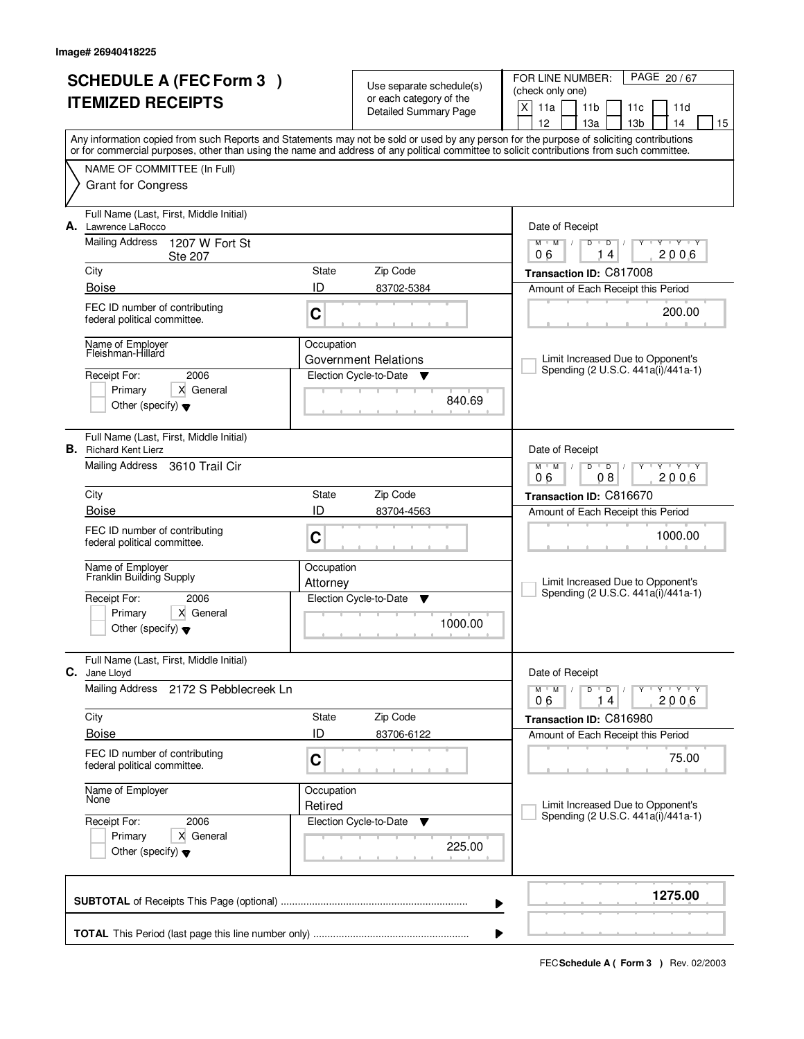Image# 26940418225

# SCHEDULE A (FEC Form 3 )
# ITEMIZED RECEIPTS

Use separate schedule(s) or each category of the Detailed Summary Page

FOR LINE NUMBER: (check only one)
X 11a | 11b | 11c | 11d | 12 | 13a | 13b | 14 | 15

Any information copied from such Reports and Statements may not be sold or used by any person for the purpose of soliciting contributions or for commercial purposes, other than using the name and address of any political committee to solicit contributions from such committee.

NAME OF COMMITTEE (In Full)
Grant for Congress

**A.** Full Name (Last, First, Middle Initial): Lawrence LaRocco
Mailing Address: 1207 W Fort St Ste 207
City: Boise | State: ID | Zip Code: 83702-5384
FEC ID number of contributing federal political committee: C
Name of Employer: Fleishman-Hillard
Occupation: Government Relations
Receipt For: 2006 — Primary [ ] General [X] Other (specify)
Election Cycle-to-Date: 840.69
Date of Receipt: 06 14 2006
Transaction ID: C817008
Amount of Each Receipt this Period: 200.00
Limit Increased Due to Opponent's Spending (2 U.S.C. 441a(i)/441a-1)

**B.** Full Name (Last, First, Middle Initial): Richard Kent Lierz
Mailing Address: 3610 Trail Cir
City: Boise | State: ID | Zip Code: 83704-4563
FEC ID number of contributing federal political committee: C
Name of Employer: Franklin Building Supply
Occupation: Attorney
Receipt For: 2006 — Primary [ ] General [X] Other (specify)
Election Cycle-to-Date: 1000.00
Date of Receipt: 06 08 2006
Transaction ID: C816670
Amount of Each Receipt this Period: 1000.00
Limit Increased Due to Opponent's Spending (2 U.S.C. 441a(i)/441a-1)

**C.** Full Name (Last, First, Middle Initial): Jane Lloyd
Mailing Address: 2172 S Pebblecreek Ln
City: Boise | State: ID | Zip Code: 83706-6122
FEC ID number of contributing federal political committee: C
Name of Employer: None
Occupation: Retired
Receipt For: 2006 — Primary [ ] General [X] Other (specify)
Election Cycle-to-Date: 225.00
Date of Receipt: 06 14 2006
Transaction ID: C816980
Amount of Each Receipt this Period: 75.00
Limit Increased Due to Opponent's Spending (2 U.S.C. 441a(i)/441a-1)

**SUBTOTAL** of Receipts This Page (optional): **1275.00**

**TOTAL** This Period (last page this line number only):

FEC **Schedule A ( Form 3 )** Rev. 02/2003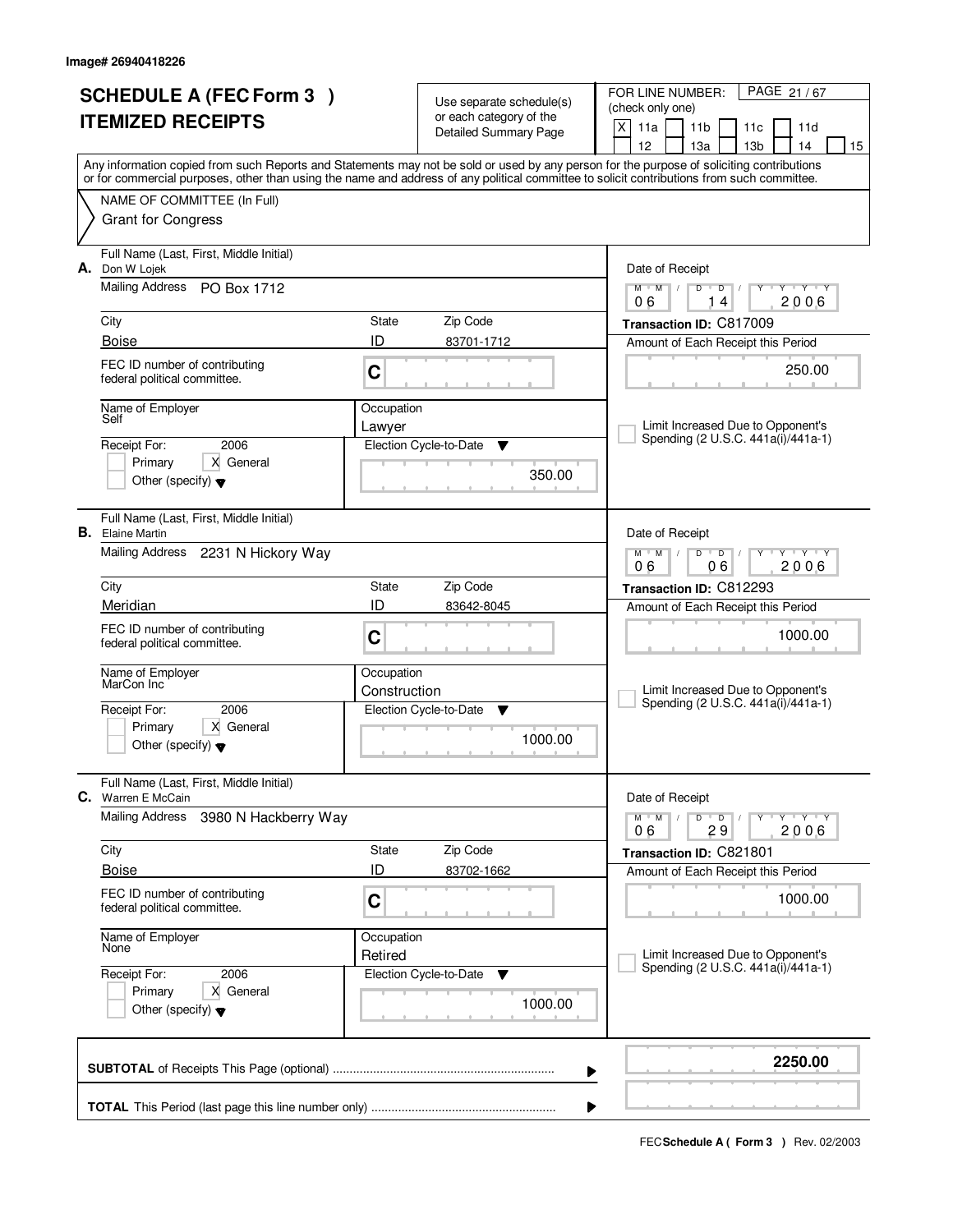Image# 26940418226

# SCHEDULE A (FEC Form 3 )
# ITEMIZED RECEIPTS

Use separate schedule(s) or each category of the Detailed Summary Page

FOR LINE NUMBER: (check only one)

[X] 11a [ ] 11b [ ] 11c [ ] 11d [ ] 12 [ ] 13a [ ] 13b [ ] 14 [ ] 15

Any information copied from such Reports and Statements may not be sold or used by any person for the purpose of soliciting contributions or for commercial purposes, other than using the name and address of any political committee to solicit contributions from such committee.

NAME OF COMMITTEE (In Full)
Grant for Congress

---

**A.** Full Name (Last, First, Middle Initial): Don W Lojek

Mailing Address: PO Box 1712

City: Boise | State: ID | Zip Code: 83701-1712

FEC ID number of contributing federal political committee: C

Name of Employer: Self | Occupation: Lawyer

Receipt For: 2006 [ ] Primary [X] General [ ] Other (specify)

Election Cycle-to-Date: 350.00

Date of Receipt: 06 / 14 / 2006

Transaction ID: C817009

Amount of Each Receipt this Period: 250.00

[ ] Limit Increased Due to Opponent's Spending (2 U.S.C. 441a(i)/441a-1)

---

**B.** Full Name (Last, First, Middle Initial): Elaine Martin

Mailing Address: 2231 N Hickory Way

City: Meridian | State: ID | Zip Code: 83642-8045

FEC ID number of contributing federal political committee: C

Name of Employer: MarCon Inc | Occupation: Construction

Receipt For: 2006 [ ] Primary [X] General [ ] Other (specify)

Election Cycle-to-Date: 1000.00

Date of Receipt: 06 / 06 / 2006

Transaction ID: C812293

Amount of Each Receipt this Period: 1000.00

[ ] Limit Increased Due to Opponent's Spending (2 U.S.C. 441a(i)/441a-1)

---

**C.** Full Name (Last, First, Middle Initial): Warren E McCain

Mailing Address: 3980 N Hackberry Way

City: Boise | State: ID | Zip Code: 83702-1662

FEC ID number of contributing federal political committee: C

Name of Employer: None | Occupation: Retired

Receipt For: 2006 [ ] Primary [X] General [ ] Other (specify)

Election Cycle-to-Date: 1000.00

Date of Receipt: 06 / 29 / 2006

Transaction ID: C821801

Amount of Each Receipt this Period: 1000.00

[ ] Limit Increased Due to Opponent's Spending (2 U.S.C. 441a(i)/441a-1)

---

**SUBTOTAL** of Receipts This Page (optional): **2250.00**

**TOTAL** This Period (last page this line number only):

FEC **Schedule A ( Form 3 )** Rev. 02/2003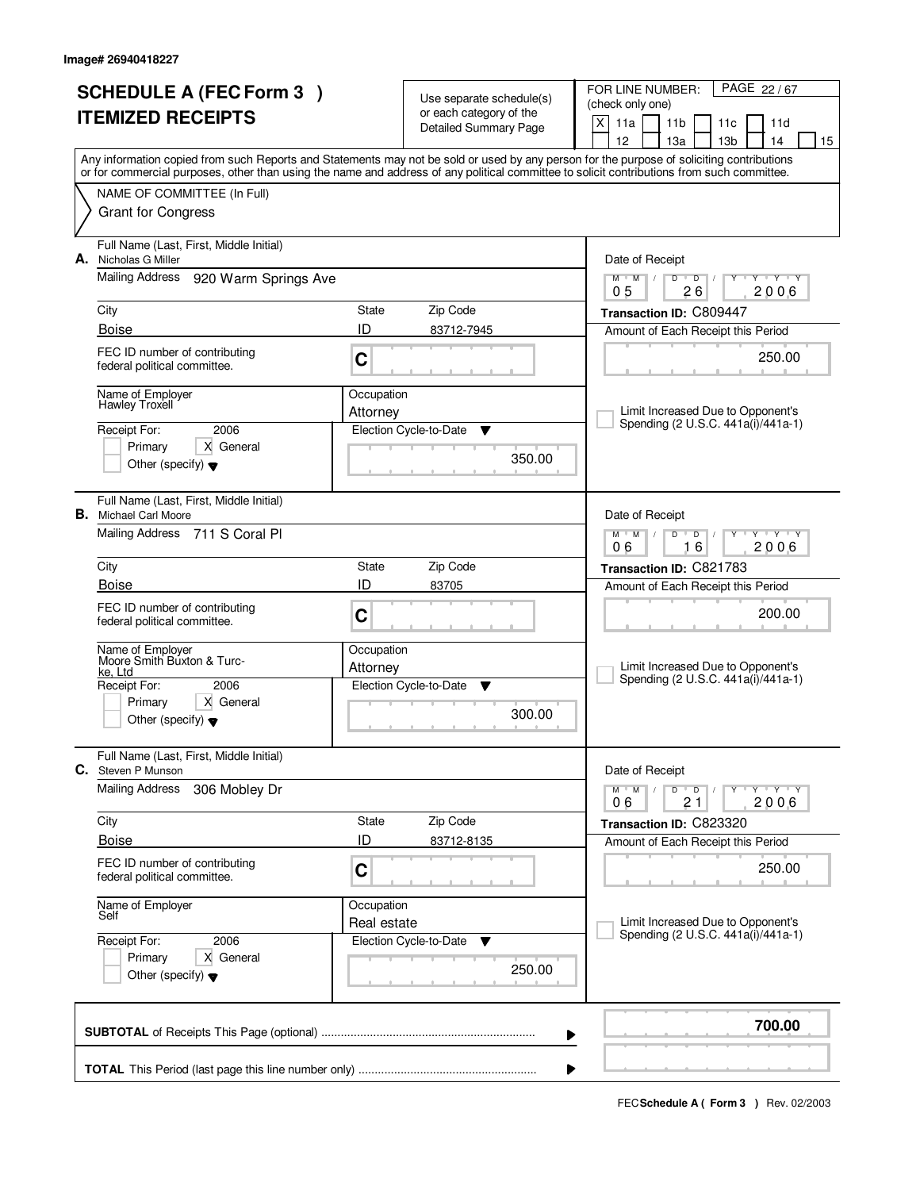Image# 26940418227

# SCHEDULE A (FEC Form 3 )
# ITEMIZED RECEIPTS

Use separate schedule(s) or each category of the Detailed Summary Page

FOR LINE NUMBER: (check only one)

[X] 11a [ ] 11b [ ] 11c [ ] 11d [ ] 12 [ ] 13a [ ] 13b [ ] 14 [ ] 15

PAGE 22 / 67

Any information copied from such Reports and Statements may not be sold or used by any person for the purpose of soliciting contributions or for commercial purposes, other than using the name and address of any political committee to solicit contributions from such committee.

NAME OF COMMITTEE (In Full)
Grant for Congress

---

**A.** Full Name (Last, First, Middle Initial): Nicholas G Miller

Mailing Address: 920 Warm Springs Ave

City: Boise | State: ID | Zip Code: 83712-7945

FEC ID number of contributing federal political committee: C

Name of Employer: Hawley Troxell

Occupation: Attorney

Receipt For: 2006 — [ ] Primary [X] General [ ] Other (specify)

Election Cycle-to-Date: 350.00

Date of Receipt: 05 / 26 / 2006

Transaction ID: C809447

Amount of Each Receipt this Period: 250.00

[ ] Limit Increased Due to Opponent's Spending (2 U.S.C. 441a(i)/441a-1)

---

**B.** Full Name (Last, First, Middle Initial): Michael Carl Moore

Mailing Address: 711 S Coral Pl

City: Boise | State: ID | Zip Code: 83705

FEC ID number of contributing federal political committee: C

Name of Employer: Moore Smith Buxton & Turcke, Ltd

Occupation: Attorney

Receipt For: 2006 — [ ] Primary [X] General [ ] Other (specify)

Election Cycle-to-Date: 300.00

Date of Receipt: 06 / 16 / 2006

Transaction ID: C821783

Amount of Each Receipt this Period: 200.00

[ ] Limit Increased Due to Opponent's Spending (2 U.S.C. 441a(i)/441a-1)

---

**C.** Full Name (Last, First, Middle Initial): Steven P Munson

Mailing Address: 306 Mobley Dr

City: Boise | State: ID | Zip Code: 83712-8135

FEC ID number of contributing federal political committee: C

Name of Employer: Self

Occupation: Real estate

Receipt For: 2006 — [ ] Primary [X] General [ ] Other (specify)

Election Cycle-to-Date: 250.00

Date of Receipt: 06 / 21 / 2006

Transaction ID: C823320

Amount of Each Receipt this Period: 250.00

[ ] Limit Increased Due to Opponent's Spending (2 U.S.C. 441a(i)/441a-1)

---

**SUBTOTAL** of Receipts This Page (optional): **700.00**

**TOTAL** This Period (last page this line number only):

FEC **Schedule A ( Form 3 )** Rev. 02/2003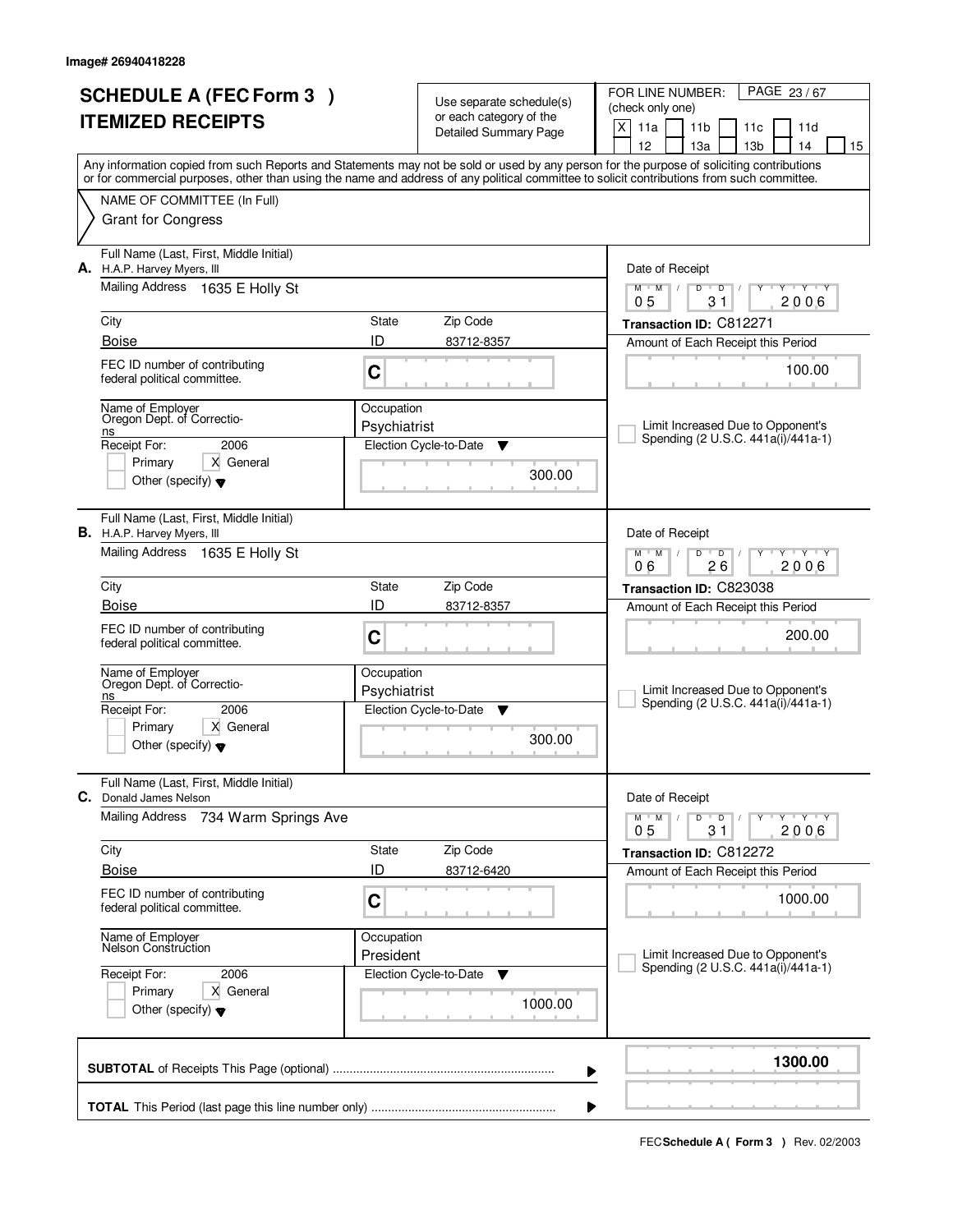Image# 26940418228

# SCHEDULE A (FEC Form 3 ) ITEMIZED RECEIPTS

Use separate schedule(s) or each category of the Detailed Summary Page

FOR LINE NUMBER: (check only one)
[X] 11a [ ] 11b [ ] 11c [ ] 11d [ ] 12 [ ] 13a [ ] 13b [ ] 14 [ ] 15

PAGE 23 / 67

Any information copied from such Reports and Statements may not be sold or used by any person for the purpose of soliciting contributions or for commercial purposes, other than using the name and address of any political committee to solicit contributions from such committee.

NAME OF COMMITTEE (In Full)
Grant for Congress

---

**A.** Full Name (Last, First, Middle Initial): H.A.P. Harvey Myers, III
Mailing Address: 1635 E Holly St
City: Boise | State: ID | Zip Code: 83712-8357
FEC ID number of contributing federal political committee: C
Name of Employer: Oregon Dept. of Corrections
Occupation: Psychiatrist
Receipt For: 2006 [ ] Primary [X] General [ ] Other (specify)
Election Cycle-to-Date: 300.00
Date of Receipt: 05 / 31 / 2006
Transaction ID: C812271
Amount of Each Receipt this Period: 100.00
[ ] Limit Increased Due to Opponent's Spending (2 U.S.C. 441a(i)/441a-1)

---

**B.** Full Name (Last, First, Middle Initial): H.A.P. Harvey Myers, III
Mailing Address: 1635 E Holly St
City: Boise | State: ID | Zip Code: 83712-8357
FEC ID number of contributing federal political committee: C
Name of Employer: Oregon Dept. of Corrections
Occupation: Psychiatrist
Receipt For: 2006 [ ] Primary [X] General [ ] Other (specify)
Election Cycle-to-Date: 300.00
Date of Receipt: 06 / 26 / 2006
Transaction ID: C823038
Amount of Each Receipt this Period: 200.00
[ ] Limit Increased Due to Opponent's Spending (2 U.S.C. 441a(i)/441a-1)

---

**C.** Full Name (Last, First, Middle Initial): Donald James Nelson
Mailing Address: 734 Warm Springs Ave
City: Boise | State: ID | Zip Code: 83712-6420
FEC ID number of contributing federal political committee: C
Name of Employer: Nelson Construction
Occupation: President
Receipt For: 2006 [ ] Primary [X] General [ ] Other (specify)
Election Cycle-to-Date: 1000.00
Date of Receipt: 05 / 31 / 2006
Transaction ID: C812272
Amount of Each Receipt this Period: 1000.00
[ ] Limit Increased Due to Opponent's Spending (2 U.S.C. 441a(i)/441a-1)

---

**SUBTOTAL** of Receipts This Page (optional): **1300.00**

**TOTAL** This Period (last page this line number only):

FEC **Schedule A ( Form 3 )** Rev. 02/2003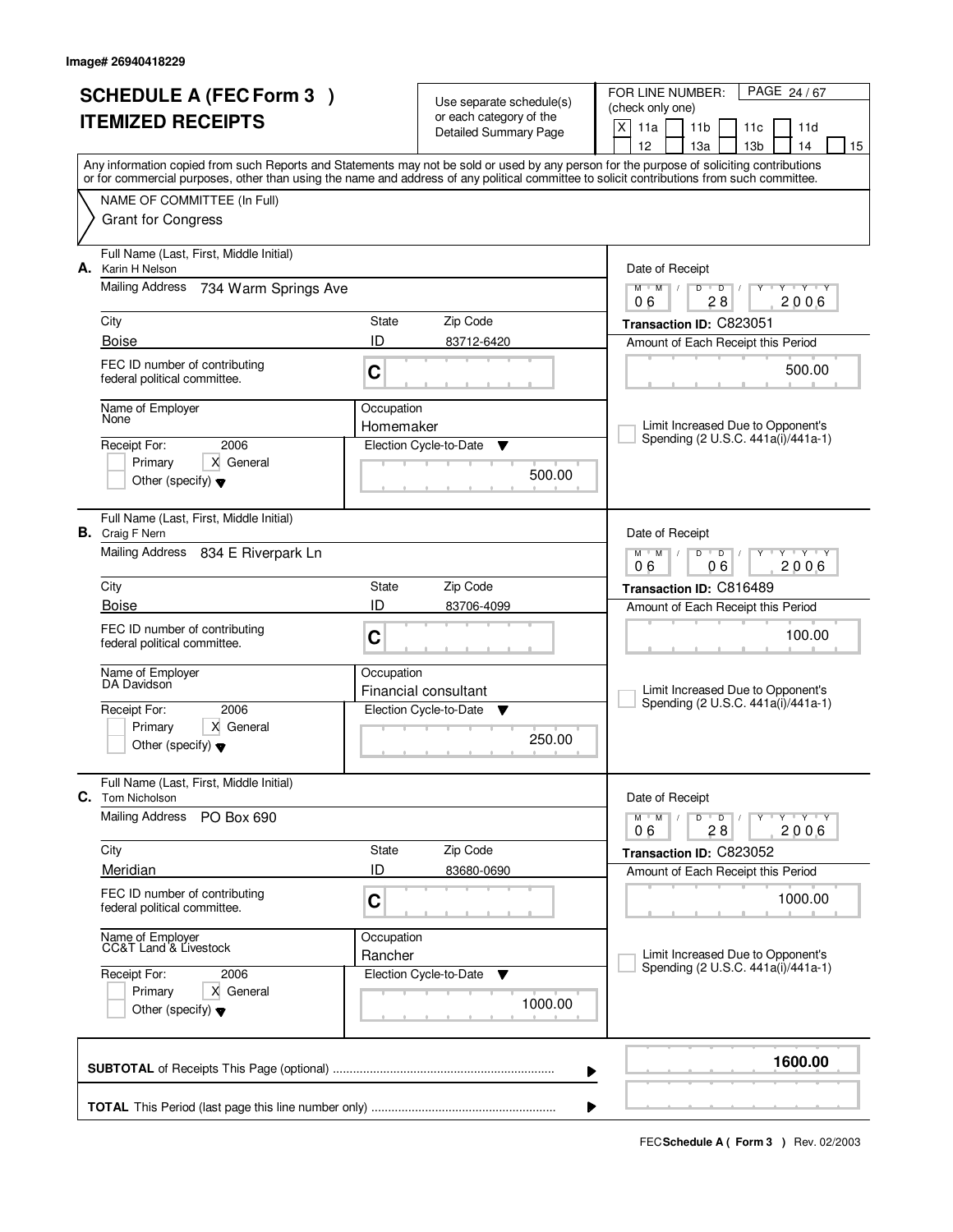Image# 26940418229

# SCHEDULE A (FEC Form 3 ) ITEMIZED RECEIPTS

Use separate schedule(s) or each category of the Detailed Summary Page

FOR LINE NUMBER: (check only one)

[X] 11a [ ] 11b [ ] 11c [ ] 11d [ ] 12 [ ] 13a [ ] 13b [ ] 14 [ ] 15

PAGE 24 / 67

Any information copied from such Reports and Statements may not be sold or used by any person for the purpose of soliciting contributions or for commercial purposes, other than using the name and address of any political committee to solicit contributions from such committee.

NAME OF COMMITTEE (In Full)
Grant for Congress

---

**A.** Full Name (Last, First, Middle Initial): Karin H Nelson

Mailing Address: 734 Warm Springs Ave

City: Boise | State: ID | Zip Code: 83712-6420

FEC ID number of contributing federal political committee: C

Name of Employer: None

Occupation: Homemaker

Receipt For: 2006 [ ] Primary [X] General [ ] Other (specify)

Election Cycle-to-Date: 500.00

Date of Receipt: 06 / 28 / 2006

Transaction ID: C823051

Amount of Each Receipt this Period: 500.00

[ ] Limit Increased Due to Opponent's Spending (2 U.S.C. 441a(i)/441a-1)

---

**B.** Full Name (Last, First, Middle Initial): Craig F Nern

Mailing Address: 834 E Riverpark Ln

City: Boise | State: ID | Zip Code: 83706-4099

FEC ID number of contributing federal political committee: C

Name of Employer: DA Davidson

Occupation: Financial consultant

Receipt For: 2006 [ ] Primary [X] General [ ] Other (specify)

Election Cycle-to-Date: 250.00

Date of Receipt: 06 / 06 / 2006

Transaction ID: C816489

Amount of Each Receipt this Period: 100.00

[ ] Limit Increased Due to Opponent's Spending (2 U.S.C. 441a(i)/441a-1)

---

**C.** Full Name (Last, First, Middle Initial): Tom Nicholson

Mailing Address: PO Box 690

City: Meridian | State: ID | Zip Code: 83680-0690

FEC ID number of contributing federal political committee: C

Name of Employer: CC&T Land & Livestock

Occupation: Rancher

Receipt For: 2006 [ ] Primary [X] General [ ] Other (specify)

Election Cycle-to-Date: 1000.00

Date of Receipt: 06 / 28 / 2006

Transaction ID: C823052

Amount of Each Receipt this Period: 1000.00

[ ] Limit Increased Due to Opponent's Spending (2 U.S.C. 441a(i)/441a-1)

---

**SUBTOTAL** of Receipts This Page (optional): **1600.00**

**TOTAL** This Period (last page this line number only):

FEC **Schedule A ( Form 3 )** Rev. 02/2003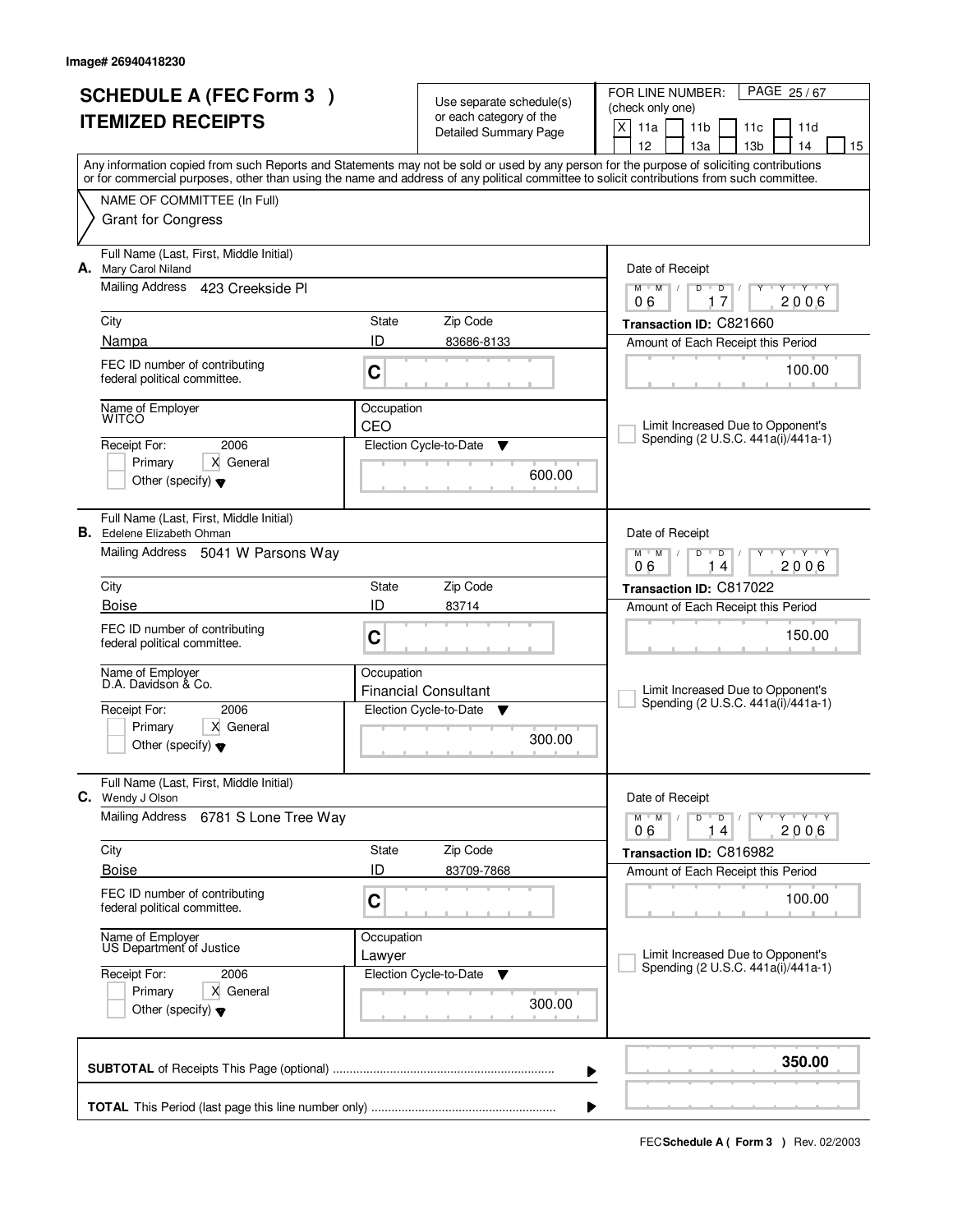Image# 26940418230

# SCHEDULE A (FEC Form 3 ) ITEMIZED RECEIPTS

Use separate schedule(s) or each category of the Detailed Summary Page

FOR LINE NUMBER: (check only one)

[X] 11a [ ] 11b [ ] 11c [ ] 11d [ ] 12 [ ] 13a [ ] 13b [ ] 14 [ ] 15

PAGE 25 / 67

Any information copied from such Reports and Statements may not be sold or used by any person for the purpose of soliciting contributions or for commercial purposes, other than using the name and address of any political committee to solicit contributions from such committee.

NAME OF COMMITTEE (In Full)
Grant for Congress

---

**A.** Full Name (Last, First, Middle Initial): Mary Carol Niland

Mailing Address: 423 Creekside Pl

City: Nampa | State: ID | Zip Code: 83686-8133

FEC ID number of contributing federal political committee: C

Name of Employer: WITCO

Occupation: CEO

Receipt For: 2006 — [ ] Primary [X] General [ ] Other (specify)

Election Cycle-to-Date: 600.00

Date of Receipt: 06 / 17 / 2006

Transaction ID: C821660

Amount of Each Receipt this Period: 100.00

[ ] Limit Increased Due to Opponent's Spending (2 U.S.C. 441a(i)/441a-1)

---

**B.** Full Name (Last, First, Middle Initial): Edelene Elizabeth Ohman

Mailing Address: 5041 W Parsons Way

City: Boise | State: ID | Zip Code: 83714

FEC ID number of contributing federal political committee: C

Name of Employer: D.A. Davidson & Co.

Occupation: Financial Consultant

Receipt For: 2006 — [ ] Primary [X] General [ ] Other (specify)

Election Cycle-to-Date: 300.00

Date of Receipt: 06 / 14 / 2006

Transaction ID: C817022

Amount of Each Receipt this Period: 150.00

[ ] Limit Increased Due to Opponent's Spending (2 U.S.C. 441a(i)/441a-1)

---

**C.** Full Name (Last, First, Middle Initial): Wendy J Olson

Mailing Address: 6781 S Lone Tree Way

City: Boise | State: ID | Zip Code: 83709-7868

FEC ID number of contributing federal political committee: C

Name of Employer: US Department of Justice

Occupation: Lawyer

Receipt For: 2006 — [ ] Primary [X] General [ ] Other (specify)

Election Cycle-to-Date: 300.00

Date of Receipt: 06 / 14 / 2006

Transaction ID: C816982

Amount of Each Receipt this Period: 100.00

[ ] Limit Increased Due to Opponent's Spending (2 U.S.C. 441a(i)/441a-1)

---

**SUBTOTAL** of Receipts This Page (optional): **350.00**

**TOTAL** This Period (last page this line number only):

FEC **Schedule A ( Form 3 )** Rev. 02/2003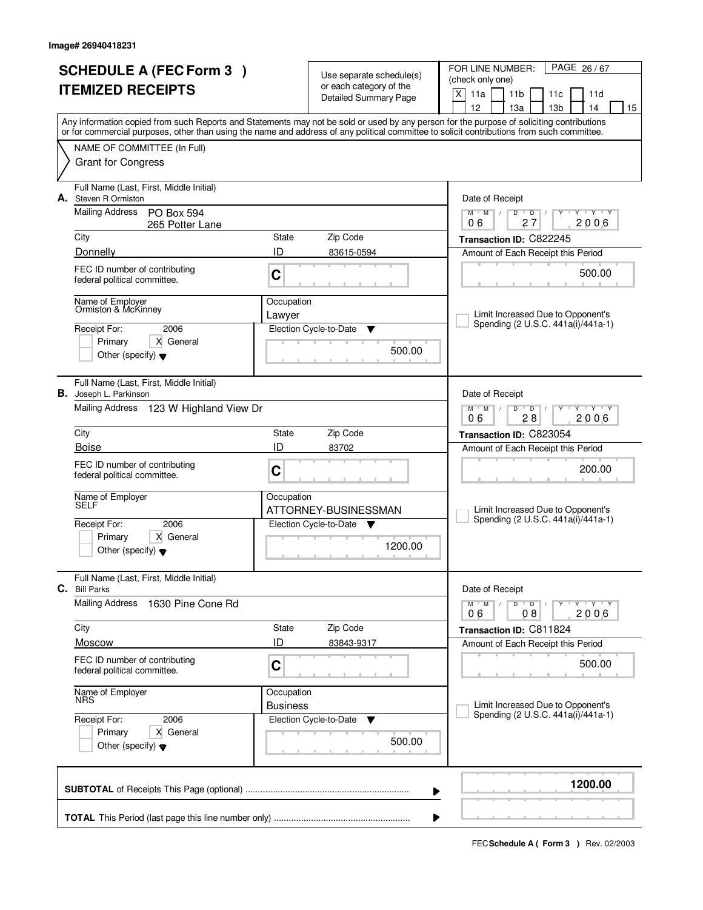Image# 26940418231

# SCHEDULE A (FEC Form 3 )
# ITEMIZED RECEIPTS

Use separate schedule(s) or each category of the Detailed Summary Page

FOR LINE NUMBER: (check only one)
[X] 11a [ ] 11b [ ] 11c [ ] 11d [ ] 12 [ ] 13a [ ] 13b [ ] 14 [ ] 15

PAGE 26 / 67

Any information copied from such Reports and Statements may not be sold or used by any person for the purpose of soliciting contributions or for commercial purposes, other than using the name and address of any political committee to solicit contributions from such committee.

NAME OF COMMITTEE (In Full)
Grant for Congress

---

**A.** Full Name (Last, First, Middle Initial): Steven R Ormiston
Mailing Address: PO Box 594, 265 Potter Lane
City: Donnelly | State: ID | Zip Code: 83615-0594
FEC ID number of contributing federal political committee: C
Name of Employer: Ormiston & McKinney
Occupation: Lawyer
Receipt For: 2006 — [ ] Primary [X] General [ ] Other (specify)
Election Cycle-to-Date: 500.00
Date of Receipt: 06 / 27 / 2006
Transaction ID: C822245
Amount of Each Receipt this Period: 500.00
[ ] Limit Increased Due to Opponent's Spending (2 U.S.C. 441a(i)/441a-1)

---

**B.** Full Name (Last, First, Middle Initial): Joseph L. Parkinson
Mailing Address: 123 W Highland View Dr
City: Boise | State: ID | Zip Code: 83702
FEC ID number of contributing federal political committee: C
Name of Employer: SELF
Occupation: ATTORNEY-BUSINESSMAN
Receipt For: 2006 — [ ] Primary [X] General [ ] Other (specify)
Election Cycle-to-Date: 1200.00
Date of Receipt: 06 / 28 / 2006
Transaction ID: C823054
Amount of Each Receipt this Period: 200.00
[ ] Limit Increased Due to Opponent's Spending (2 U.S.C. 441a(i)/441a-1)

---

**C.** Full Name (Last, First, Middle Initial): Bill Parks
Mailing Address: 1630 Pine Cone Rd
City: Moscow | State: ID | Zip Code: 83843-9317
FEC ID number of contributing federal political committee: C
Name of Employer: NRS
Occupation: Business
Receipt For: 2006 — [ ] Primary [X] General [ ] Other (specify)
Election Cycle-to-Date: 500.00
Date of Receipt: 06 / 08 / 2006
Transaction ID: C811824
Amount of Each Receipt this Period: 500.00
[ ] Limit Increased Due to Opponent's Spending (2 U.S.C. 441a(i)/441a-1)

---

**SUBTOTAL** of Receipts This Page (optional): **1200.00**

**TOTAL** This Period (last page this line number only):

FEC **Schedule A ( Form 3 )** Rev. 02/2003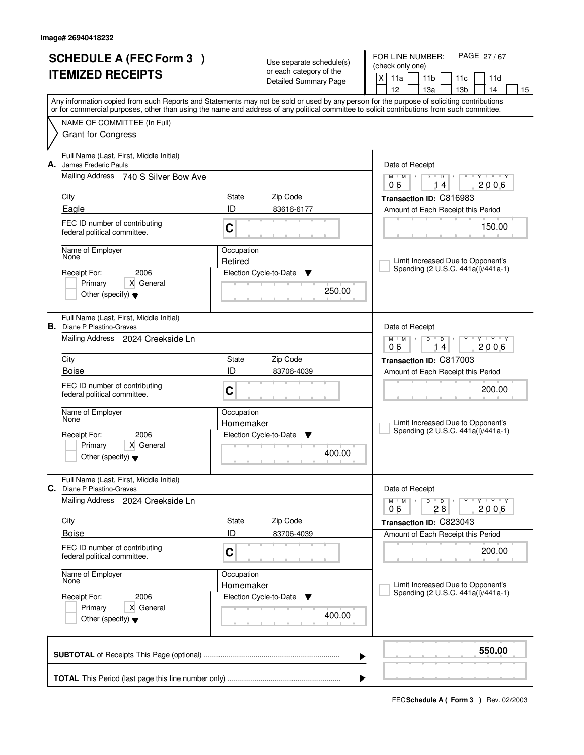Image# 26940418232

# SCHEDULE A (FEC Form 3 )
# ITEMIZED RECEIPTS

Use separate schedule(s) or each category of the Detailed Summary Page

FOR LINE NUMBER: (check only one)

PAGE 27 / 67

X 11a | 11b | 11c | 11d | 12 | 13a | 13b | 14 | 15

Any information copied from such Reports and Statements may not be sold or used by any person for the purpose of soliciting contributions or for commercial purposes, other than using the name and address of any political committee to solicit contributions from such committee.

NAME OF COMMITTEE (In Full)
Grant for Congress

---

**A.** Full Name (Last, First, Middle Initial): James Frederic Pauls

Mailing Address: 740 S Silver Bow Ave

City: Eagle | State: ID | Zip Code: 83616-6177

FEC ID number of contributing federal political committee: C

Name of Employer: None

Occupation: Retired

Receipt For: 2006 — Primary [ ] General [X] Other (specify)

Election Cycle-to-Date: 250.00

Date of Receipt: 06 / 14 / 2006

Transaction ID: C816983

Amount of Each Receipt this Period: 150.00

Limit Increased Due to Opponent's Spending (2 U.S.C. 441a(i)/441a-1)

---

**B.** Full Name (Last, First, Middle Initial): Diane P Plastino-Graves

Mailing Address: 2024 Creekside Ln

City: Boise | State: ID | Zip Code: 83706-4039

FEC ID number of contributing federal political committee: C

Name of Employer: None

Occupation: Homemaker

Receipt For: 2006 — Primary [ ] General [X] Other (specify)

Election Cycle-to-Date: 400.00

Date of Receipt: 06 / 14 / 2006

Transaction ID: C817003

Amount of Each Receipt this Period: 200.00

Limit Increased Due to Opponent's Spending (2 U.S.C. 441a(i)/441a-1)

---

**C.** Full Name (Last, First, Middle Initial): Diane P Plastino-Graves

Mailing Address: 2024 Creekside Ln

City: Boise | State: ID | Zip Code: 83706-4039

FEC ID number of contributing federal political committee: C

Name of Employer: None

Occupation: Homemaker

Receipt For: 2006 — Primary [ ] General [X] Other (specify)

Election Cycle-to-Date: 400.00

Date of Receipt: 06 / 28 / 2006

Transaction ID: C823043

Amount of Each Receipt this Period: 200.00

Limit Increased Due to Opponent's Spending (2 U.S.C. 441a(i)/441a-1)

---

**SUBTOTAL** of Receipts This Page (optional) ........ **550.00**

**TOTAL** This Period (last page this line number only) ........

FEC **Schedule A ( Form 3 )** Rev. 02/2003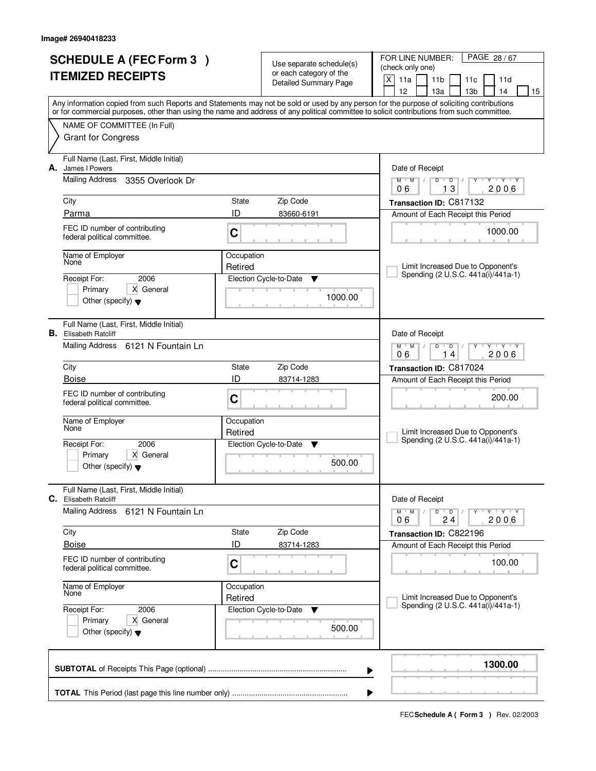Image# 26940418233

# SCHEDULE A (FEC Form 3 )
# ITEMIZED RECEIPTS

Use separate schedule(s) or each category of the Detailed Summary Page

FOR LINE NUMBER: (check only one)
[X] 11a [ ] 11b [ ] 11c [ ] 11d [ ] 12 [ ] 13a [ ] 13b [ ] 14 [ ] 15

PAGE 28 / 67

Any information copied from such Reports and Statements may not be sold or used by any person for the purpose of soliciting contributions or for commercial purposes, other than using the name and address of any political committee to solicit contributions from such committee.

NAME OF COMMITTEE (In Full)
Grant for Congress

---

**A.** Full Name (Last, First, Middle Initial): James I Powers
Mailing Address: 3355 Overlook Dr
City: Parma | State: ID | Zip Code: 83660-6191
FEC ID number of contributing federal political committee: C
Name of Employer: None
Occupation: Retired
Receipt For: 2006 [ ] Primary [X] General [ ] Other (specify)
Election Cycle-to-Date: 1000.00
Date of Receipt: 06 / 13 / 2006
Transaction ID: C817132
Amount of Each Receipt this Period: 1000.00
[ ] Limit Increased Due to Opponent's Spending (2 U.S.C. 441a(i)/441a-1)

---

**B.** Full Name (Last, First, Middle Initial): Elisabeth Ratcliff
Mailing Address: 6121 N Fountain Ln
City: Boise | State: ID | Zip Code: 83714-1283
FEC ID number of contributing federal political committee: C
Name of Employer: None
Occupation: Retired
Receipt For: 2006 [ ] Primary [X] General [ ] Other (specify)
Election Cycle-to-Date: 500.00
Date of Receipt: 06 / 14 / 2006
Transaction ID: C817024
Amount of Each Receipt this Period: 200.00
[ ] Limit Increased Due to Opponent's Spending (2 U.S.C. 441a(i)/441a-1)

---

**C.** Full Name (Last, First, Middle Initial): Elisabeth Ratcliff
Mailing Address: 6121 N Fountain Ln
City: Boise | State: ID | Zip Code: 83714-1283
FEC ID number of contributing federal political committee: C
Name of Employer: None
Occupation: Retired
Receipt For: 2006 [ ] Primary [X] General [ ] Other (specify)
Election Cycle-to-Date: 500.00
Date of Receipt: 06 / 24 / 2006
Transaction ID: C822196
Amount of Each Receipt this Period: 100.00
[ ] Limit Increased Due to Opponent's Spending (2 U.S.C. 441a(i)/441a-1)

---

**SUBTOTAL** of Receipts This Page (optional): **1300.00**

**TOTAL** This Period (last page this line number only):

FEC **Schedule A ( Form 3 )** Rev. 02/2003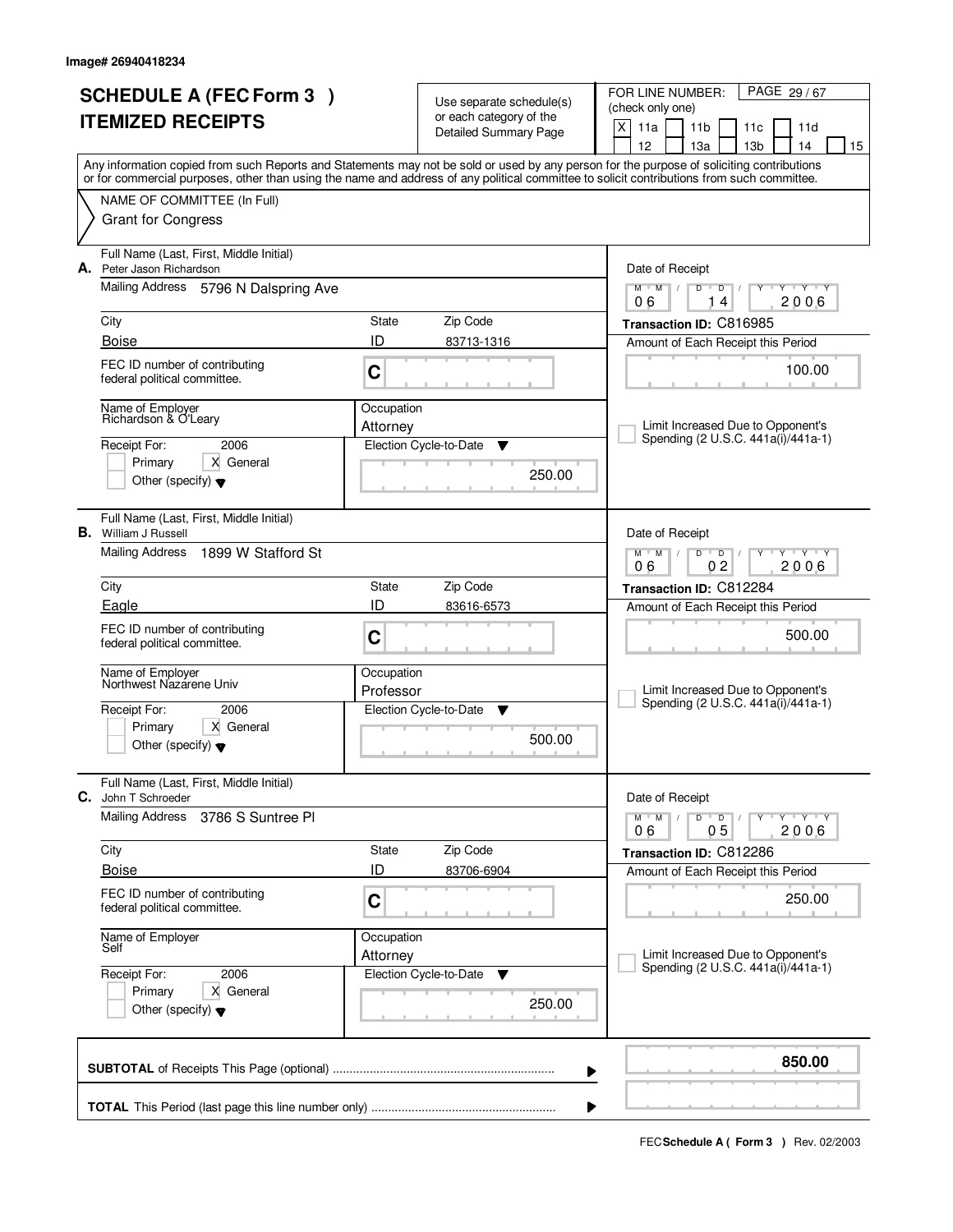Image# 26940418234

# SCHEDULE A (FEC Form 3 )
# ITEMIZED RECEIPTS

Use separate schedule(s) or each category of the Detailed Summary Page

FOR LINE NUMBER: (check only one)
[X] 11a [ ] 11b [ ] 11c [ ] 11d [ ] 12 [ ] 13a [ ] 13b [ ] 14 [ ] 15

PAGE 29 / 67

Any information copied from such Reports and Statements may not be sold or used by any person for the purpose of soliciting contributions or for commercial purposes, other than using the name and address of any political committee to solicit contributions from such committee.

NAME OF COMMITTEE (In Full)
Grant for Congress

---

**A.** Full Name (Last, First, Middle Initial): Peter Jason Richardson

Mailing Address: 5796 N Dalspring Ave

City: Boise | State: ID | Zip Code: 83713-1316

FEC ID number of contributing federal political committee: C

Name of Employer: Richardson & O'Leary

Occupation: Attorney

Receipt For: 2006 — [ ] Primary [X] General [ ] Other (specify)

Election Cycle-to-Date: 250.00

Date of Receipt: 06 / 14 / 2006

Transaction ID: C816985

Amount of Each Receipt this Period: 100.00

[ ] Limit Increased Due to Opponent's Spending (2 U.S.C. 441a(i)/441a-1)

---

**B.** Full Name (Last, First, Middle Initial): William J Russell

Mailing Address: 1899 W Stafford St

City: Eagle | State: ID | Zip Code: 83616-6573

FEC ID number of contributing federal political committee: C

Name of Employer: Northwest Nazarene Univ

Occupation: Professor

Receipt For: 2006 — [ ] Primary [X] General [ ] Other (specify)

Election Cycle-to-Date: 500.00

Date of Receipt: 06 / 02 / 2006

Transaction ID: C812284

Amount of Each Receipt this Period: 500.00

[ ] Limit Increased Due to Opponent's Spending (2 U.S.C. 441a(i)/441a-1)

---

**C.** Full Name (Last, First, Middle Initial): John T Schroeder

Mailing Address: 3786 S Suntree Pl

City: Boise | State: ID | Zip Code: 83706-6904

FEC ID number of contributing federal political committee: C

Name of Employer: Self

Occupation: Attorney

Receipt For: 2006 — [ ] Primary [X] General [ ] Other (specify)

Election Cycle-to-Date: 250.00

Date of Receipt: 06 / 05 / 2006

Transaction ID: C812286

Amount of Each Receipt this Period: 250.00

[ ] Limit Increased Due to Opponent's Spending (2 U.S.C. 441a(i)/441a-1)

---

**SUBTOTAL** of Receipts This Page (optional): **850.00**

**TOTAL** This Period (last page this line number only):

FEC **Schedule A ( Form 3 )** Rev. 02/2003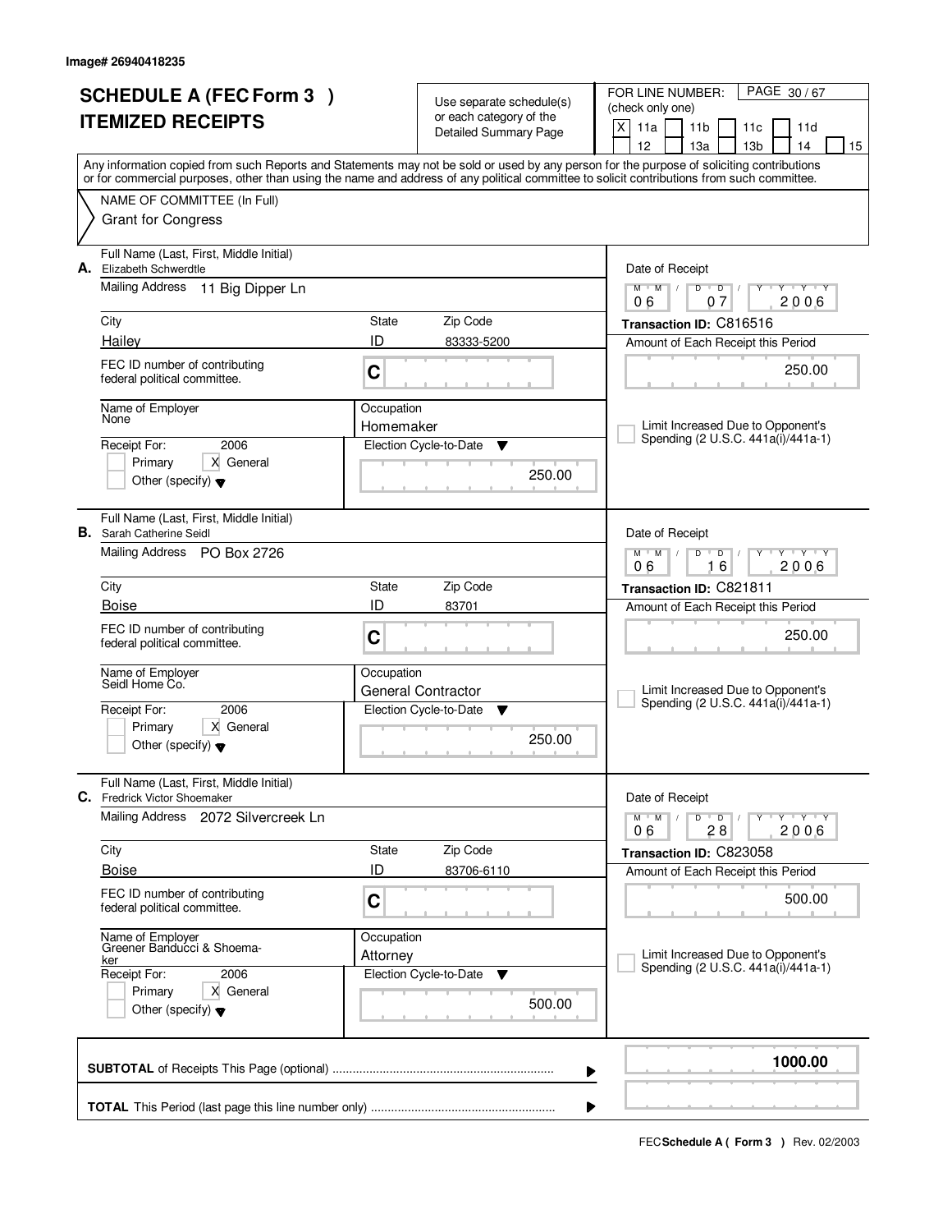Image# 26940418235

# SCHEDULE A (FEC Form 3 )
# ITEMIZED RECEIPTS

Use separate schedule(s) or each category of the Detailed Summary Page

FOR LINE NUMBER: (check only one)
[X] 11a [ ] 11b [ ] 11c [ ] 11d [ ] 12 [ ] 13a [ ] 13b [ ] 14 [ ] 15

PAGE 30 / 67

Any information copied from such Reports and Statements may not be sold or used by any person for the purpose of soliciting contributions or for commercial purposes, other than using the name and address of any political committee to solicit contributions from such committee.

NAME OF COMMITTEE (In Full)
Grant for Congress

---

**A.** Full Name (Last, First, Middle Initial): Elizabeth Schwerdtle
Mailing Address: 11 Big Dipper Ln
City: Hailey | State: ID | Zip Code: 83333-5200
FEC ID number of contributing federal political committee: C
Name of Employer: None
Occupation: Homemaker
Receipt For: 2006 [ ] Primary [X] General [ ] Other (specify)
Election Cycle-to-Date: 250.00
Date of Receipt: 06 / 07 / 2006
Transaction ID: C816516
Amount of Each Receipt this Period: 250.00
[ ] Limit Increased Due to Opponent's Spending (2 U.S.C. 441a(i)/441a-1)

---

**B.** Full Name (Last, First, Middle Initial): Sarah Catherine Seidl
Mailing Address: PO Box 2726
City: Boise | State: ID | Zip Code: 83701
FEC ID number of contributing federal political committee: C
Name of Employer: Seidl Home Co.
Occupation: General Contractor
Receipt For: 2006 [ ] Primary [X] General [ ] Other (specify)
Election Cycle-to-Date: 250.00
Date of Receipt: 06 / 16 / 2006
Transaction ID: C821811
Amount of Each Receipt this Period: 250.00
[ ] Limit Increased Due to Opponent's Spending (2 U.S.C. 441a(i)/441a-1)

---

**C.** Full Name (Last, First, Middle Initial): Fredrick Victor Shoemaker
Mailing Address: 2072 Silvercreek Ln
City: Boise | State: ID | Zip Code: 83706-6110
FEC ID number of contributing federal political committee: C
Name of Employer: Greener Banducci & Shoemaker
Occupation: Attorney
Receipt For: 2006 [ ] Primary [X] General [ ] Other (specify)
Election Cycle-to-Date: 500.00
Date of Receipt: 06 / 28 / 2006
Transaction ID: C823058
Amount of Each Receipt this Period: 500.00
[ ] Limit Increased Due to Opponent's Spending (2 U.S.C. 441a(i)/441a-1)

---

**SUBTOTAL** of Receipts This Page (optional): **1000.00**

**TOTAL** This Period (last page this line number only):

FEC **Schedule A ( Form 3 )** Rev. 02/2003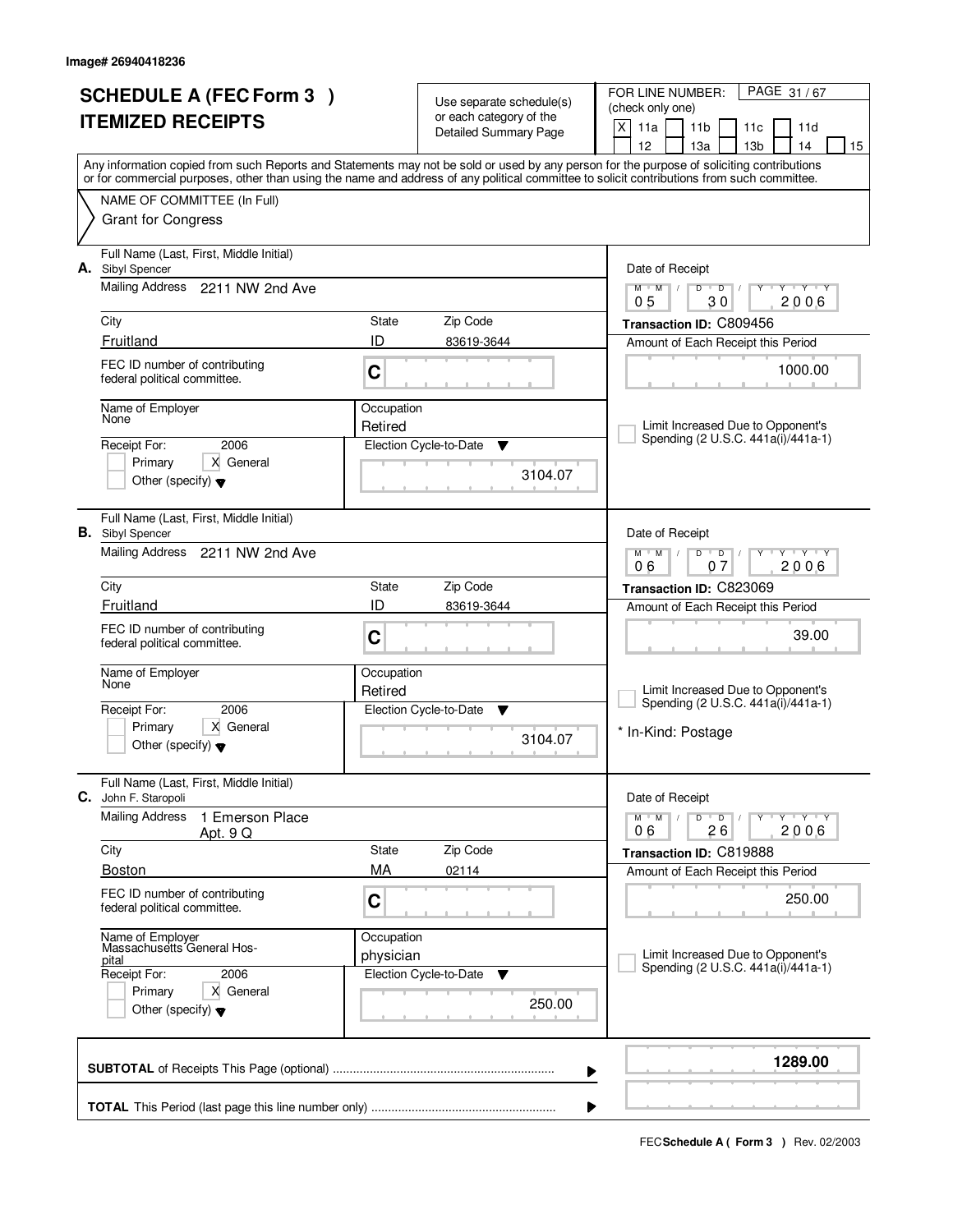Image# 26940418236

# SCHEDULE A (FEC Form 3 )
# ITEMIZED RECEIPTS

Use separate schedule(s) or each category of the Detailed Summary Page

FOR LINE NUMBER: (check only one)

[X] 11a [ ] 11b [ ] 11c [ ] 11d [ ] 12 [ ] 13a [ ] 13b [ ] 14 [ ] 15

Any information copied from such Reports and Statements may not be sold or used by any person for the purpose of soliciting contributions or for commercial purposes, other than using the name and address of any political committee to solicit contributions from such committee.

NAME OF COMMITTEE (In Full)
Grant for Congress

**A.** Full Name (Last, First, Middle Initial): Sibyl Spencer
Mailing Address: 2211 NW 2nd Ave
City: Fruitland | State: ID | Zip Code: 83619-3644
FEC ID number of contributing federal political committee: C
Name of Employer: None
Occupation: Retired
Receipt For: 2006 [ ] Primary [X] General [ ] Other (specify)
Election Cycle-to-Date: 3104.07
Date of Receipt: 05 30 2006
Transaction ID: C809456
Amount of Each Receipt this Period: 1000.00
[ ] Limit Increased Due to Opponent's Spending (2 U.S.C. 441a(i)/441a-1)

**B.** Full Name (Last, First, Middle Initial): Sibyl Spencer
Mailing Address: 2211 NW 2nd Ave
City: Fruitland | State: ID | Zip Code: 83619-3644
FEC ID number of contributing federal political committee: C
Name of Employer: None
Occupation: Retired
Receipt For: 2006 [ ] Primary [X] General [ ] Other (specify)
Election Cycle-to-Date: 3104.07
Date of Receipt: 06 07 2006
Transaction ID: C823069
Amount of Each Receipt this Period: 39.00
[ ] Limit Increased Due to Opponent's Spending (2 U.S.C. 441a(i)/441a-1)
* In-Kind: Postage

**C.** Full Name (Last, First, Middle Initial): John F. Staropoli
Mailing Address: 1 Emerson Place Apt. 9 Q
City: Boston | State: MA | Zip Code: 02114
FEC ID number of contributing federal political committee: C
Name of Employer: Massachusetts General Hospital
Occupation: physician
Receipt For: 2006 [ ] Primary [X] General [ ] Other (specify)
Election Cycle-to-Date: 250.00
Date of Receipt: 06 26 2006
Transaction ID: C819888
Amount of Each Receipt this Period: 250.00
[ ] Limit Increased Due to Opponent's Spending (2 U.S.C. 441a(i)/441a-1)

**SUBTOTAL** of Receipts This Page (optional): **1289.00**

**TOTAL** This Period (last page this line number only):

FEC **Schedule A ( Form 3 )** Rev. 02/2003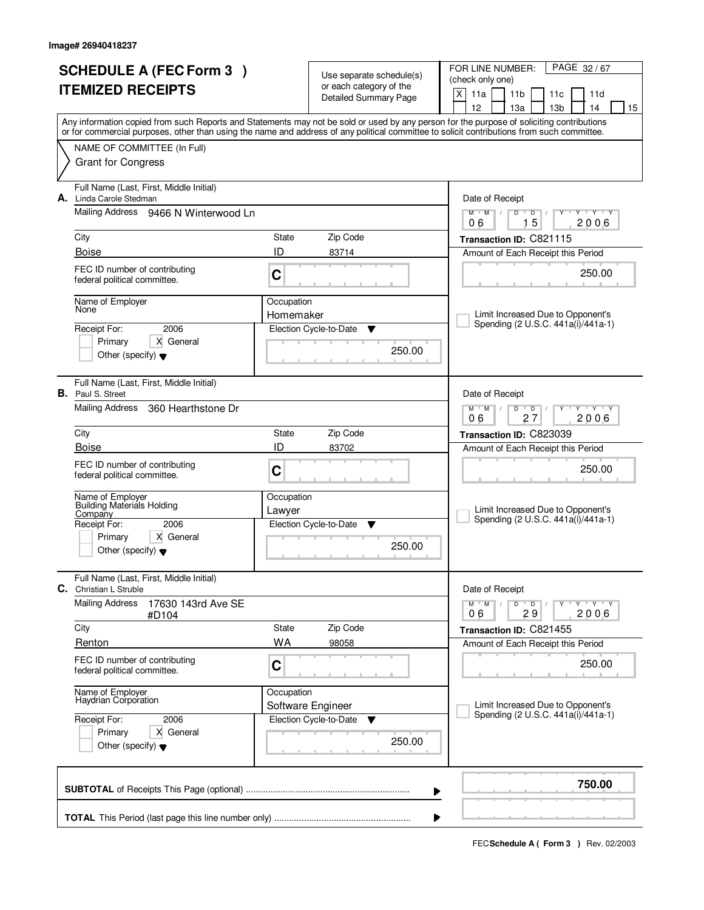Image# 26940418237

# SCHEDULE A (FEC Form 3 ) ITEMIZED RECEIPTS

Use separate schedule(s) or each category of the Detailed Summary Page

FOR LINE NUMBER: (check only one)

[X] 11a [ ] 11b [ ] 11c [ ] 11d [ ] 12 [ ] 13a [ ] 13b [ ] 14 [ ] 15

Any information copied from such Reports and Statements may not be sold or used by any person for the purpose of soliciting contributions or for commercial purposes, other than using the name and address of any political committee to solicit contributions from such committee.

NAME OF COMMITTEE (In Full)

Grant for Congress

---

**A.** Full Name (Last, First, Middle Initial): Linda Carole Stedman

Mailing Address: 9466 N Winterwood Ln

City: Boise | State: ID | Zip Code: 83714

FEC ID number of contributing federal political committee: C

Name of Employer: None

Occupation: Homemaker

Receipt For: 2006 — [ ] Primary [X] General [ ] Other (specify)

Election Cycle-to-Date: 250.00

Date of Receipt: 06 / 15 / 2006

Transaction ID: C821115

Amount of Each Receipt this Period: 250.00

[ ] Limit Increased Due to Opponent's Spending (2 U.S.C. 441a(i)/441a-1)

---

**B.** Full Name (Last, First, Middle Initial): Paul S. Street

Mailing Address: 360 Hearthstone Dr

City: Boise | State: ID | Zip Code: 83702

FEC ID number of contributing federal political committee: C

Name of Employer: Building Materials Holding Company

Occupation: Lawyer

Receipt For: 2006 — [ ] Primary [X] General [ ] Other (specify)

Election Cycle-to-Date: 250.00

Date of Receipt: 06 / 27 / 2006

Transaction ID: C823039

Amount of Each Receipt this Period: 250.00

[ ] Limit Increased Due to Opponent's Spending (2 U.S.C. 441a(i)/441a-1)

---

**C.** Full Name (Last, First, Middle Initial): Christian L Struble

Mailing Address: 17630 143rd Ave SE #D104

City: Renton | State: WA | Zip Code: 98058

FEC ID number of contributing federal political committee: C

Name of Employer: Haydrian Corporation

Occupation: Software Engineer

Receipt For: 2006 — [ ] Primary [X] General [ ] Other (specify)

Election Cycle-to-Date: 250.00

Date of Receipt: 06 / 29 / 2006

Transaction ID: C821455

Amount of Each Receipt this Period: 250.00

[ ] Limit Increased Due to Opponent's Spending (2 U.S.C. 441a(i)/441a-1)

---

**SUBTOTAL** of Receipts This Page (optional): **750.00**

**TOTAL** This Period (last page this line number only):

FEC **Schedule A ( Form 3 )** Rev. 02/2003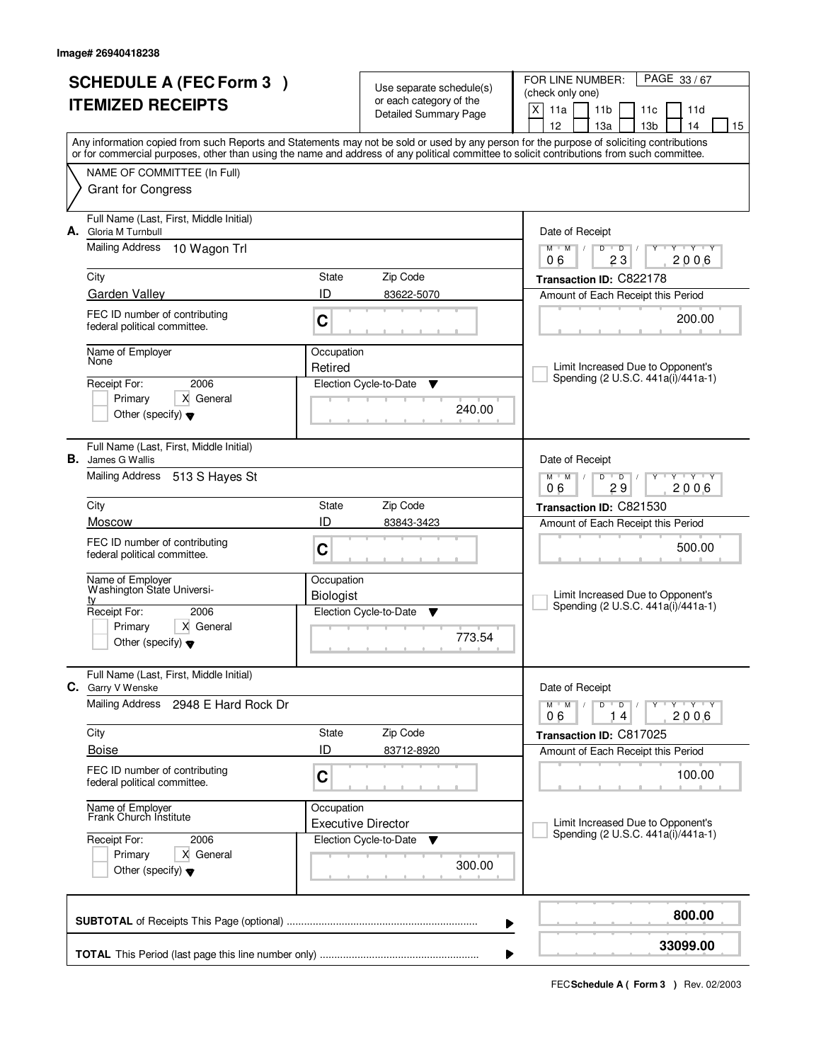Image# 26940418238

# SCHEDULE A (FEC Form 3 ) ITEMIZED RECEIPTS

Use separate schedule(s) or each category of the Detailed Summary Page

FOR LINE NUMBER: (check only one)

[X] 11a [ ] 11b [ ] 11c [ ] 11d [ ] 12 [ ] 13a [ ] 13b [ ] 14 [ ] 15

PAGE 33 / 67

Any information copied from such Reports and Statements may not be sold or used by any person for the purpose of soliciting contributions or for commercial purposes, other than using the name and address of any political committee to solicit contributions from such committee.

NAME OF COMMITTEE (In Full)
Grant for Congress

---

**A.** Full Name (Last, First, Middle Initial): Gloria M Turnbull

Mailing Address: 10 Wagon Trl

City: Garden Valley | State: ID | Zip Code: 83622-5070

FEC ID number of contributing federal political committee: C

Name of Employer: None

Occupation: Retired

Receipt For: 2006 [ ] Primary [X] General [ ] Other (specify)

Election Cycle-to-Date: 240.00

Date of Receipt: 06 / 23 / 2006

Transaction ID: C822178

Amount of Each Receipt this Period: 200.00

[ ] Limit Increased Due to Opponent's Spending (2 U.S.C. 441a(i)/441a-1)

---

**B.** Full Name (Last, First, Middle Initial): James G Wallis

Mailing Address: 513 S Hayes St

City: Moscow | State: ID | Zip Code: 83843-3423

FEC ID number of contributing federal political committee: C

Name of Employer: Washington State University

Occupation: Biologist

Receipt For: 2006 [ ] Primary [X] General [ ] Other (specify)

Election Cycle-to-Date: 773.54

Date of Receipt: 06 / 29 / 2006

Transaction ID: C821530

Amount of Each Receipt this Period: 500.00

[ ] Limit Increased Due to Opponent's Spending (2 U.S.C. 441a(i)/441a-1)

---

**C.** Full Name (Last, First, Middle Initial): Garry V Wenske

Mailing Address: 2948 E Hard Rock Dr

City: Boise | State: ID | Zip Code: 83712-8920

FEC ID number of contributing federal political committee: C

Name of Employer: Frank Church Institute

Occupation: Executive Director

Receipt For: 2006 [ ] Primary [X] General [ ] Other (specify)

Election Cycle-to-Date: 300.00

Date of Receipt: 06 / 14 / 2006

Transaction ID: C817025

Amount of Each Receipt this Period: 100.00

[ ] Limit Increased Due to Opponent's Spending (2 U.S.C. 441a(i)/441a-1)

---

**SUBTOTAL** of Receipts This Page (optional): **800.00**

**TOTAL** This Period (last page this line number only): **33099.00**

FEC **Schedule A ( Form 3 )** Rev. 02/2003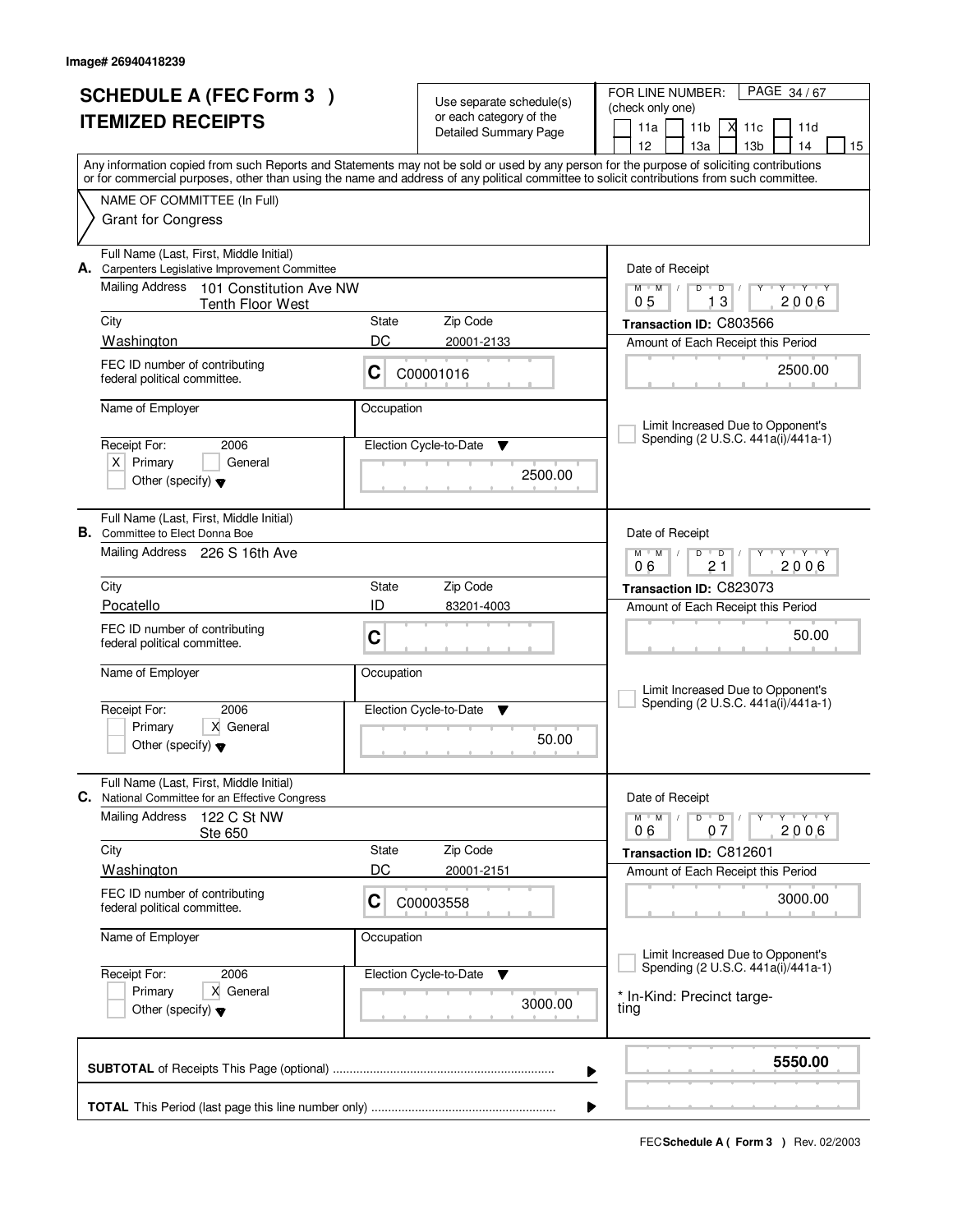Image# 26940418239

# SCHEDULE A (FEC Form 3 )
# ITEMIZED RECEIPTS

Use separate schedule(s) or each category of the Detailed Summary Page

FOR LINE NUMBER: (check only one)

11a [ ] 11b [ ] 11c [X] 11d [ ] 12 [ ] 13a [ ] 13b [ ] 14 [ ] 15 [ ]

Any information copied from such Reports and Statements may not be sold or used by any person for the purpose of soliciting contributions or for commercial purposes, other than using the name and address of any political committee to solicit contributions from such committee.

NAME OF COMMITTEE (In Full)

Grant for Congress

---

**A.** Full Name (Last, First, Middle Initial): Carpenters Legislative Improvement Committee

Mailing Address: 101 Constitution Ave NW, Tenth Floor West

City: Washington | State: DC | Zip Code: 20001-2133

FEC ID number of contributing federal political committee: C C00001016

Name of Employer:

Occupation:

Receipt For: 2006 — [X] Primary [ ] General [ ] Other (specify)

Election Cycle-to-Date: 2500.00

Date of Receipt: 05 / 13 / 2006

Transaction ID: C803566

Amount of Each Receipt this Period: 2500.00

[ ] Limit Increased Due to Opponent's Spending (2 U.S.C. 441a(i)/441a-1)

---

**B.** Full Name (Last, First, Middle Initial): Committee to Elect Donna Boe

Mailing Address: 226 S 16th Ave

City: Pocatello | State: ID | Zip Code: 83201-4003

FEC ID number of contributing federal political committee: C

Name of Employer:

Occupation:

Receipt For: 2006 — [ ] Primary [X] General [ ] Other (specify)

Election Cycle-to-Date: 50.00

Date of Receipt: 06 / 21 / 2006

Transaction ID: C823073

Amount of Each Receipt this Period: 50.00

[ ] Limit Increased Due to Opponent's Spending (2 U.S.C. 441a(i)/441a-1)

---

**C.** Full Name (Last, First, Middle Initial): National Committee for an Effective Congress

Mailing Address: 122 C St NW, Ste 650

City: Washington | State: DC | Zip Code: 20001-2151

FEC ID number of contributing federal political committee: C C00003558

Name of Employer:

Occupation:

Receipt For: 2006 — [ ] Primary [X] General [ ] Other (specify)

Election Cycle-to-Date: 3000.00

Date of Receipt: 06 / 07 / 2006

Transaction ID: C812601

Amount of Each Receipt this Period: 3000.00

[ ] Limit Increased Due to Opponent's Spending (2 U.S.C. 441a(i)/441a-1)

* In-Kind: Precinct targeting

---

**SUBTOTAL** of Receipts This Page (optional): **5550.00**

**TOTAL** This Period (last page this line number only):

FEC **Schedule A ( Form 3 )** Rev. 02/2003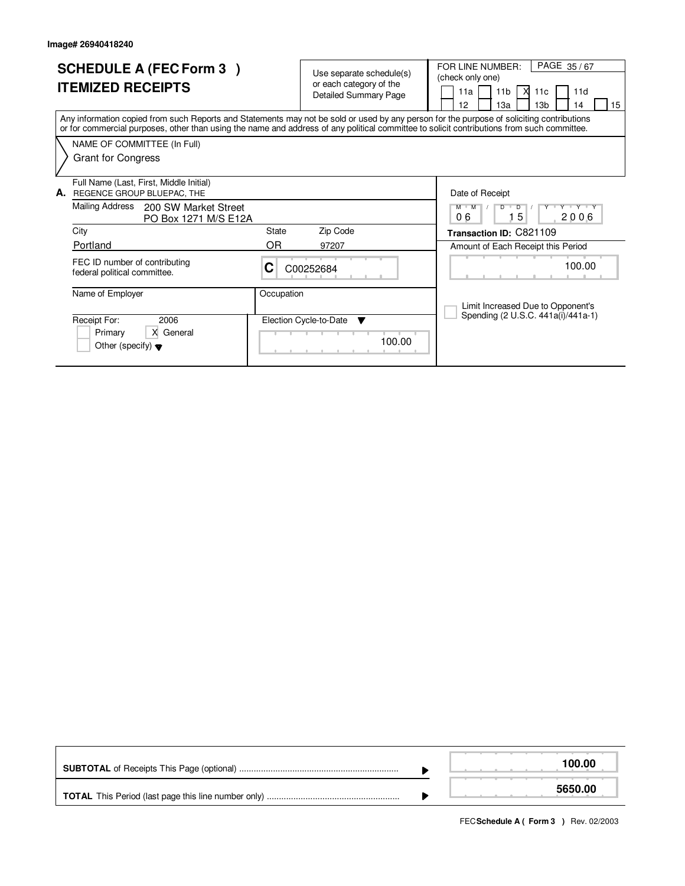Image# 26940418240

# SCHEDULE A (FEC Form 3 )
# ITEMIZED RECEIPTS

Use separate schedule(s) or each category of the Detailed Summary Page

FOR LINE NUMBER: (check only one)

PAGE 35 / 67

| | | | |
|---|---|---|---|
| 11a | 11b | X 11c | 11d |
| 12 | 13a | 13b | 14 | 15 |

Any information copied from such Reports and Statements may not be sold or used by any person for the purpose of soliciting contributions or for commercial purposes, other than using the name and address of any political committee to solicit contributions from such committee.

NAME OF COMMITTEE (In Full)

Grant for Congress

**A.** Full Name (Last, First, Middle Initial)
REGENCE GROUP BLUEPAC, THE

Mailing Address 200 SW Market Street
PO Box 1271 M/S E12A

| City | State | Zip Code |
|---|---|---|
| Portland | OR | 97207 |

FEC ID number of contributing federal political committee. C C00252684

Name of Employer

Occupation

Receipt For: 2006
Primary X General
Other (specify)

Election Cycle-to-Date 100.00

Date of Receipt 06 / 15 / 2006

**Transaction ID:** C821109

Amount of Each Receipt this Period 100.00

Limit Increased Due to Opponent's Spending (2 U.S.C. 441a(i)/441a-1)

| | |
|---|---|
| **SUBTOTAL** of Receipts This Page (optional) | **100.00** |
| **TOTAL** This Period (last page this line number only) | **5650.00** |

FEC **Schedule A ( Form 3 )** Rev. 02/2003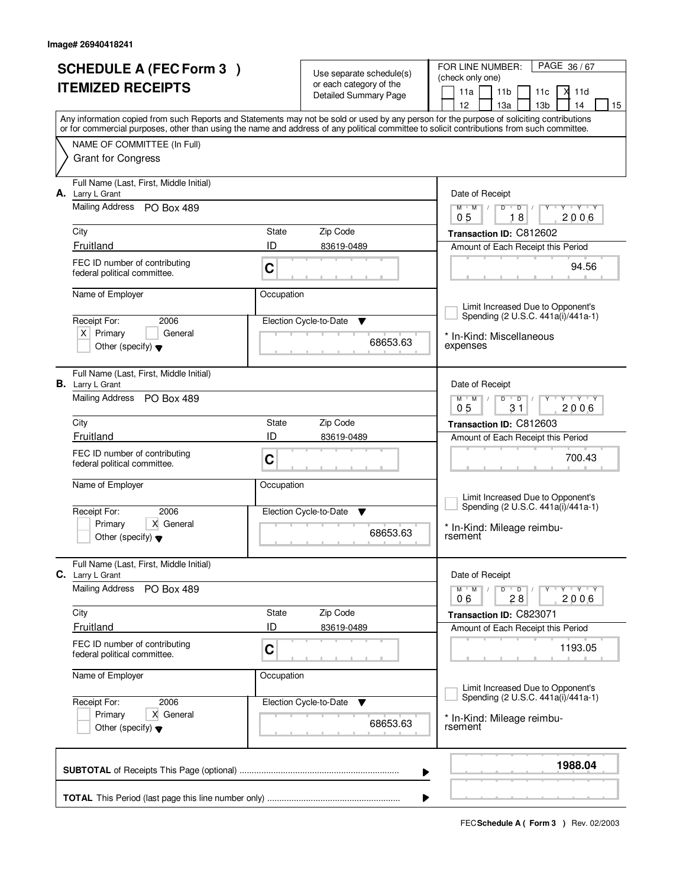Image# 26940418241

# SCHEDULE A (FEC Form 3 )
# ITEMIZED RECEIPTS

Use separate schedule(s) or each category of the Detailed Summary Page

FOR LINE NUMBER: (check only one)

11a | 11b | 11c | X 11d | 12 | 13a | 13b | 14 | 15

Any information copied from such Reports and Statements may not be sold or used by any person for the purpose of soliciting contributions or for commercial purposes, other than using the name and address of any political committee to solicit contributions from such committee.

NAME OF COMMITTEE (In Full)
Grant for Congress

---

**A.** Full Name (Last, First, Middle Initial): Larry L Grant

Mailing Address: PO Box 489

City: Fruitland | State: ID | Zip Code: 83619-0489

FEC ID number of contributing federal political committee: C

Name of Employer: | Occupation:

Receipt For: 2006 — X Primary — General — Other (specify)

Election Cycle-to-Date: 68653.63

Date of Receipt: 05 / 18 / 2006

Transaction ID: C812602

Amount of Each Receipt this Period: 94.56

Limit Increased Due to Opponent's Spending (2 U.S.C. 441a(i)/441a-1)

* In-Kind: Miscellaneous expenses

---

**B.** Full Name (Last, First, Middle Initial): Larry L Grant

Mailing Address: PO Box 489

City: Fruitland | State: ID | Zip Code: 83619-0489

FEC ID number of contributing federal political committee: C

Name of Employer: | Occupation:

Receipt For: 2006 — Primary — X General — Other (specify)

Election Cycle-to-Date: 68653.63

Date of Receipt: 05 / 31 / 2006

Transaction ID: C812603

Amount of Each Receipt this Period: 700.43

Limit Increased Due to Opponent's Spending (2 U.S.C. 441a(i)/441a-1)

* In-Kind: Mileage reimbu-rsement

---

**C.** Full Name (Last, First, Middle Initial): Larry L Grant

Mailing Address: PO Box 489

City: Fruitland | State: ID | Zip Code: 83619-0489

FEC ID number of contributing federal political committee: C

Name of Employer: | Occupation:

Receipt For: 2006 — Primary — X General — Other (specify)

Election Cycle-to-Date: 68653.63

Date of Receipt: 06 / 28 / 2006

Transaction ID: C823071

Amount of Each Receipt this Period: 1193.05

Limit Increased Due to Opponent's Spending (2 U.S.C. 441a(i)/441a-1)

* In-Kind: Mileage reimbu-rsement

---

**SUBTOTAL** of Receipts This Page (optional) ........ **1988.04**

**TOTAL** This Period (last page this line number only) ........

FEC **Schedule A ( Form 3 )** Rev. 02/2003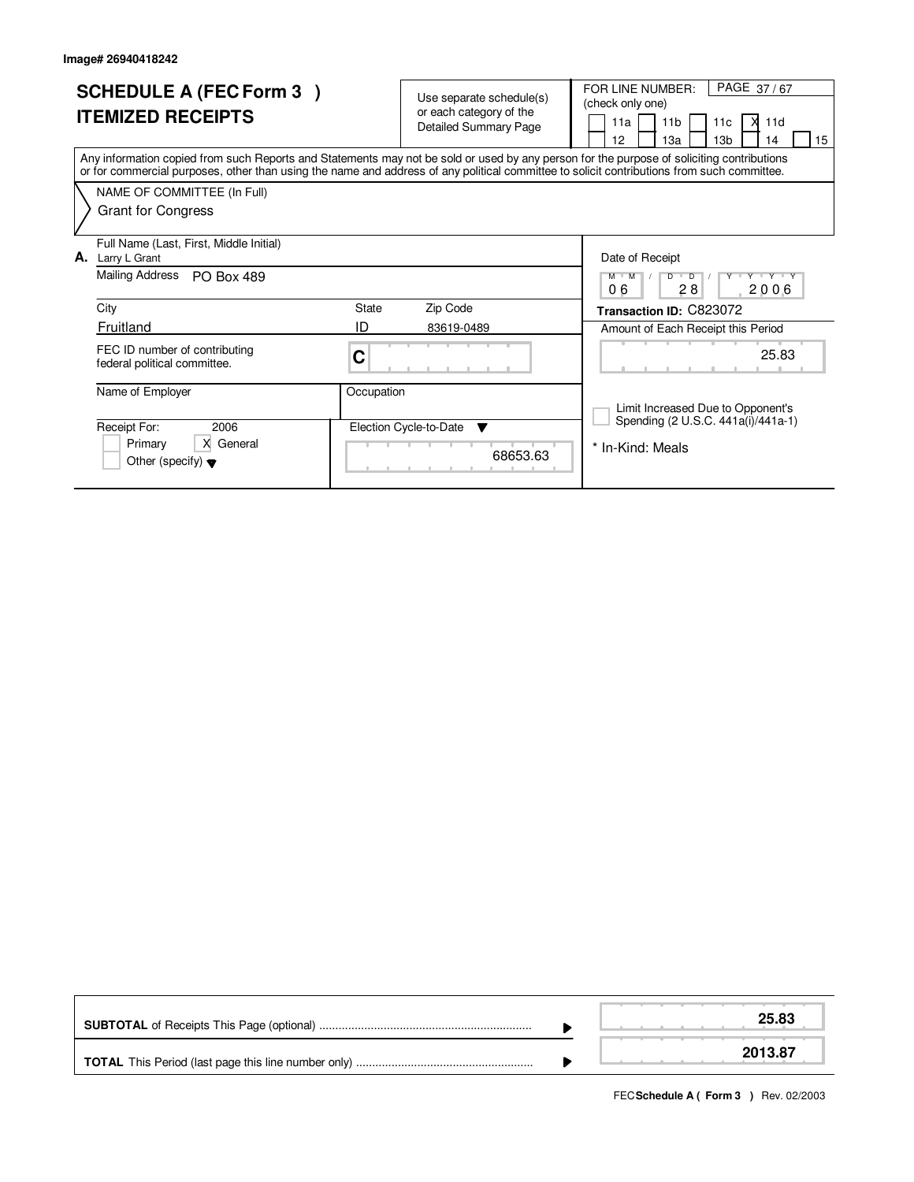Image# 26940418242

# SCHEDULE A (FEC Form 3 )
# ITEMIZED RECEIPTS

Use separate schedule(s) or each category of the Detailed Summary Page

FOR LINE NUMBER: (check only one)

- [ ] 11a
- [ ] 11b
- [ ] 11c
- [X] 11d
- [ ] 12
- [ ] 13a
- [ ] 13b
- [ ] 14
- [ ] 15

Any information copied from such Reports and Statements may not be sold or used by any person for the purpose of soliciting contributions or for commercial purposes, other than using the name and address of any political committee to solicit contributions from such committee.

NAME OF COMMITTEE (In Full)
Grant for Congress

**A.** Full Name (Last, First, Middle Initial)
Larry L Grant

Mailing Address: PO Box 489

| City | State | Zip Code |
|---|---|---|
| Fruitland | ID | 83619-0489 |

FEC ID number of contributing federal political committee: C

Name of Employer:

Occupation:

Receipt For: 2006
- [ ] Primary
- [X] General
- [ ] Other (specify)

Election Cycle-to-Date: 68653.63

Date of Receipt: 06 / 28 / 2006

**Transaction ID:** C823072

Amount of Each Receipt this Period: 25.83

- [ ] Limit Increased Due to Opponent's Spending (2 U.S.C. 441a(i)/441a-1)

\* In-Kind: Meals

| | |
|---|---|
| **SUBTOTAL** of Receipts This Page (optional) | **25.83** |
| **TOTAL** This Period (last page this line number only) | **2013.87** |

FEC **Schedule A ( Form 3 )** Rev. 02/2003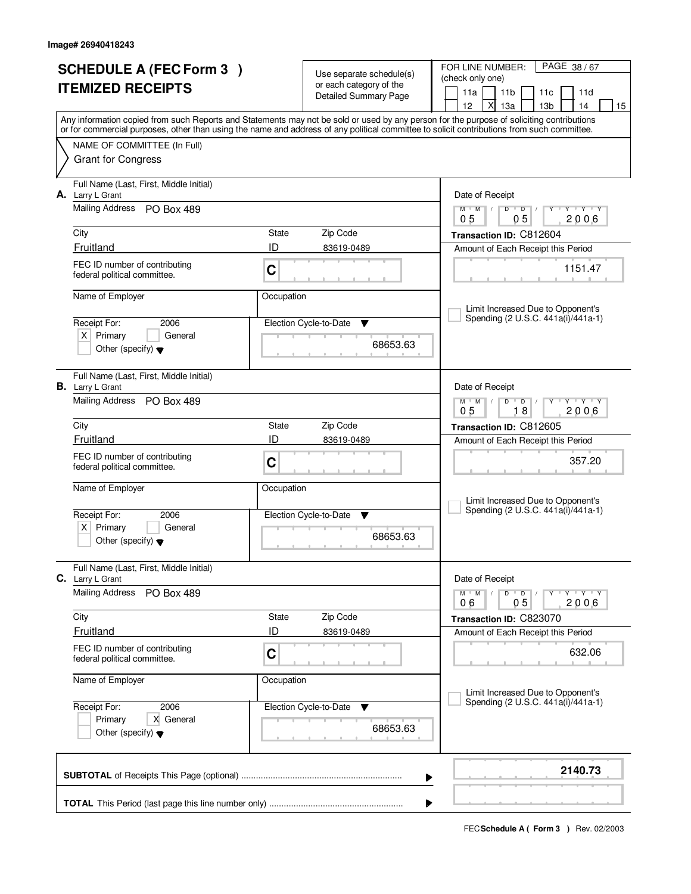Image# 26940418243

# SCHEDULE A (FEC Form 3 )
# ITEMIZED RECEIPTS

Use separate schedule(s) or each category of the Detailed Summary Page

FOR LINE NUMBER: (check only one)

11a [ ] 11b [ ] 11c [ ] 11d [ ] 12 [ ] 13a [X] 13b [ ] 14 [ ] 15 [ ]

Any information copied from such Reports and Statements may not be sold or used by any person for the purpose of soliciting contributions or for commercial purposes, other than using the name and address of any political committee to solicit contributions from such committee.

NAME OF COMMITTEE (In Full)
Grant for Congress

**A.** Full Name (Last, First, Middle Initial): Larry L Grant
Mailing Address: PO Box 489
City: Fruitland | State: ID | Zip Code: 83619-0489
FEC ID number of contributing federal political committee: C
Name of Employer:
Occupation:
Receipt For: 2006 [X] Primary [ ] General [ ] Other (specify)
Election Cycle-to-Date: 68653.63
Date of Receipt: 05/05/2006
Transaction ID: C812604
Amount of Each Receipt this Period: 1151.47
[ ] Limit Increased Due to Opponent's Spending (2 U.S.C. 441a(i)/441a-1)

**B.** Full Name (Last, First, Middle Initial): Larry L Grant
Mailing Address: PO Box 489
City: Fruitland | State: ID | Zip Code: 83619-0489
FEC ID number of contributing federal political committee: C
Name of Employer:
Occupation:
Receipt For: 2006 [X] Primary [ ] General [ ] Other (specify)
Election Cycle-to-Date: 68653.63
Date of Receipt: 05/18/2006
Transaction ID: C812605
Amount of Each Receipt this Period: 357.20
[ ] Limit Increased Due to Opponent's Spending (2 U.S.C. 441a(i)/441a-1)

**C.** Full Name (Last, First, Middle Initial): Larry L Grant
Mailing Address: PO Box 489
City: Fruitland | State: ID | Zip Code: 83619-0489
FEC ID number of contributing federal political committee: C
Name of Employer:
Occupation:
Receipt For: 2006 [ ] Primary [X] General [ ] Other (specify)
Election Cycle-to-Date: 68653.63
Date of Receipt: 06/05/2006
Transaction ID: C823070
Amount of Each Receipt this Period: 632.06
[ ] Limit Increased Due to Opponent's Spending (2 U.S.C. 441a(i)/441a-1)

**SUBTOTAL** of Receipts This Page (optional): **2140.73**

**TOTAL** This Period (last page this line number only):

FEC **Schedule A ( Form 3 )** Rev. 02/2003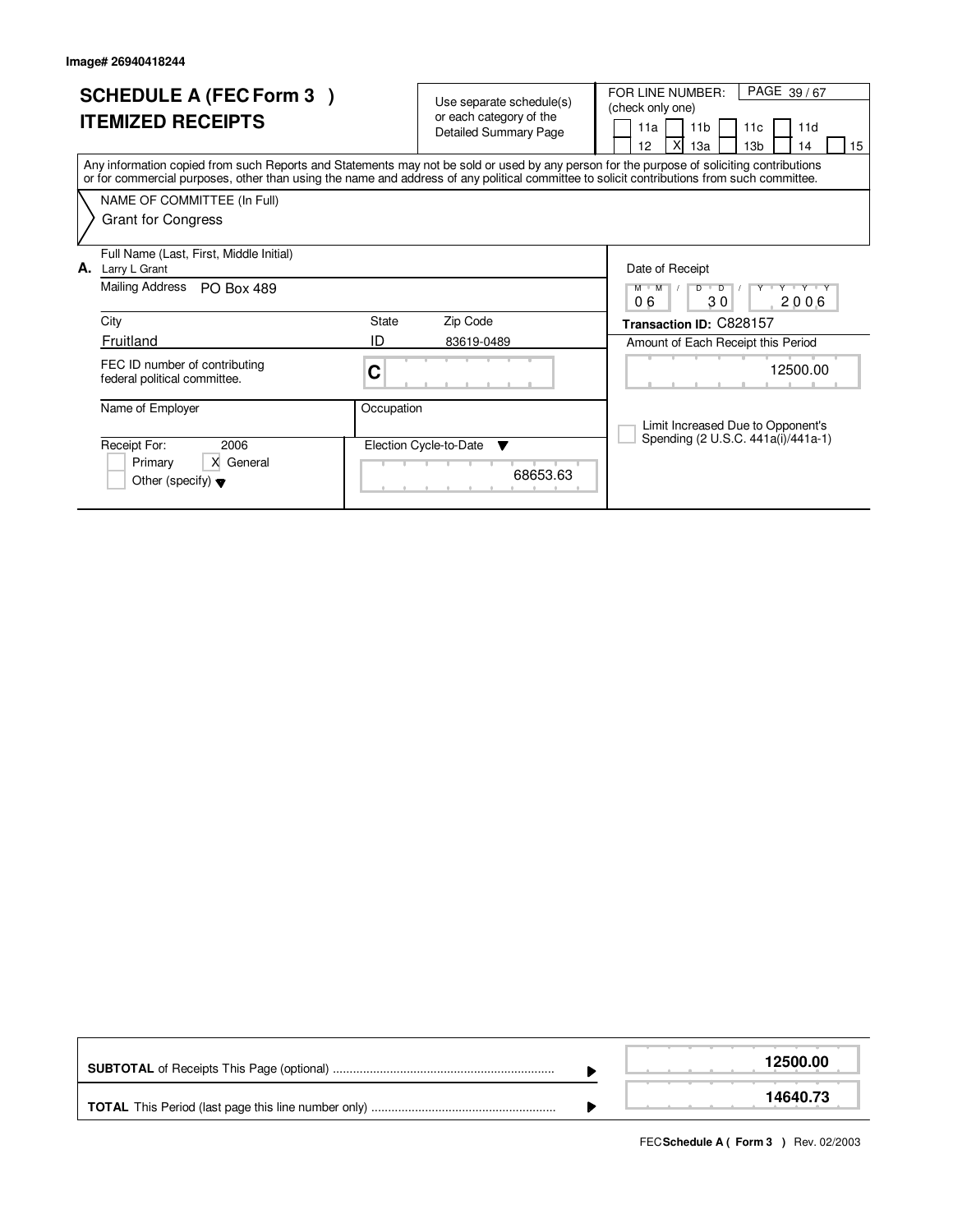Image# 26940418244

# SCHEDULE A (FEC Form 3 )
# ITEMIZED RECEIPTS

Use separate schedule(s) or each category of the Detailed Summary Page

FOR LINE NUMBER: (check only one)

| | | | |
|---|---|---|---|
| [ ] 11a | [ ] 11b | [ ] 11c | [ ] 11d |
| [ ] 12 | [X] 13a | [ ] 13b | [ ] 14 | [ ] 15 |

Any information copied from such Reports and Statements may not be sold or used by any person for the purpose of soliciting contributions or for commercial purposes, other than using the name and address of any political committee to solicit contributions from such committee.

NAME OF COMMITTEE (In Full)
Grant for Congress

**A.** Full Name (Last, First, Middle Initial)
Larry L Grant

Mailing Address: PO Box 489

| City | State | Zip Code |
|---|---|---|
| Fruitland | ID | 83619-0489 |

FEC ID number of contributing federal political committee: C

Name of Employer:

Occupation:

Receipt For: 2006
[ ] Primary [X] General
[ ] Other (specify)

Election Cycle-to-Date: 68653.63

Date of Receipt: 06 / 30 / 2006

**Transaction ID:** C828157

Amount of Each Receipt this Period: 12500.00

[ ] Limit Increased Due to Opponent's Spending (2 U.S.C. 441a(i)/441a-1)

| | |
|---|---|
| **SUBTOTAL** of Receipts This Page (optional) | **12500.00** |
| **TOTAL** This Period (last page this line number only) | **14640.73** |

FEC **Schedule A ( Form 3 )** Rev. 02/2003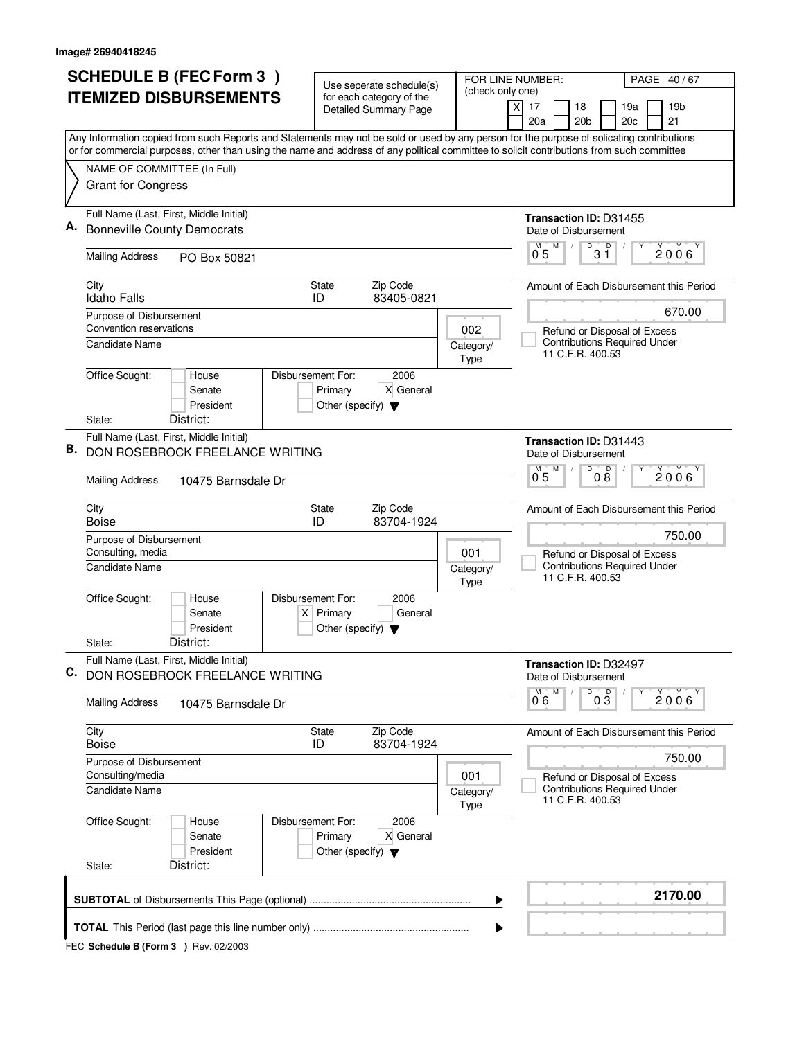Image# 26940418245

# SCHEDULE B (FEC Form 3 )
# ITEMIZED DISBURSEMENTS

Use seperate schedule(s) for each category of the Detailed Summary Page

FOR LINE NUMBER: (check only one)

[X] 17 [ ] 18 [ ] 19a [ ] 19b [ ] 20a [ ] 20b [ ] 20c [ ] 21

PAGE 40 / 67

Any Information copied from such Reports and Statements may not be sold or used by any person for the purpose of solicating contributions or for commercial purposes, other than using the name and address of any political committee to solicit contributions from such committee

NAME OF COMMITTEE (In Full)
Grant for Congress

---

**A.** Full Name (Last, First, Middle Initial): Bonneville County Democrats

Mailing Address: PO Box 50821

City: Idaho Falls | State: ID | Zip Code: 83405-0821

Purpose of Disbursement: Convention reservations

Category/Type: 002

Candidate Name:

Office Sought: [ ] House [ ] Senate [ ] President

State: District:

Disbursement For: 2006 [ ] Primary [X] General [ ] Other (specify)

Transaction ID: D31455

Date of Disbursement: 05/31/2006

Amount of Each Disbursement this Period: 670.00

[ ] Refund or Disposal of Excess Contributions Required Under 11 C.F.R. 400.53

---

**B.** Full Name (Last, First, Middle Initial): DON ROSEBROCK FREELANCE WRITING

Mailing Address: 10475 Barnsdale Dr

City: Boise | State: ID | Zip Code: 83704-1924

Purpose of Disbursement: Consulting, media

Category/Type: 001

Candidate Name:

Office Sought: [ ] House [ ] Senate [ ] President

State: District:

Disbursement For: 2006 [X] Primary [ ] General [ ] Other (specify)

Transaction ID: D31443

Date of Disbursement: 05/08/2006

Amount of Each Disbursement this Period: 750.00

[ ] Refund or Disposal of Excess Contributions Required Under 11 C.F.R. 400.53

---

**C.** Full Name (Last, First, Middle Initial): DON ROSEBROCK FREELANCE WRITING

Mailing Address: 10475 Barnsdale Dr

City: Boise | State: ID | Zip Code: 83704-1924

Purpose of Disbursement: Consulting/media

Category/Type: 001

Candidate Name:

Office Sought: [ ] House [ ] Senate [ ] President

State: District:

Disbursement For: 2006 [ ] Primary [X] General [ ] Other (specify)

Transaction ID: D32497

Date of Disbursement: 06/03/2006

Amount of Each Disbursement this Period: 750.00

[ ] Refund or Disposal of Excess Contributions Required Under 11 C.F.R. 400.53

---

**SUBTOTAL** of Disbursements This Page (optional): **2170.00**

**TOTAL** This Period (last page this line number only):

FEC **Schedule B (Form 3 )** Rev. 02/2003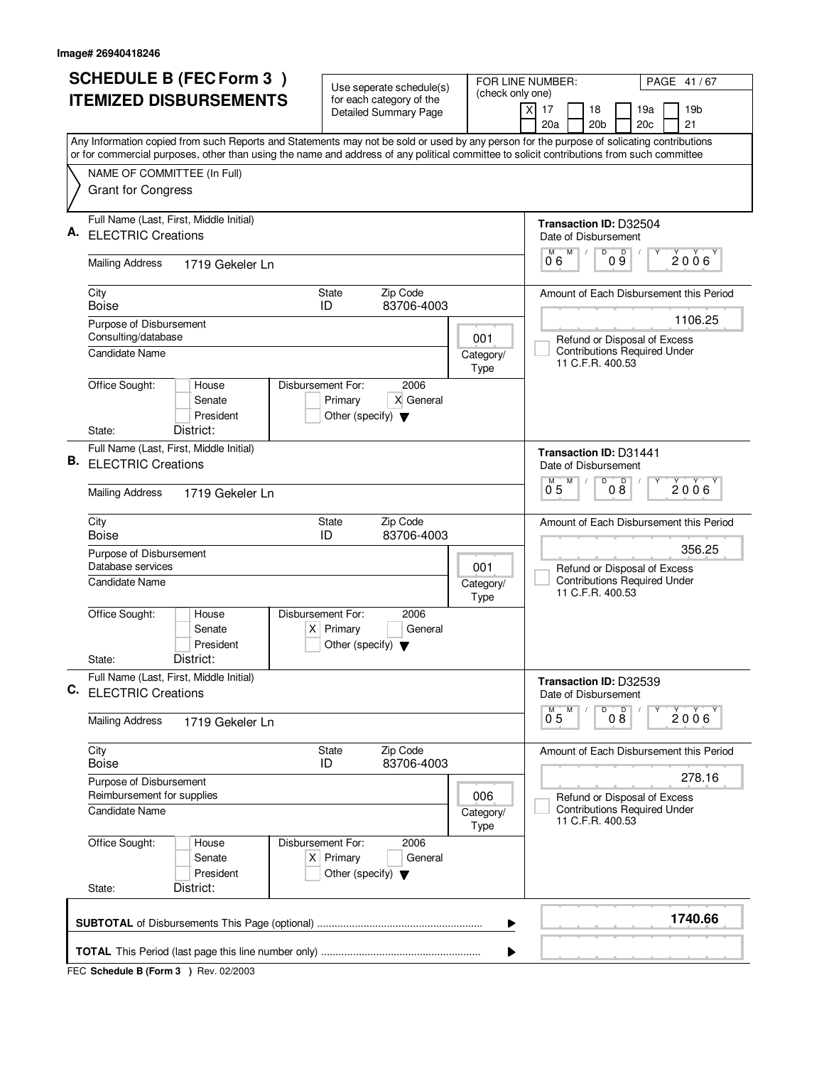Image# 26940418246

# SCHEDULE B (FEC Form 3 ) ITEMIZED DISBURSEMENTS

Use seperate schedule(s) for each category of the Detailed Summary Page

FOR LINE NUMBER: (check only one)
[X] 17 [ ] 18 [ ] 19a [ ] 19b [ ] 20a [ ] 20b [ ] 20c [ ] 21

Any Information copied from such Reports and Statements may not be sold or used by any person for the purpose of solicating contributions or for commercial purposes, other than using the name and address of any political committee to solicit contributions from such committee

NAME OF COMMITTEE (In Full)
Grant for Congress

## A.

Full Name (Last, First, Middle Initial): ELECTRIC Creations

Mailing Address: 1719 Gekeler Ln

City: Boise | State: ID | Zip Code: 83706-4003

Purpose of Disbursement: Consulting/database

Category/Type: 001

Candidate Name:

Office Sought: [ ] House [ ] Senate [ ] President

State: District:

Disbursement For: 2006 [ ] Primary [X] General [ ] Other (specify)

Transaction ID: D32504

Date of Disbursement: 06/09/2006

Amount of Each Disbursement this Period: 1106.25

[ ] Refund or Disposal of Excess Contributions Required Under 11 C.F.R. 400.53

## B.

Full Name (Last, First, Middle Initial): ELECTRIC Creations

Mailing Address: 1719 Gekeler Ln

City: Boise | State: ID | Zip Code: 83706-4003

Purpose of Disbursement: Database services

Category/Type: 001

Candidate Name:

Office Sought: [ ] House [ ] Senate [ ] President

State: District:

Disbursement For: 2006 [X] Primary [ ] General [ ] Other (specify)

Transaction ID: D31441

Date of Disbursement: 05/08/2006

Amount of Each Disbursement this Period: 356.25

[ ] Refund or Disposal of Excess Contributions Required Under 11 C.F.R. 400.53

## C.

Full Name (Last, First, Middle Initial): ELECTRIC Creations

Mailing Address: 1719 Gekeler Ln

City: Boise | State: ID | Zip Code: 83706-4003

Purpose of Disbursement: Reimbursement for supplies

Category/Type: 006

Candidate Name:

Office Sought: [ ] House [ ] Senate [ ] President

State: District:

Disbursement For: 2006 [X] Primary [ ] General [ ] Other (specify)

Transaction ID: D32539

Date of Disbursement: 05/08/2006

Amount of Each Disbursement this Period: 278.16

[ ] Refund or Disposal of Excess Contributions Required Under 11 C.F.R. 400.53

**SUBTOTAL** of Disbursements This Page (optional): **1740.66**

**TOTAL** This Period (last page this line number only):

FEC **Schedule B (Form 3 )** Rev. 02/2003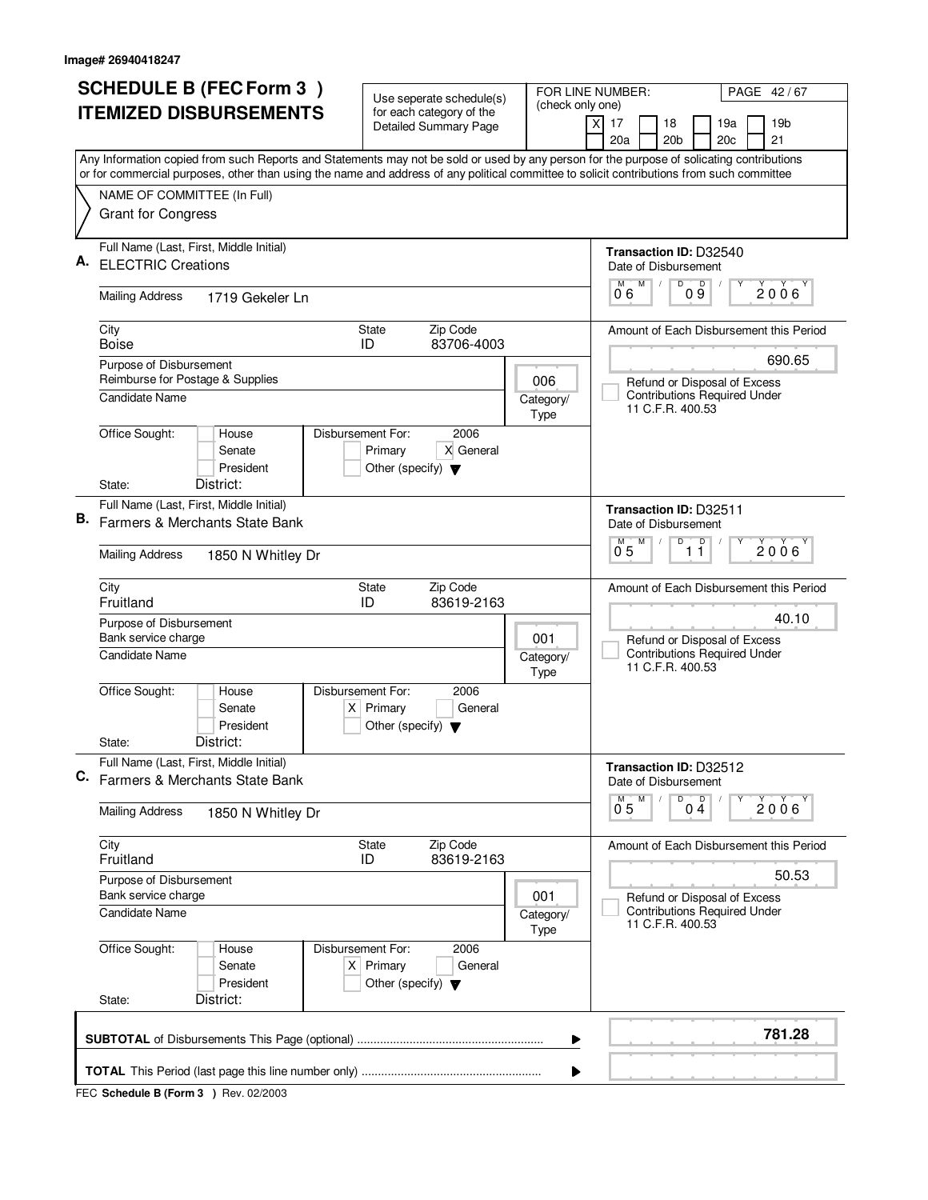Image# 26940418247

# SCHEDULE B (FEC Form 3) ITEMIZED DISBURSEMENTS

Use seperate schedule(s) for each category of the Detailed Summary Page

FOR LINE NUMBER: (check only one)

[X] 17 [ ] 18 [ ] 19a [ ] 19b [ ] 20a [ ] 20b [ ] 20c [ ] 21

PAGE 42 / 67

Any Information copied from such Reports and Statements may not be sold or used by any person for the purpose of solicating contributions or for commercial purposes, other than using the name and address of any political committee to solicit contributions from such committee

NAME OF COMMITTEE (In Full)
Grant for Congress

---

**A.** Full Name (Last, First, Middle Initial): ELECTRIC Creations

Mailing Address: 1719 Gekeler Ln

City: Boise | State: ID | Zip Code: 83706-4003

Purpose of Disbursement: Reimburse for Postage & Supplies

Candidate Name:

Category/Type: 006

Office Sought: [ ] House [ ] Senate [ ] President

State: District:

Disbursement For: 2006 [ ] Primary [X] General [ ] Other (specify)

Transaction ID: D32540

Date of Disbursement: 06 / 09 / 2006

Amount of Each Disbursement this Period: 690.65

[ ] Refund or Disposal of Excess Contributions Required Under 11 C.F.R. 400.53

---

**B.** Full Name (Last, First, Middle Initial): Farmers & Merchants State Bank

Mailing Address: 1850 N Whitley Dr

City: Fruitland | State: ID | Zip Code: 83619-2163

Purpose of Disbursement: Bank service charge

Candidate Name:

Category/Type: 001

Office Sought: [ ] House [ ] Senate [ ] President

State: District:

Disbursement For: 2006 [X] Primary [ ] General [ ] Other (specify)

Transaction ID: D32511

Date of Disbursement: 05 / 11 / 2006

Amount of Each Disbursement this Period: 40.10

[ ] Refund or Disposal of Excess Contributions Required Under 11 C.F.R. 400.53

---

**C.** Full Name (Last, First, Middle Initial): Farmers & Merchants State Bank

Mailing Address: 1850 N Whitley Dr

City: Fruitland | State: ID | Zip Code: 83619-2163

Purpose of Disbursement: Bank service charge

Candidate Name:

Category/Type: 001

Office Sought: [ ] House [ ] Senate [ ] President

State: District:

Disbursement For: 2006 [X] Primary [ ] General [ ] Other (specify)

Transaction ID: D32512

Date of Disbursement: 05 / 04 / 2006

Amount of Each Disbursement this Period: 50.53

[ ] Refund or Disposal of Excess Contributions Required Under 11 C.F.R. 400.53

---

**SUBTOTAL** of Disbursements This Page (optional): 781.28

**TOTAL** This Period (last page this line number only):

FEC **Schedule B (Form 3)** Rev. 02/2003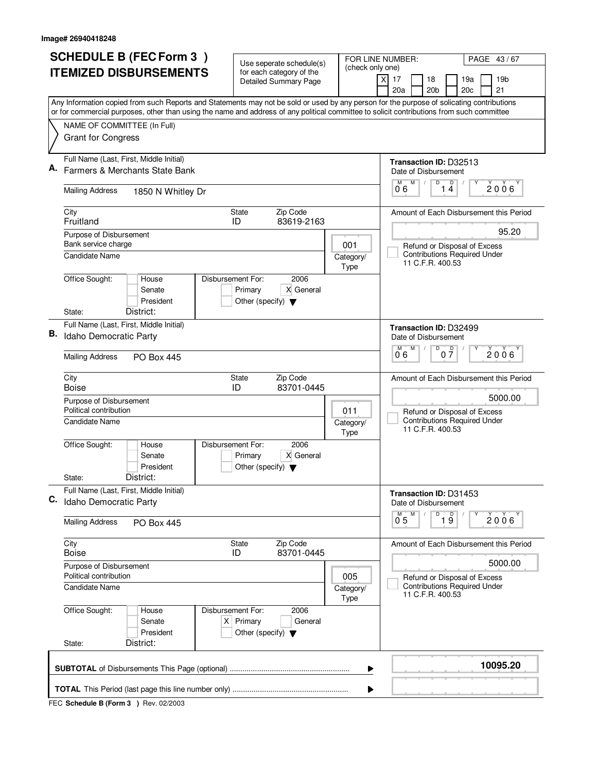Image# 26940418248

# SCHEDULE B (FEC Form 3 )
# ITEMIZED DISBURSEMENTS

Use seperate schedule(s) for each category of the Detailed Summary Page

FOR LINE NUMBER: (check only one)

[X] 17 [ ] 18 [ ] 19a [ ] 19b [ ] 20a [ ] 20b [ ] 20c [ ] 21

PAGE 43 / 67

Any Information copied from such Reports and Statements may not be sold or used by any person for the purpose of solicating contributions or for commercial purposes, other than using the name and address of any political committee to solicit contributions from such committee

NAME OF COMMITTEE (In Full)
Grant for Congress

---

**A.** Full Name (Last, First, Middle Initial): Farmers & Merchants State Bank

Transaction ID: D32513

Date of Disbursement: 06 / 14 / 2006

Mailing Address: 1850 N Whitley Dr

City: Fruitland | State: ID | Zip Code: 83619-2163

Amount of Each Disbursement this Period: 95.20

Purpose of Disbursement: Bank service charge

Category/Type: 001

[ ] Refund or Disposal of Excess Contributions Required Under 11 C.F.R. 400.53

Candidate Name:

Office Sought: [ ] House [ ] Senate [ ] President

Disbursement For: 2006 [ ] Primary [X] General [ ] Other (specify)

State: District:

---

**B.** Full Name (Last, First, Middle Initial): Idaho Democratic Party

Transaction ID: D32499

Date of Disbursement: 06 / 07 / 2006

Mailing Address: PO Box 445

City: Boise | State: ID | Zip Code: 83701-0445

Amount of Each Disbursement this Period: 5000.00

Purpose of Disbursement: Political contribution

Category/Type: 011

[ ] Refund or Disposal of Excess Contributions Required Under 11 C.F.R. 400.53

Candidate Name:

Office Sought: [ ] House [ ] Senate [ ] President

Disbursement For: 2006 [ ] Primary [X] General [ ] Other (specify)

State: District:

---

**C.** Full Name (Last, First, Middle Initial): Idaho Democratic Party

Transaction ID: D31453

Date of Disbursement: 05 / 19 / 2006

Mailing Address: PO Box 445

City: Boise | State: ID | Zip Code: 83701-0445

Amount of Each Disbursement this Period: 5000.00

Purpose of Disbursement: Political contribution

Category/Type: 005

[ ] Refund or Disposal of Excess Contributions Required Under 11 C.F.R. 400.53

Candidate Name:

Office Sought: [ ] House [ ] Senate [ ] President

Disbursement For: 2006 [X] Primary [ ] General [ ] Other (specify)

State: District:

---

**SUBTOTAL** of Disbursements This Page (optional) ........ 10095.20

**TOTAL** This Period (last page this line number only) ........

FEC **Schedule B (Form 3 )** Rev. 02/2003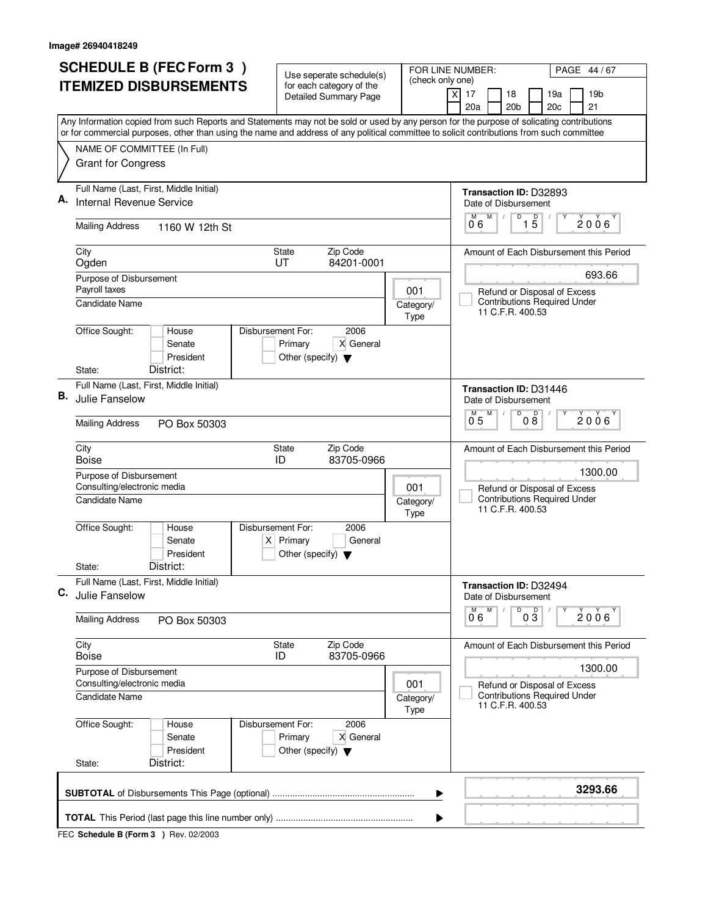Image# 26940418249

# SCHEDULE B (FEC Form 3 )
# ITEMIZED DISBURSEMENTS

Use seperate schedule(s) for each category of the Detailed Summary Page

FOR LINE NUMBER: (check only one)

[X] 17 [ ] 18 [ ] 19a [ ] 19b [ ] 20a [ ] 20b [ ] 20c [ ] 21

PAGE 44 / 67

Any Information copied from such Reports and Statements may not be sold or used by any person for the purpose of solicating contributions or for commercial purposes, other than using the name and address of any political committee to solicit contributions from such committee

NAME OF COMMITTEE (In Full)
Grant for Congress

---

**A.** Full Name (Last, First, Middle Initial): Internal Revenue Service

Transaction ID: D32893

Mailing Address: 1160 W 12th St

Date of Disbursement: 06 / 15 / 2006

City: Ogden | State: UT | Zip Code: 84201-0001

Amount of Each Disbursement this Period: 693.66

Purpose of Disbursement: Payroll taxes

Category/Type: 001

Candidate Name:

[ ] Refund or Disposal of Excess Contributions Required Under 11 C.F.R. 400.53

Office Sought: [ ] House [ ] Senate [ ] President

Disbursement For: 2006 [ ] Primary [X] General [ ] Other (specify)

State: District:

---

**B.** Full Name (Last, First, Middle Initial): Julie Fanselow

Transaction ID: D31446

Mailing Address: PO Box 50303

Date of Disbursement: 05 / 08 / 2006

City: Boise | State: ID | Zip Code: 83705-0966

Amount of Each Disbursement this Period: 1300.00

Purpose of Disbursement: Consulting/electronic media

Category/Type: 001

Candidate Name:

[ ] Refund or Disposal of Excess Contributions Required Under 11 C.F.R. 400.53

Office Sought: [ ] House [ ] Senate [ ] President

Disbursement For: 2006 [X] Primary [ ] General [ ] Other (specify)

State: District:

---

**C.** Full Name (Last, First, Middle Initial): Julie Fanselow

Transaction ID: D32494

Mailing Address: PO Box 50303

Date of Disbursement: 06 / 03 / 2006

City: Boise | State: ID | Zip Code: 83705-0966

Amount of Each Disbursement this Period: 1300.00

Purpose of Disbursement: Consulting/electronic media

Category/Type: 001

Candidate Name:

[ ] Refund or Disposal of Excess Contributions Required Under 11 C.F.R. 400.53

Office Sought: [ ] House [ ] Senate [ ] President

Disbursement For: 2006 [ ] Primary [X] General [ ] Other (specify)

State: District:

---

**SUBTOTAL** of Disbursements This Page (optional) ........ **3293.66**

**TOTAL** This Period (last page this line number only) ........

FEC **Schedule B (Form 3 )** Rev. 02/2003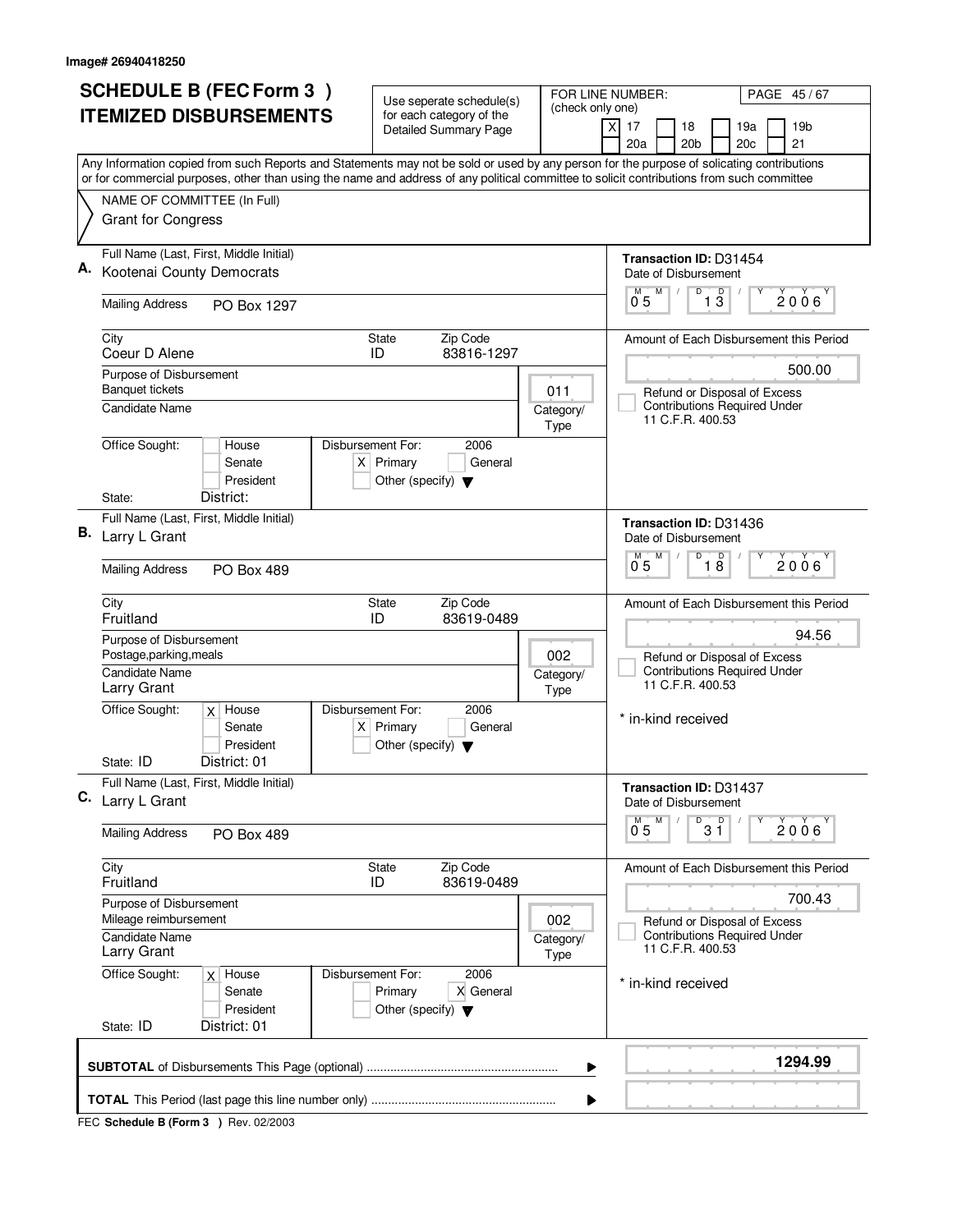Image# 26940418250

# SCHEDULE B (FEC Form 3 ) ITEMIZED DISBURSEMENTS

Use seperate schedule(s) for each category of the Detailed Summary Page

FOR LINE NUMBER: (check only one)

[X] 17 [ ] 18 [ ] 19a [ ] 19b [ ] 20a [ ] 20b [ ] 20c [ ] 21

PAGE 45 / 67

Any Information copied from such Reports and Statements may not be sold or used by any person for the purpose of solicating contributions or for commercial purposes, other than using the name and address of any political committee to solicit contributions from such committee

NAME OF COMMITTEE (In Full)
Grant for Congress

---

**A.** Full Name (Last, First, Middle Initial): Kootenai County Democrats

Mailing Address: PO Box 1297

City: Coeur D Alene | State: ID | Zip Code: 83816-1297

Purpose of Disbursement: Banquet tickets

Category/Type: 011

Candidate Name:

Office Sought: [ ] House [ ] Senate [ ] President

State: | District:

Disbursement For: 2006 [X] Primary [ ] General [ ] Other (specify)

Transaction ID: D31454

Date of Disbursement: 05/13/2006

Amount of Each Disbursement this Period: 500.00

[ ] Refund or Disposal of Excess Contributions Required Under 11 C.F.R. 400.53

---

**B.** Full Name (Last, First, Middle Initial): Larry L Grant

Mailing Address: PO Box 489

City: Fruitland | State: ID | Zip Code: 83619-0489

Purpose of Disbursement: Postage,parking,meals

Category/Type: 002

Candidate Name: Larry Grant

Office Sought: [X] House [ ] Senate [ ] President

State: ID | District: 01

Disbursement For: 2006 [X] Primary [ ] General [ ] Other (specify)

Transaction ID: D31436

Date of Disbursement: 05/18/2006

Amount of Each Disbursement this Period: 94.56

[ ] Refund or Disposal of Excess Contributions Required Under 11 C.F.R. 400.53

* in-kind received

---

**C.** Full Name (Last, First, Middle Initial): Larry L Grant

Mailing Address: PO Box 489

City: Fruitland | State: ID | Zip Code: 83619-0489

Purpose of Disbursement: Mileage reimbursement

Category/Type: 002

Candidate Name: Larry Grant

Office Sought: [X] House [ ] Senate [ ] President

State: ID | District: 01

Disbursement For: 2006 [ ] Primary [X] General [ ] Other (specify)

Transaction ID: D31437

Date of Disbursement: 05/31/2006

Amount of Each Disbursement this Period: 700.43

[ ] Refund or Disposal of Excess Contributions Required Under 11 C.F.R. 400.53

* in-kind received

---

**SUBTOTAL** of Disbursements This Page (optional) ▶ **1294.99**

**TOTAL** This Period (last page this line number only) ▶

FEC **Schedule B (Form 3 )** Rev. 02/2003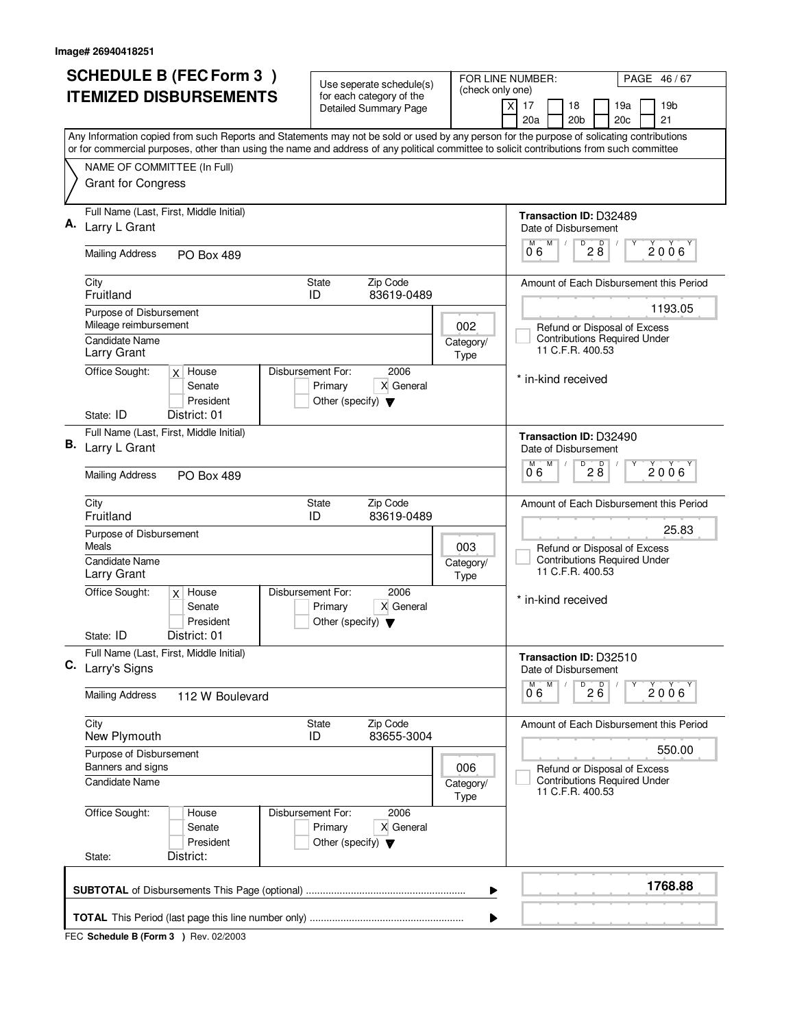Image# 26940418251

# SCHEDULE B (FEC Form 3 ) ITEMIZED DISBURSEMENTS

Use seperate schedule(s) for each category of the Detailed Summary Page

FOR LINE NUMBER: (check only one)

[X] 17 [ ] 18 [ ] 19a [ ] 19b [ ] 20a [ ] 20b [ ] 20c [ ] 21

Any Information copied from such Reports and Statements may not be sold or used by any person for the purpose of solicating contributions or for commercial purposes, other than using the name and address of any political committee to solicit contributions from such committee

NAME OF COMMITTEE (In Full)
Grant for Congress

---

**A.** Full Name (Last, First, Middle Initial): Larry L Grant

Mailing Address: PO Box 489

City: Fruitland State: ID Zip Code: 83619-0489

Purpose of Disbursement: Mileage reimbursement

Category/Type: 002

Candidate Name: Larry Grant

Office Sought: [X] House [ ] Senate [ ] President

State: ID District: 01

Disbursement For: 2006 [ ] Primary [X] General [ ] Other (specify)

Transaction ID: D32489

Date of Disbursement: 06/28/2006

Amount of Each Disbursement this Period: 1193.05

[ ] Refund or Disposal of Excess Contributions Required Under 11 C.F.R. 400.53

\* in-kind received

---

**B.** Full Name (Last, First, Middle Initial): Larry L Grant

Mailing Address: PO Box 489

City: Fruitland State: ID Zip Code: 83619-0489

Purpose of Disbursement: Meals

Category/Type: 003

Candidate Name: Larry Grant

Office Sought: [X] House [ ] Senate [ ] President

State: ID District: 01

Disbursement For: 2006 [ ] Primary [X] General [ ] Other (specify)

Transaction ID: D32490

Date of Disbursement: 06/28/2006

Amount of Each Disbursement this Period: 25.83

[ ] Refund or Disposal of Excess Contributions Required Under 11 C.F.R. 400.53

\* in-kind received

---

**C.** Full Name (Last, First, Middle Initial): Larry's Signs

Mailing Address: 112 W Boulevard

City: New Plymouth State: ID Zip Code: 83655-3004

Purpose of Disbursement: Banners and signs

Category/Type: 006

Candidate Name:

Office Sought: [ ] House [ ] Senate [ ] President

State: District:

Disbursement For: 2006 [ ] Primary [X] General [ ] Other (specify)

Transaction ID: D32510

Date of Disbursement: 06/26/2006

Amount of Each Disbursement this Period: 550.00

[ ] Refund or Disposal of Excess Contributions Required Under 11 C.F.R. 400.53

---

**SUBTOTAL** of Disbursements This Page (optional) ........ 1768.88

**TOTAL** This Period (last page this line number only) ........

FEC **Schedule B (Form 3 )** Rev. 02/2003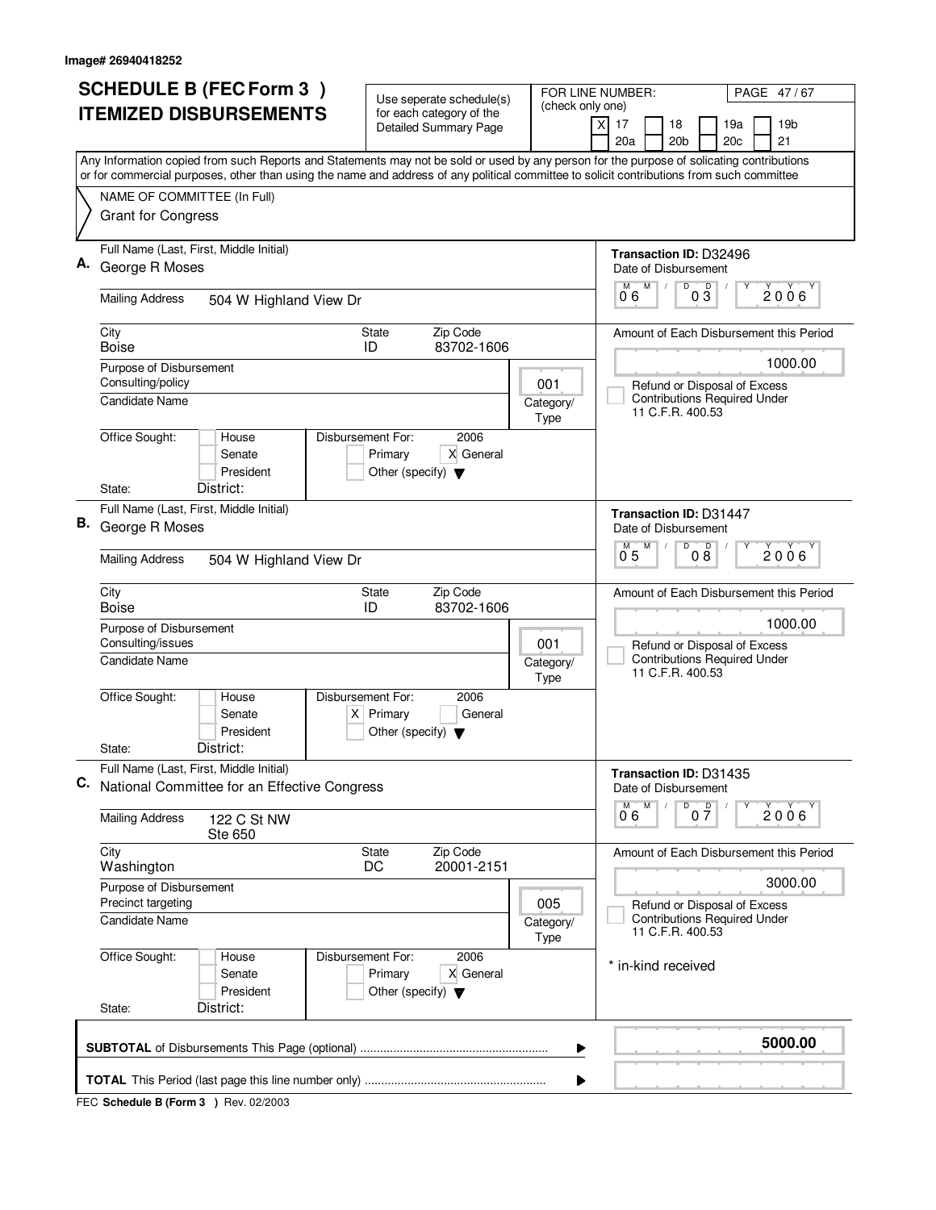Image# 26940418252

# SCHEDULE B (FEC Form 3 )
# ITEMIZED DISBURSEMENTS

Use seperate schedule(s) for each category of the Detailed Summary Page

FOR LINE NUMBER: (check only one)
[X] 17 [ ] 18 [ ] 19a [ ] 19b
[ ] 20a [ ] 20b [ ] 20c [ ] 21

Any Information copied from such Reports and Statements may not be sold or used by any person for the purpose of solicating contributions or for commercial purposes, other than using the name and address of any political committee to solicit contributions from such committee

NAME OF COMMITTEE (In Full)
Grant for Congress

---

**A.** Full Name (Last, First, Middle Initial): George R Moses

Transaction ID: D32496

Mailing Address: 504 W Highland View Dr

Date of Disbursement: 06/03/2006

City: Boise | State: ID | Zip Code: 83702-1606

Amount of Each Disbursement this Period: 1000.00

Purpose of Disbursement: Consulting/policy

Category/Type: 001

[ ] Refund or Disposal of Excess Contributions Required Under 11 C.F.R. 400.53

Candidate Name:

Office Sought: [ ] House [ ] Senate [ ] President

Disbursement For: 2006 [ ] Primary [X] General [ ] Other (specify)

State: District:

---

**B.** Full Name (Last, First, Middle Initial): George R Moses

Transaction ID: D31447

Mailing Address: 504 W Highland View Dr

Date of Disbursement: 05/08/2006

City: Boise | State: ID | Zip Code: 83702-1606

Amount of Each Disbursement this Period: 1000.00

Purpose of Disbursement: Consulting/issues

Category/Type: 001

[ ] Refund or Disposal of Excess Contributions Required Under 11 C.F.R. 400.53

Candidate Name:

Office Sought: [ ] House [ ] Senate [ ] President

Disbursement For: 2006 [X] Primary [ ] General [ ] Other (specify)

State: District:

---

**C.** Full Name (Last, First, Middle Initial): National Committee for an Effective Congress

Transaction ID: D31435

Mailing Address: 122 C St NW Ste 650

Date of Disbursement: 06/07/2006

City: Washington | State: DC | Zip Code: 20001-2151

Amount of Each Disbursement this Period: 3000.00

Purpose of Disbursement: Precinct targeting

Category/Type: 005

[ ] Refund or Disposal of Excess Contributions Required Under 11 C.F.R. 400.53

Candidate Name:

Office Sought: [ ] House [ ] Senate [ ] President

Disbursement For: 2006 [ ] Primary [X] General [ ] Other (specify)

\* in-kind received

State: District:

---

**SUBTOTAL** of Disbursements This Page (optional): **5000.00**

**TOTAL** This Period (last page this line number only):

FEC **Schedule B (Form 3 )** Rev. 02/2003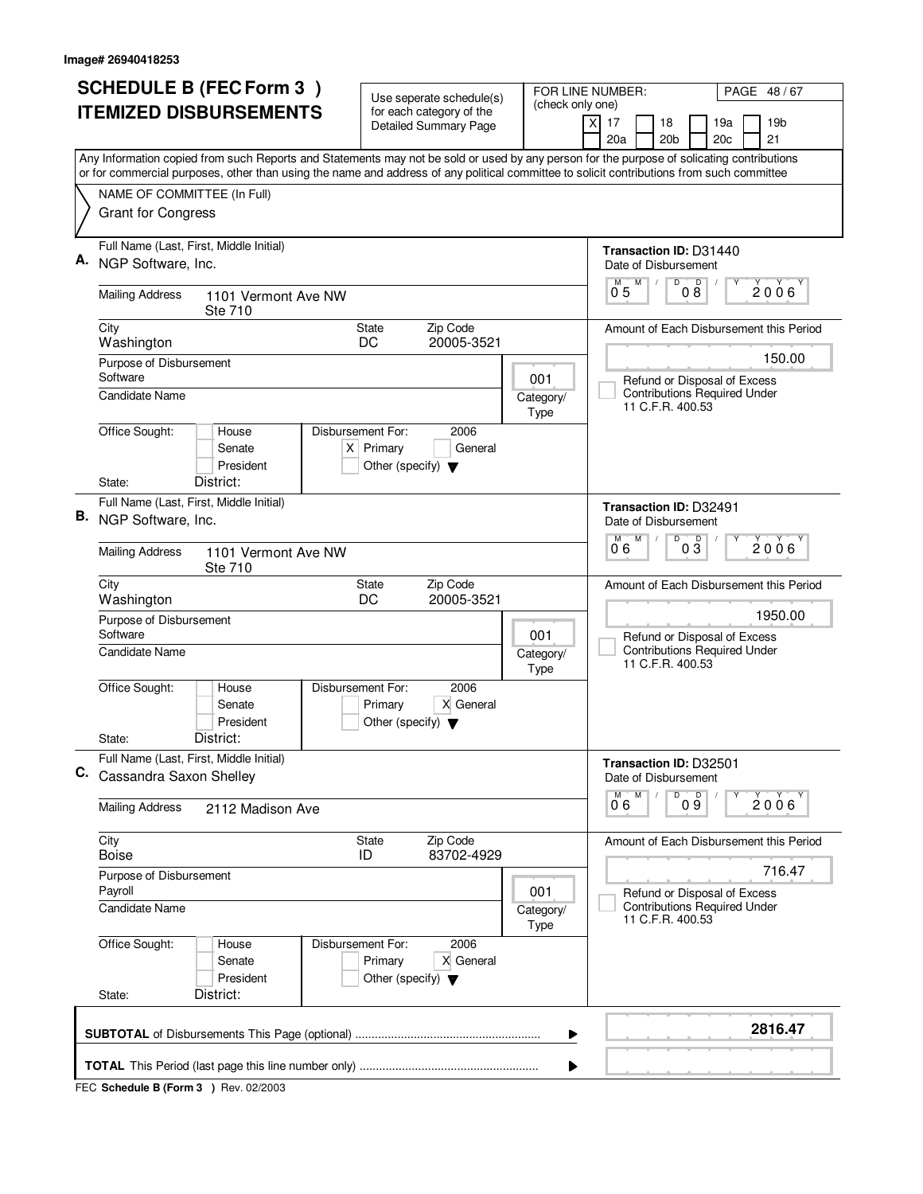Image# 26940418253

# SCHEDULE B (FEC Form 3 )
# ITEMIZED DISBURSEMENTS

Use seperate schedule(s) for each category of the Detailed Summary Page

FOR LINE NUMBER: (check only one)
[X] 17 [ ] 18 [ ] 19a [ ] 19b
[ ] 20a [ ] 20b [ ] 20c [ ] 21

PAGE 48 / 67

Any Information copied from such Reports and Statements may not be sold or used by any person for the purpose of solicating contributions or for commercial purposes, other than using the name and address of any political committee to solicit contributions from such committee

NAME OF COMMITTEE (In Full)
Grant for Congress

---

**A.** Full Name (Last, First, Middle Initial): NGP Software, Inc.

Mailing Address: 1101 Vermont Ave NW, Ste 710
City: Washington  State: DC  Zip Code: 20005-3521

Purpose of Disbursement: Software
Candidate Name:
Category/Type: 001

Office Sought: [ ] House [ ] Senate [ ] President
State:  District:

Disbursement For: 2006 [X] Primary [ ] General [ ] Other (specify)

Transaction ID: D31440
Date of Disbursement: 05/08/2006
Amount of Each Disbursement this Period: 150.00
[ ] Refund or Disposal of Excess Contributions Required Under 11 C.F.R. 400.53

---

**B.** Full Name (Last, First, Middle Initial): NGP Software, Inc.

Mailing Address: 1101 Vermont Ave NW, Ste 710
City: Washington  State: DC  Zip Code: 20005-3521

Purpose of Disbursement: Software
Candidate Name:
Category/Type: 001

Office Sought: [ ] House [ ] Senate [ ] President
State:  District:

Disbursement For: 2006 [ ] Primary [X] General [ ] Other (specify)

Transaction ID: D32491
Date of Disbursement: 06/03/2006
Amount of Each Disbursement this Period: 1950.00
[ ] Refund or Disposal of Excess Contributions Required Under 11 C.F.R. 400.53

---

**C.** Full Name (Last, First, Middle Initial): Cassandra Saxon Shelley

Mailing Address: 2112 Madison Ave
City: Boise  State: ID  Zip Code: 83702-4929

Purpose of Disbursement: Payroll
Candidate Name:
Category/Type: 001

Office Sought: [ ] House [ ] Senate [ ] President
State:  District:

Disbursement For: 2006 [ ] Primary [X] General [ ] Other (specify)

Transaction ID: D32501
Date of Disbursement: 06/09/2006
Amount of Each Disbursement this Period: 716.47
[ ] Refund or Disposal of Excess Contributions Required Under 11 C.F.R. 400.53

---

**SUBTOTAL** of Disbursements This Page (optional): **2816.47**

**TOTAL** This Period (last page this line number only):

FEC **Schedule B (Form 3 )** Rev. 02/2003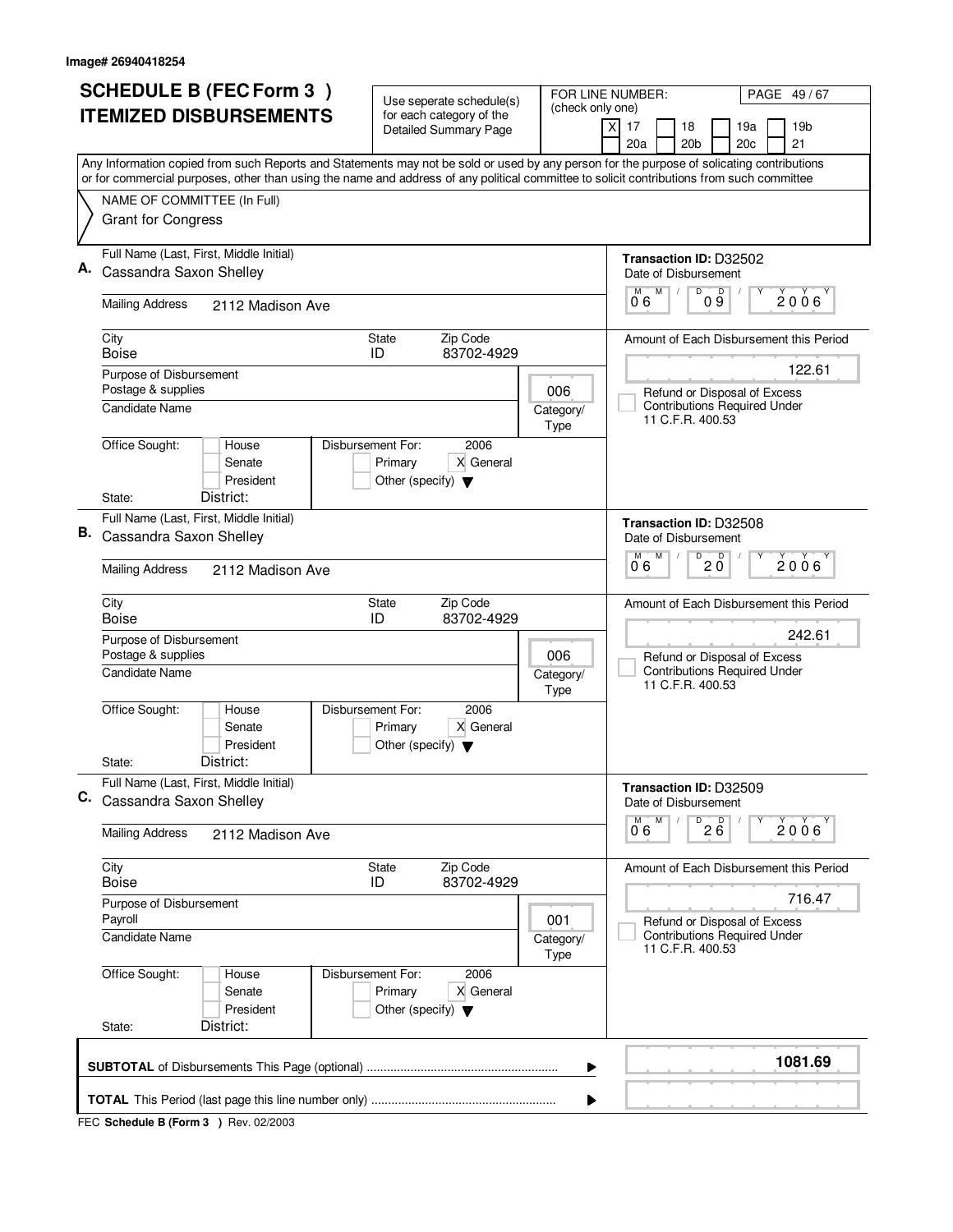Image# 26940418254

# SCHEDULE B (FEC Form 3 ) ITEMIZED DISBURSEMENTS

Use seperate schedule(s) for each category of the Detailed Summary Page

FOR LINE NUMBER: (check only one)

- [X] 17
- [ ] 18
- [ ] 19a
- [ ] 19b
- [ ] 20a
- [ ] 20b
- [ ] 20c
- [ ] 21

PAGE 49 / 67

Any Information copied from such Reports and Statements may not be sold or used by any person for the purpose of solicating contributions or for commercial purposes, other than using the name and address of any political committee to solicit contributions from such committee

NAME OF COMMITTEE (In Full)
Grant for Congress

---

**A.** Full Name (Last, First, Middle Initial): Cassandra Saxon Shelley

Mailing Address: 2112 Madison Ave

City: Boise | State: ID | Zip Code: 83702-4929

Purpose of Disbursement: Postage & supplies

Category/Type: 006

Candidate Name:

Office Sought: [ ] House [ ] Senate [ ] President — State: District:

Disbursement For: 2006 — [ ] Primary [X] General [ ] Other (specify)

Transaction ID: D32502

Date of Disbursement: 06 / 09 / 2006

Amount of Each Disbursement this Period: 122.61

[ ] Refund or Disposal of Excess Contributions Required Under 11 C.F.R. 400.53

---

**B.** Full Name (Last, First, Middle Initial): Cassandra Saxon Shelley

Mailing Address: 2112 Madison Ave

City: Boise | State: ID | Zip Code: 83702-4929

Purpose of Disbursement: Postage & supplies

Category/Type: 006

Candidate Name:

Office Sought: [ ] House [ ] Senate [ ] President — State: District:

Disbursement For: 2006 — [ ] Primary [X] General [ ] Other (specify)

Transaction ID: D32508

Date of Disbursement: 06 / 20 / 2006

Amount of Each Disbursement this Period: 242.61

[ ] Refund or Disposal of Excess Contributions Required Under 11 C.F.R. 400.53

---

**C.** Full Name (Last, First, Middle Initial): Cassandra Saxon Shelley

Mailing Address: 2112 Madison Ave

City: Boise | State: ID | Zip Code: 83702-4929

Purpose of Disbursement: Payroll

Category/Type: 001

Candidate Name:

Office Sought: [ ] House [ ] Senate [ ] President — State: District:

Disbursement For: 2006 — [ ] Primary [X] General [ ] Other (specify)

Transaction ID: D32509

Date of Disbursement: 06 / 26 / 2006

Amount of Each Disbursement this Period: 716.47

[ ] Refund or Disposal of Excess Contributions Required Under 11 C.F.R. 400.53

---

**SUBTOTAL** of Disbursements This Page (optional) ........ **1081.69**

**TOTAL** This Period (last page this line number only) ........

FEC **Schedule B (Form 3 )** Rev. 02/2003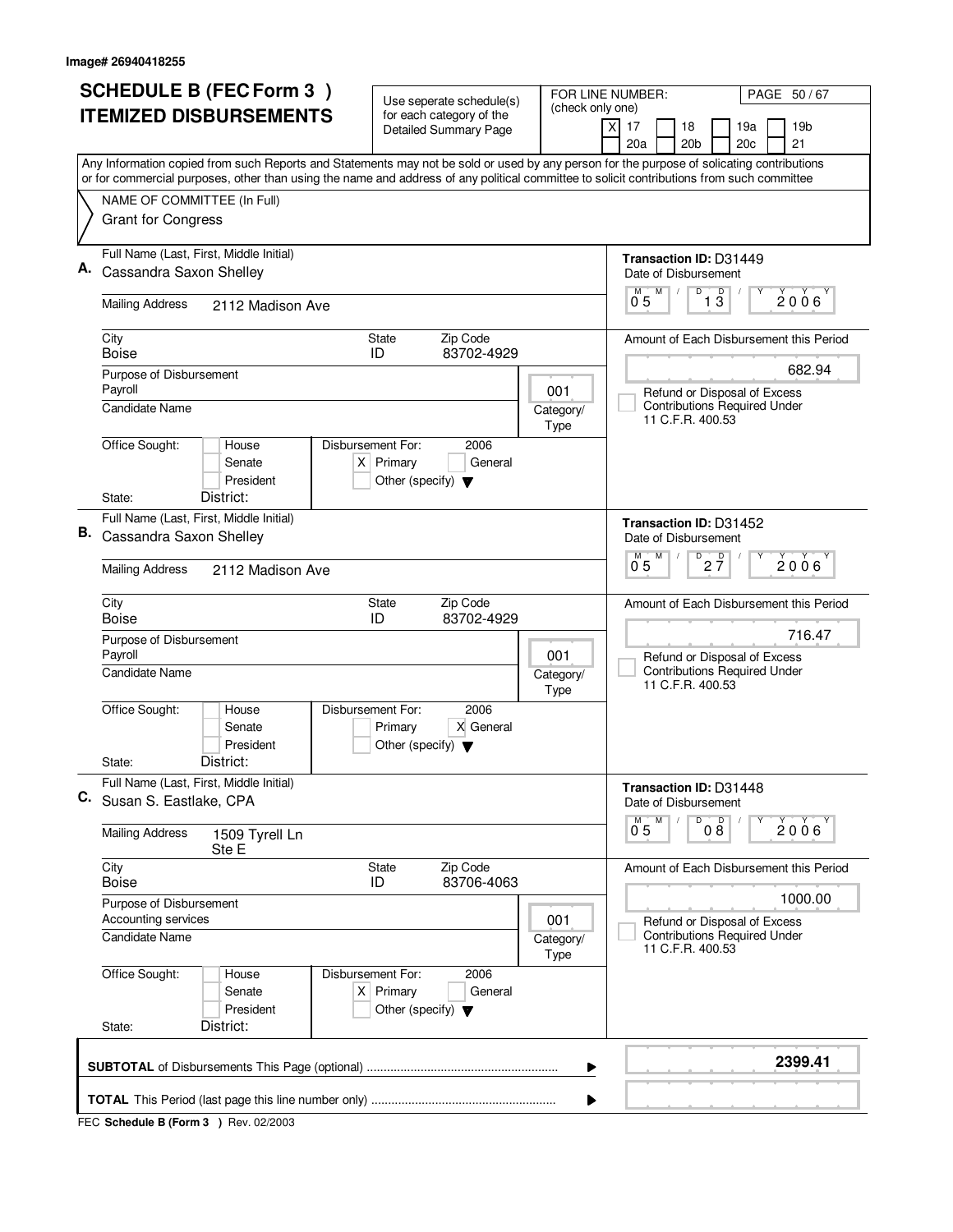Image# 26940418255

# SCHEDULE B (FEC Form 3 )
# ITEMIZED DISBURSEMENTS

Use seperate schedule(s) for each category of the Detailed Summary Page

FOR LINE NUMBER: (check only one)

[X] 17 [ ] 18 [ ] 19a [ ] 19b
[ ] 20a [ ] 20b [ ] 20c [ ] 21

Any Information copied from such Reports and Statements may not be sold or used by any person for the purpose of solicating contributions or for commercial purposes, other than using the name and address of any political committee to solicit contributions from such committee

NAME OF COMMITTEE (In Full)
Grant for Congress

---

**A.** Full Name (Last, First, Middle Initial): Cassandra Saxon Shelley

Mailing Address: 2112 Madison Ave

City: Boise | State: ID | Zip Code: 83702-4929

Purpose of Disbursement: Payroll

Category/Type: 001

Candidate Name:

Office Sought: [ ] House [ ] Senate [ ] President

State: District:

Disbursement For: 2006 [X] Primary [ ] General [ ] Other (specify)

Transaction ID: D31449

Date of Disbursement: 05/13/2006

Amount of Each Disbursement this Period: 682.94

[ ] Refund or Disposal of Excess Contributions Required Under 11 C.F.R. 400.53

---

**B.** Full Name (Last, First, Middle Initial): Cassandra Saxon Shelley

Mailing Address: 2112 Madison Ave

City: Boise | State: ID | Zip Code: 83702-4929

Purpose of Disbursement: Payroll

Category/Type: 001

Candidate Name:

Office Sought: [ ] House [ ] Senate [ ] President

State: District:

Disbursement For: 2006 [ ] Primary [X] General [ ] Other (specify)

Transaction ID: D31452

Date of Disbursement: 05/27/2006

Amount of Each Disbursement this Period: 716.47

[ ] Refund or Disposal of Excess Contributions Required Under 11 C.F.R. 400.53

---

**C.** Full Name (Last, First, Middle Initial): Susan S. Eastlake, CPA

Mailing Address: 1509 Tyrell Ln Ste E

City: Boise | State: ID | Zip Code: 83706-4063

Purpose of Disbursement: Accounting services

Category/Type: 001

Candidate Name:

Office Sought: [ ] House [ ] Senate [ ] President

State: District:

Disbursement For: 2006 [X] Primary [ ] General [ ] Other (specify)

Transaction ID: D31448

Date of Disbursement: 05/08/2006

Amount of Each Disbursement this Period: 1000.00

[ ] Refund or Disposal of Excess Contributions Required Under 11 C.F.R. 400.53

---

**SUBTOTAL** of Disbursements This Page (optional) ........ **2399.41**

**TOTAL** This Period (last page this line number only) ........

FEC **Schedule B (Form 3 )** Rev. 02/2003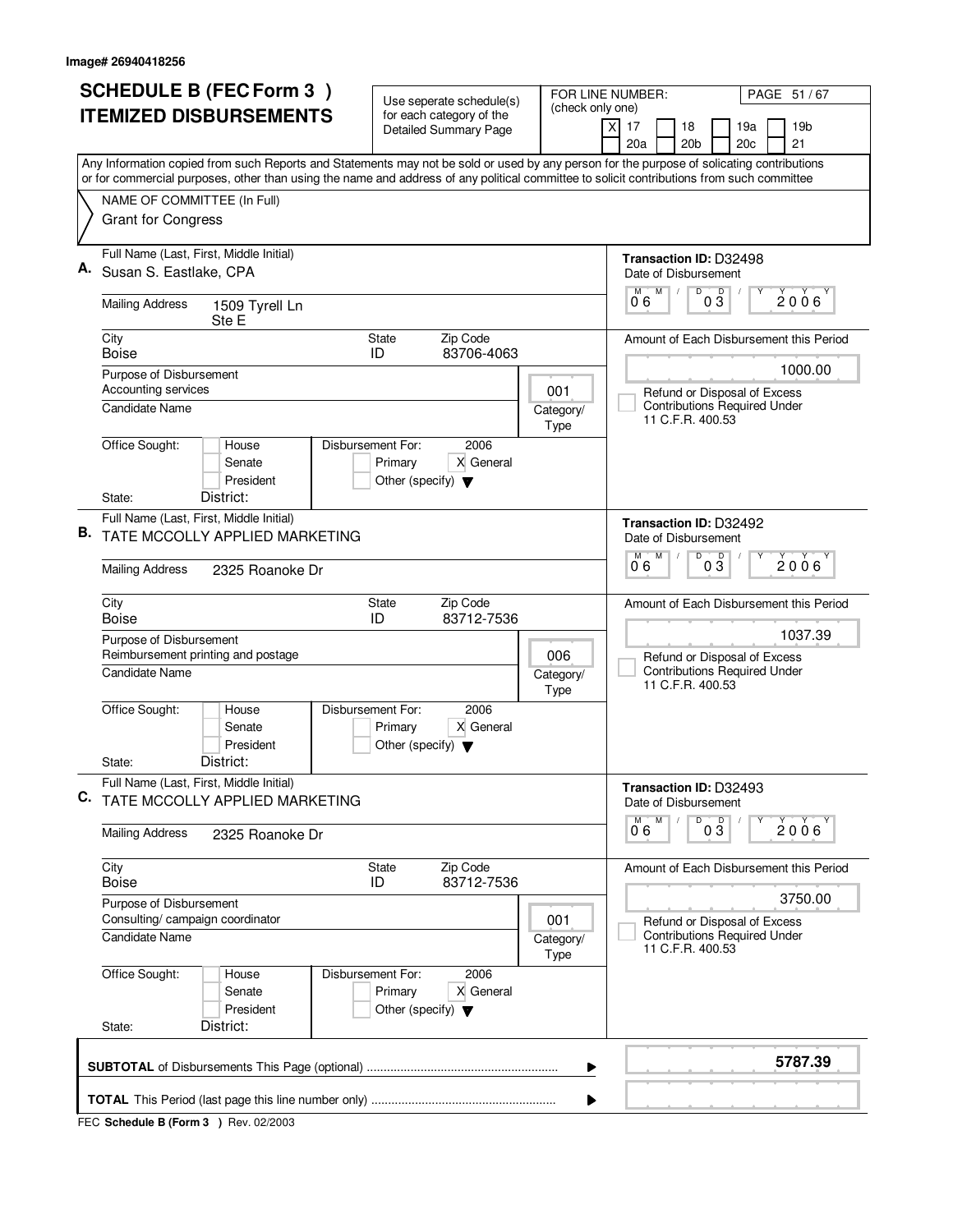Image# 26940418256

# SCHEDULE B (FEC Form 3 ) ITEMIZED DISBURSEMENTS

Use seperate schedule(s) for each category of the Detailed Summary Page

FOR LINE NUMBER: (check only one)

[X] 17 [ ] 18 [ ] 19a [ ] 19b [ ] 20a [ ] 20b [ ] 20c [ ] 21

PAGE 51 / 67

Any Information copied from such Reports and Statements may not be sold or used by any person for the purpose of solicating contributions or for commercial purposes, other than using the name and address of any political committee to solicit contributions from such committee

NAME OF COMMITTEE (In Full)
Grant for Congress

---

**A.** Full Name (Last, First, Middle Initial): Susan S. Eastlake, CPA

Mailing Address: 1509 Tyrell Ln, Ste E

City: Boise | State: ID | Zip Code: 83706-4063

Purpose of Disbursement: Accounting services

Category/Type: 001

Candidate Name:

Office Sought: [ ] House [ ] Senate [ ] President
State: District:

Disbursement For: 2006 [ ] Primary [X] General [ ] Other (specify)

Transaction ID: D32498

Date of Disbursement: 06/03/2006

Amount of Each Disbursement this Period: 1000.00

[ ] Refund or Disposal of Excess Contributions Required Under 11 C.F.R. 400.53

---

**B.** Full Name (Last, First, Middle Initial): TATE MCCOLLY APPLIED MARKETING

Mailing Address: 2325 Roanoke Dr

City: Boise | State: ID | Zip Code: 83712-7536

Purpose of Disbursement: Reimbursement printing and postage

Category/Type: 006

Candidate Name:

Office Sought: [ ] House [ ] Senate [ ] President
State: District:

Disbursement For: 2006 [ ] Primary [X] General [ ] Other (specify)

Transaction ID: D32492

Date of Disbursement: 06/03/2006

Amount of Each Disbursement this Period: 1037.39

[ ] Refund or Disposal of Excess Contributions Required Under 11 C.F.R. 400.53

---

**C.** Full Name (Last, First, Middle Initial): TATE MCCOLLY APPLIED MARKETING

Mailing Address: 2325 Roanoke Dr

City: Boise | State: ID | Zip Code: 83712-7536

Purpose of Disbursement: Consulting/ campaign coordinator

Category/Type: 001

Candidate Name:

Office Sought: [ ] House [ ] Senate [ ] President
State: District:

Disbursement For: 2006 [ ] Primary [X] General [ ] Other (specify)

Transaction ID: D32493

Date of Disbursement: 06/03/2006

Amount of Each Disbursement this Period: 3750.00

[ ] Refund or Disposal of Excess Contributions Required Under 11 C.F.R. 400.53

---

**SUBTOTAL** of Disbursements This Page (optional): **5787.39**

**TOTAL** This Period (last page this line number only):

FEC **Schedule B (Form 3 )** Rev. 02/2003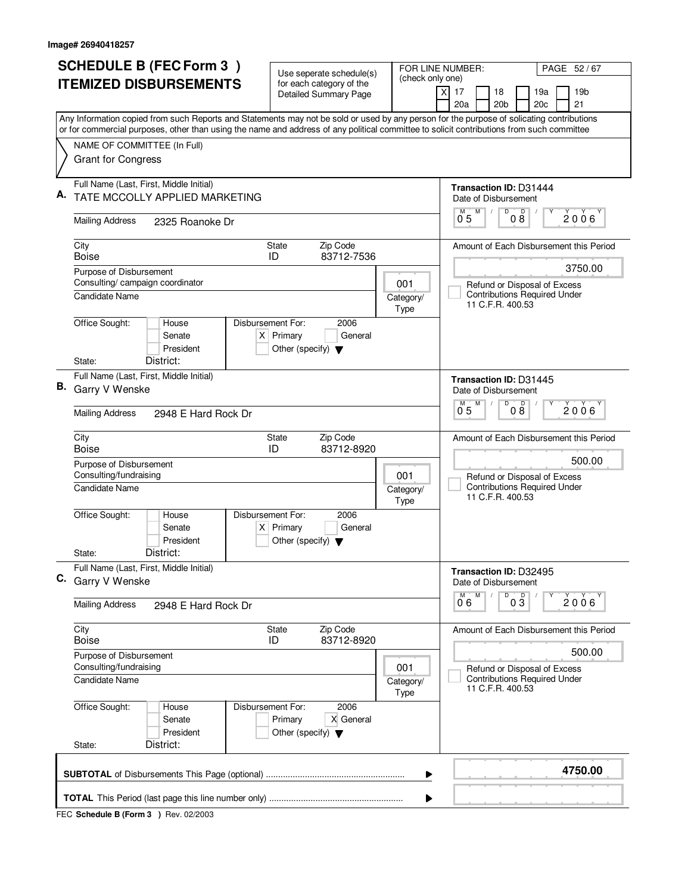Image# 26940418257

# SCHEDULE B (FEC Form 3 ) ITEMIZED DISBURSEMENTS

Use seperate schedule(s) for each category of the Detailed Summary Page

FOR LINE NUMBER: (check only one)

[X] 17 [ ] 18 [ ] 19a [ ] 19b [ ] 20a [ ] 20b [ ] 20c [ ] 21

Any Information copied from such Reports and Statements may not be sold or used by any person for the purpose of solicating contributions or for commercial purposes, other than using the name and address of any political committee to solicit contributions from such committee

NAME OF COMMITTEE (In Full)
Grant for Congress

---

**A.** Full Name (Last, First, Middle Initial): TATE MCCOLLY APPLIED MARKETING

Transaction ID: D31444

Date of Disbursement: 05 / 08 / 2006

Mailing Address: 2325 Roanoke Dr

City: Boise | State: ID | Zip Code: 83712-7536

Amount of Each Disbursement this Period: 3750.00

Purpose of Disbursement: Consulting/ campaign coordinator

Category/Type: 001

[ ] Refund or Disposal of Excess Contributions Required Under 11 C.F.R. 400.53

Candidate Name:

Office Sought: [ ] House [ ] Senate [ ] President

Disbursement For: 2006 [X] Primary [ ] General [ ] Other (specify)

State: District:

---

**B.** Full Name (Last, First, Middle Initial): Garry V Wenske

Transaction ID: D31445

Date of Disbursement: 05 / 08 / 2006

Mailing Address: 2948 E Hard Rock Dr

City: Boise | State: ID | Zip Code: 83712-8920

Amount of Each Disbursement this Period: 500.00

Purpose of Disbursement: Consulting/fundraising

Category/Type: 001

[ ] Refund or Disposal of Excess Contributions Required Under 11 C.F.R. 400.53

Candidate Name:

Office Sought: [ ] House [ ] Senate [ ] President

Disbursement For: 2006 [X] Primary [ ] General [ ] Other (specify)

State: District:

---

**C.** Full Name (Last, First, Middle Initial): Garry V Wenske

Transaction ID: D32495

Date of Disbursement: 06 / 03 / 2006

Mailing Address: 2948 E Hard Rock Dr

City: Boise | State: ID | Zip Code: 83712-8920

Amount of Each Disbursement this Period: 500.00

Purpose of Disbursement: Consulting/fundraising

Category/Type: 001

[ ] Refund or Disposal of Excess Contributions Required Under 11 C.F.R. 400.53

Candidate Name:

Office Sought: [ ] House [ ] Senate [ ] President

Disbursement For: 2006 [ ] Primary [X] General [ ] Other (specify)

State: District:

---

**SUBTOTAL** of Disbursements This Page (optional): **4750.00**

**TOTAL** This Period (last page this line number only):

FEC **Schedule B (Form 3 )** Rev. 02/2003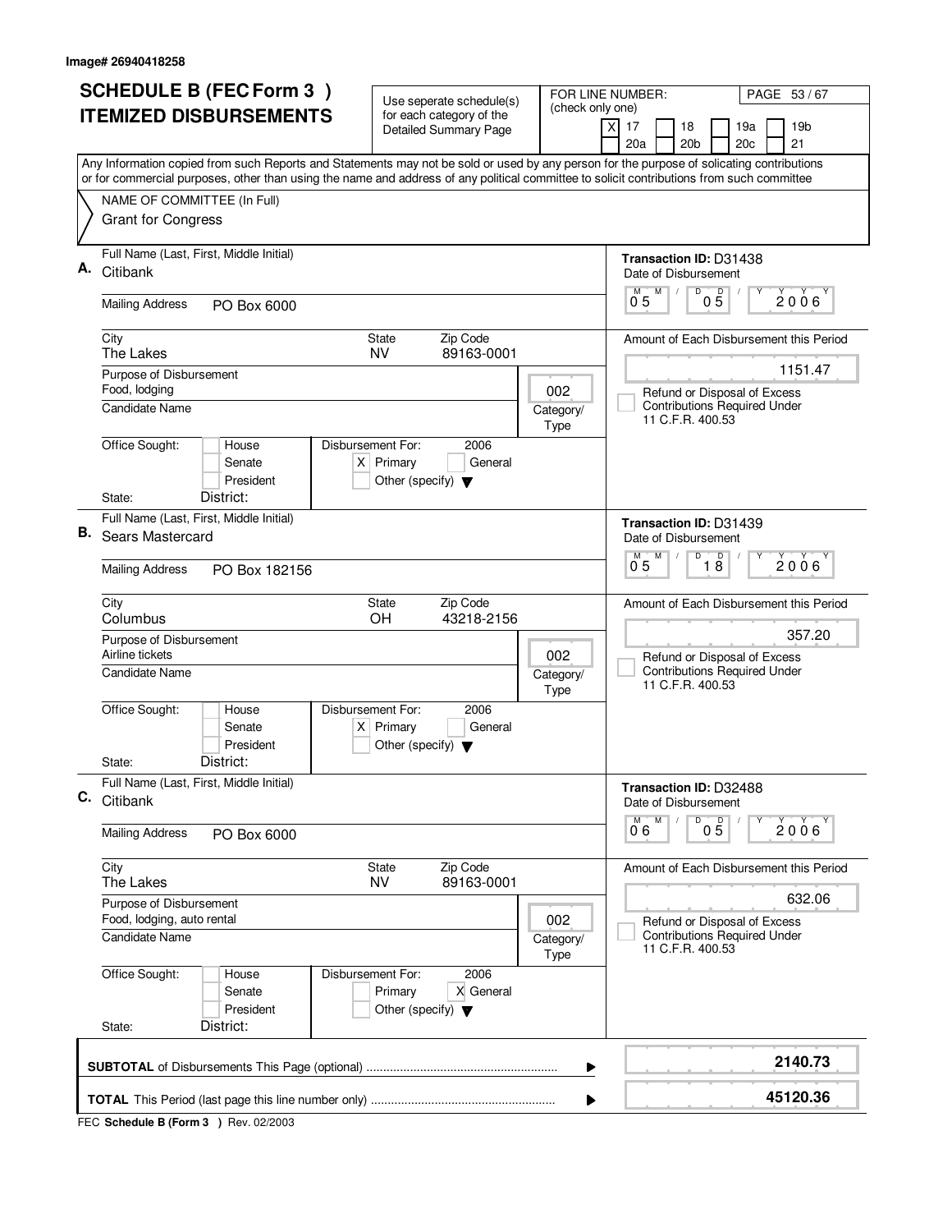Image# 26940418258

# SCHEDULE B (FEC Form 3 ) ITEMIZED DISBURSEMENTS

Use seperate schedule(s) for each category of the Detailed Summary Page

FOR LINE NUMBER: (check only one)

[X] 17 [ ] 18 [ ] 19a [ ] 19b [ ] 20a [ ] 20b [ ] 20c [ ] 21

PAGE 53 / 67

Any Information copied from such Reports and Statements may not be sold or used by any person for the purpose of solicating contributions or for commercial purposes, other than using the name and address of any political committee to solicit contributions from such committee

NAME OF COMMITTEE (In Full)
Grant for Congress

---

**A.** Full Name (Last, First, Middle Initial): Citibank

Mailing Address: PO Box 6000

City: The Lakes  State: NV  Zip Code: 89163-0001

Purpose of Disbursement: Food, lodging

Category/Type: 002

Candidate Name:

Office Sought: [ ] House [ ] Senate [ ] President

State: District:

Disbursement For: 2006 [X] Primary [ ] General [ ] Other (specify)

Transaction ID: D31438

Date of Disbursement: 05 / 05 / 2006

Amount of Each Disbursement this Period: 1151.47

[ ] Refund or Disposal of Excess Contributions Required Under 11 C.F.R. 400.53

---

**B.** Full Name (Last, First, Middle Initial): Sears Mastercard

Mailing Address: PO Box 182156

City: Columbus  State: OH  Zip Code: 43218-2156

Purpose of Disbursement: Airline tickets

Category/Type: 002

Candidate Name:

Office Sought: [ ] House [ ] Senate [ ] President

State: District:

Disbursement For: 2006 [X] Primary [ ] General [ ] Other (specify)

Transaction ID: D31439

Date of Disbursement: 05 / 18 / 2006

Amount of Each Disbursement this Period: 357.20

[ ] Refund or Disposal of Excess Contributions Required Under 11 C.F.R. 400.53

---

**C.** Full Name (Last, First, Middle Initial): Citibank

Mailing Address: PO Box 6000

City: The Lakes  State: NV  Zip Code: 89163-0001

Purpose of Disbursement: Food, lodging, auto rental

Category/Type: 002

Candidate Name:

Office Sought: [ ] House [ ] Senate [ ] President

State: District:

Disbursement For: 2006 [ ] Primary [X] General [ ] Other (specify)

Transaction ID: D32488

Date of Disbursement: 06 / 05 / 2006

Amount of Each Disbursement this Period: 632.06

[ ] Refund or Disposal of Excess Contributions Required Under 11 C.F.R. 400.53

---

**SUBTOTAL** of Disbursements This Page (optional): **2140.73**

**TOTAL** This Period (last page this line number only): **45120.36**

FEC Schedule B (Form 3 ) Rev. 02/2003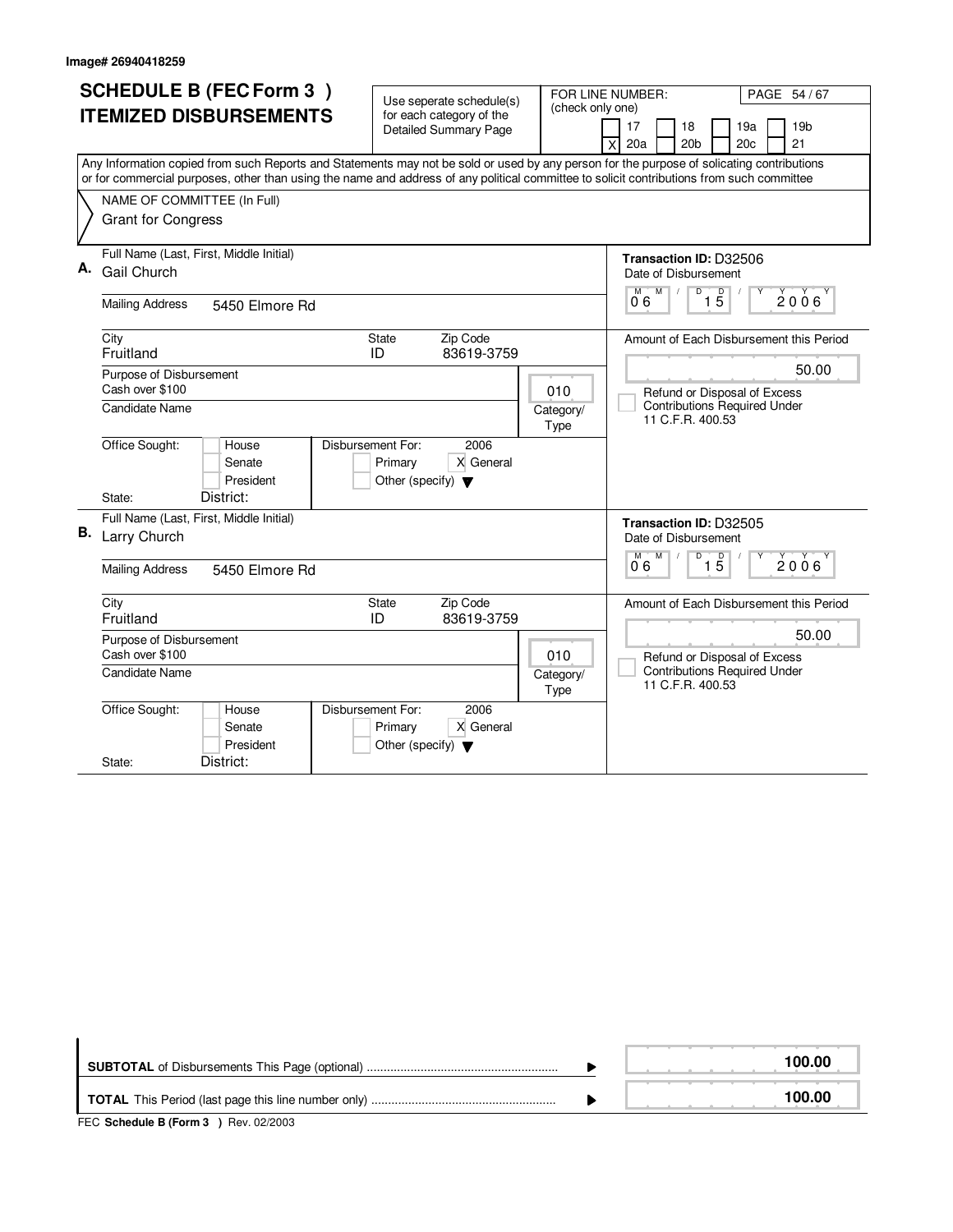Image# 26940418259

# SCHEDULE B (FEC Form 3 )
# ITEMIZED DISBURSEMENTS

Use seperate schedule(s) for each category of the Detailed Summary Page

FOR LINE NUMBER: (check only one)

| | | | |
|---|---|---|---|
| 17 | 18 | 19a | 19b |
| X 20a | 20b | 20c | 21 |

Any Information copied from such Reports and Statements may not be sold or used by any person for the purpose of solicating contributions or for commercial purposes, other than using the name and address of any political committee to solicit contributions from such committee

NAME OF COMMITTEE (In Full)
Grant for Congress

**A.** Full Name (Last, First, Middle Initial): Gail Church

Mailing Address: 5450 Elmore Rd

City: Fruitland | State: ID | Zip Code: 83619-3759

Purpose of Disbursement: Cash over $100

Candidate Name:

Category/Type: 010

Office Sought: House / Senate / President
State: District:

Disbursement For: 2006 — Primary / X General / Other (specify)

Transaction ID: D32506
Date of Disbursement: 06 / 15 / 2006

Amount of Each Disbursement this Period: 50.00

Refund or Disposal of Excess Contributions Required Under 11 C.F.R. 400.53

**B.** Full Name (Last, First, Middle Initial): Larry Church

Mailing Address: 5450 Elmore Rd

City: Fruitland | State: ID | Zip Code: 83619-3759

Purpose of Disbursement: Cash over $100

Candidate Name:

Category/Type: 010

Office Sought: House / Senate / President
State: District:

Disbursement For: 2006 — Primary / X General / Other (specify)

Transaction ID: D32505
Date of Disbursement: 06 / 15 / 2006

Amount of Each Disbursement this Period: 50.00

Refund or Disposal of Excess Contributions Required Under 11 C.F.R. 400.53

**SUBTOTAL** of Disbursements This Page (optional) ........ 100.00

**TOTAL** This Period (last page this line number only) ........ 100.00

FEC **Schedule B (Form 3 )** Rev. 02/2003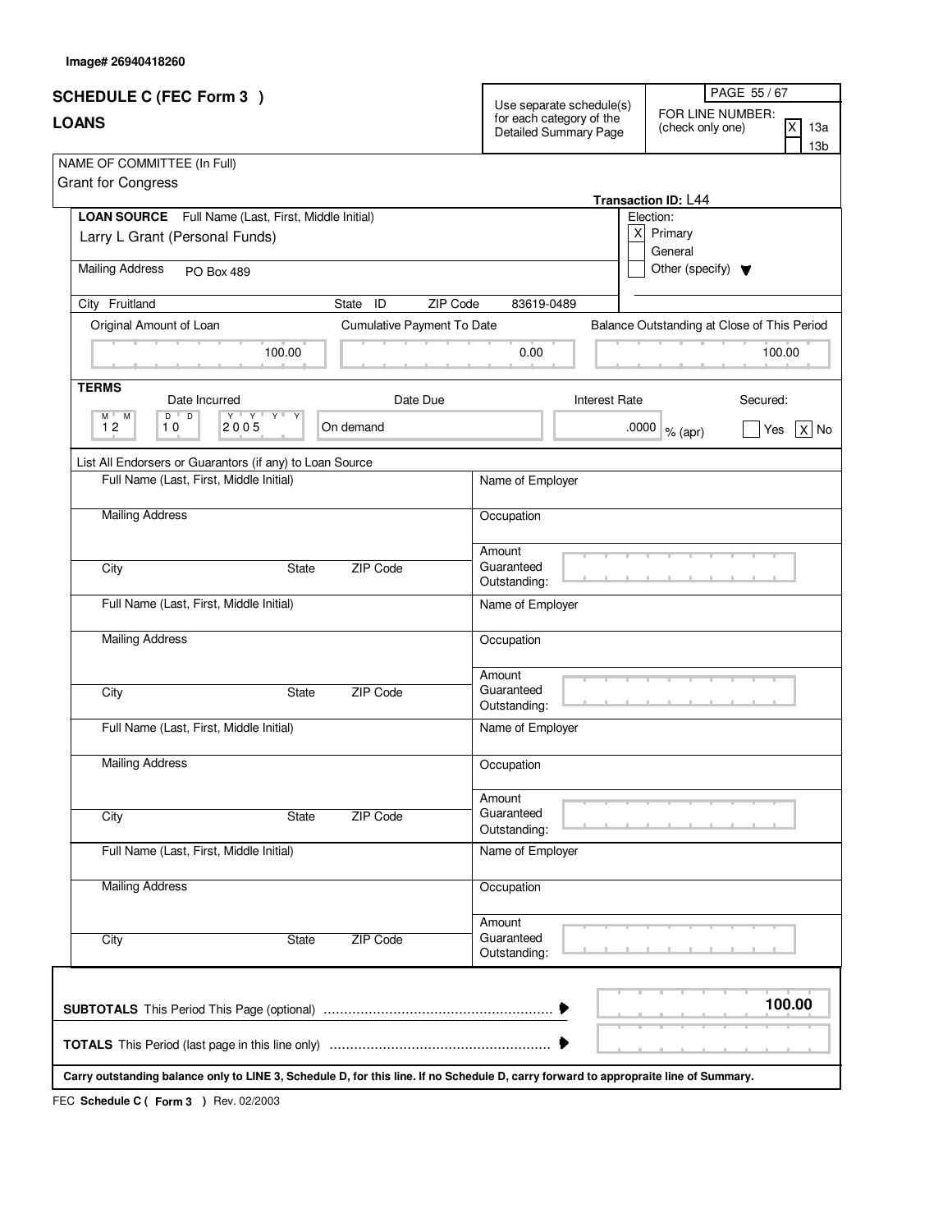Image# 26940418260

# SCHEDULE C (FEC Form 3 )

## LOANS

Use separate schedule(s) for each category of the Detailed Summary Page

FOR LINE NUMBER: (check only one)

- [X] 13a
- [ ] 13b

NAME OF COMMITTEE (In Full)
Grant for Congress

**Transaction ID:** L44

**LOAN SOURCE** Full Name (Last, First, Middle Initial)
Larry L Grant (Personal Funds)

Election:
- [X] Primary
- [ ] General
- [ ] Other (specify)

Mailing Address: PO Box 489

City: Fruitland | State: ID | ZIP Code: 83619-0489

| Original Amount of Loan | Cumulative Payment To Date | Balance Outstanding at Close of This Period |
|---|---|---|
| 100.00 | 0.00 | 100.00 |

**TERMS**

| Date Incurred | Date Due | Interest Rate | Secured |
|---|---|---|---|
| 12 10 2005 | On demand | .0000 % (apr) | [ ] Yes [X] No |

List All Endorsers or Guarantors (if any) to Loan Source

| Full Name (Last, First, Middle Initial) | Name of Employer |
|---|---|
| Mailing Address | Occupation |
| City / State / ZIP Code | Amount Guaranteed Outstanding: |

| Full Name (Last, First, Middle Initial) | Name of Employer |
|---|---|
| Mailing Address | Occupation |
| City / State / ZIP Code | Amount Guaranteed Outstanding: |

| Full Name (Last, First, Middle Initial) | Name of Employer |
|---|---|
| Mailing Address | Occupation |
| City / State / ZIP Code | Amount Guaranteed Outstanding: |

| Full Name (Last, First, Middle Initial) | Name of Employer |
|---|---|
| Mailing Address | Occupation |
| City / State / ZIP Code | Amount Guaranteed Outstanding: |

**SUBTOTALS** This Period This Page (optional) ........ **100.00**

**TOTALS** This Period (last page in this line only) ........

**Carry outstanding balance only to LINE 3, Schedule D, for this line. If no Schedule D, carry forward to appropraite line of Summary.**

FEC **Schedule C ( Form 3 )** Rev. 02/2003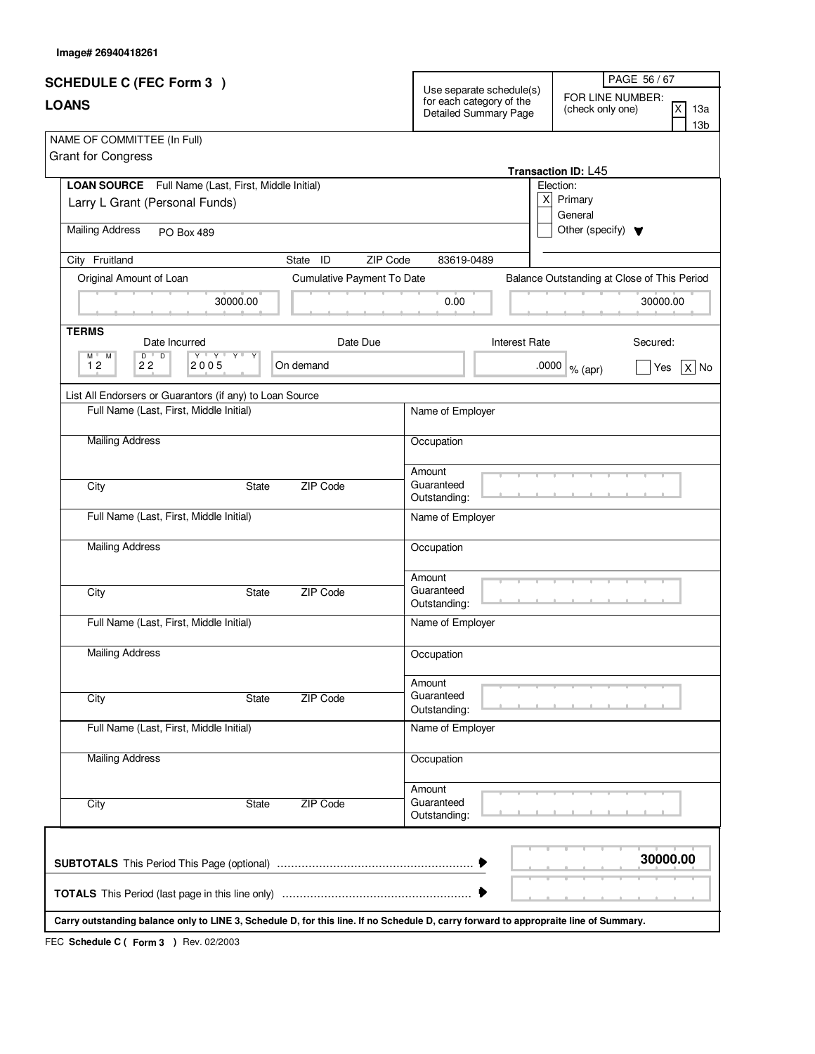Image# 26940418261

# SCHEDULE C (FEC Form 3 )

## LOANS

Use separate schedule(s) for each category of the Detailed Summary Page

FOR LINE NUMBER: (check only one)

- [X] 13a
- [ ] 13b

NAME OF COMMITTEE (In Full)
Grant for Congress

Transaction ID: L45

**LOAN SOURCE** Full Name (Last, First, Middle Initial)
Larry L Grant (Personal Funds)

Election:

- [X] Primary
- [ ] General
- [ ] Other (specify)

Mailing Address PO Box 489

City Fruitland State ID ZIP Code 83619-0489

| Original Amount of Loan | Cumulative Payment To Date | Balance Outstanding at Close of This Period |
|---|---|---|
| 30000.00 | 0.00 | 30000.00 |

**TERMS**

| Date Incurred | Date Due | Interest Rate | Secured |
|---|---|---|---|
| 12 22 2005 | On demand | .0000 % (apr) | [ ] Yes [X] No |

List All Endorsers or Guarantors (if any) to Loan Source

| Full Name (Last, First, Middle Initial) | Name of Employer |
|---|---|
| Mailing Address | Occupation |
| City State ZIP Code | Amount Guaranteed Outstanding: |
| Full Name (Last, First, Middle Initial) | Name of Employer |
| Mailing Address | Occupation |
| City State ZIP Code | Amount Guaranteed Outstanding: |
| Full Name (Last, First, Middle Initial) | Name of Employer |
| Mailing Address | Occupation |
| City State ZIP Code | Amount Guaranteed Outstanding: |
| Full Name (Last, First, Middle Initial) | Name of Employer |
| Mailing Address | Occupation |
| City State ZIP Code | Amount Guaranteed Outstanding: |

**SUBTOTALS** This Period This Page (optional) ........................................................ **30000.00**

**TOTALS** This Period (last page in this line only) ......................................................

**Carry outstanding balance only to LINE 3, Schedule D, for this line. If no Schedule D, carry forward to appropraite line of Summary.**

FEC **Schedule C ( Form 3 )** Rev. 02/2003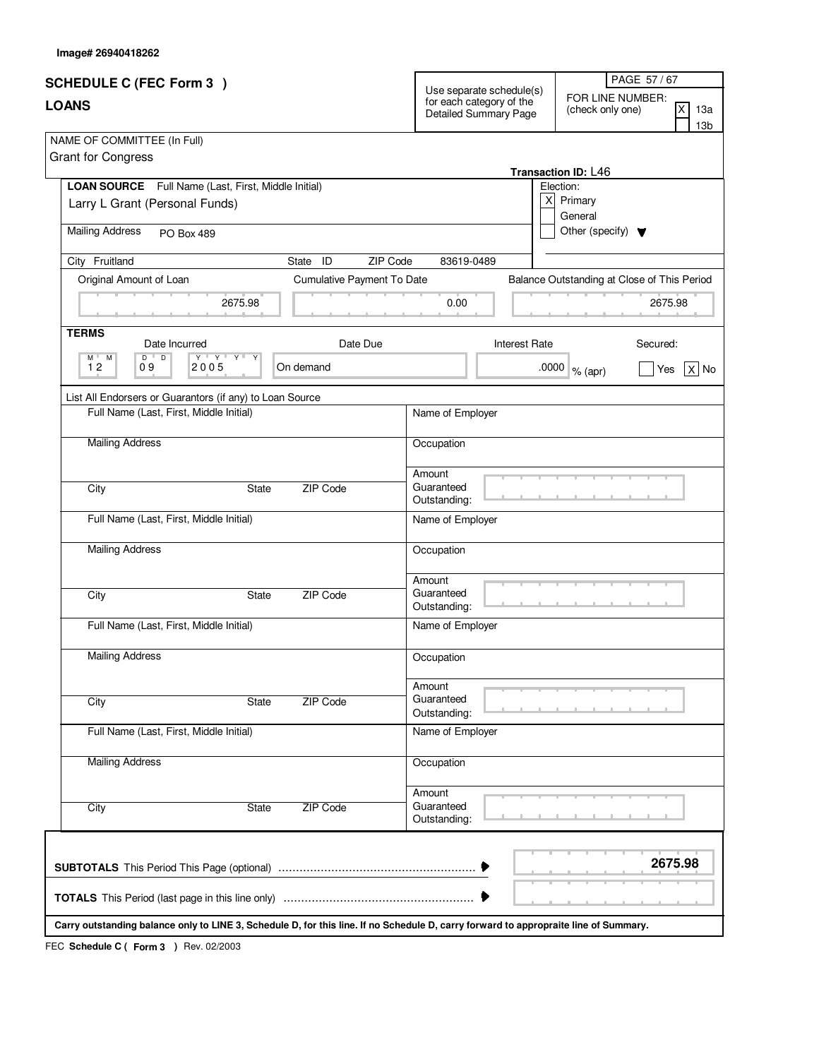Image# 26940418262

# SCHEDULE C (FEC Form 3 )

## LOANS

Use separate schedule(s) for each category of the Detailed Summary Page

FOR LINE NUMBER: (check only one)

- [X] 13a
- [ ] 13b

NAME OF COMMITTEE (In Full)
Grant for Congress

Transaction ID: L46

**LOAN SOURCE** Full Name (Last, First, Middle Initial)
Larry L Grant (Personal Funds)

Election:
- [X] Primary
- [ ] General
- [ ] Other (specify)

Mailing Address: PO Box 489

City: Fruitland | State: ID | ZIP Code: 83619-0489

| Original Amount of Loan | Cumulative Payment To Date | Balance Outstanding at Close of This Period |
|---|---|---|
| 2675.98 | 0.00 | 2675.98 |

**TERMS**

| Date Incurred | Date Due | Interest Rate | Secured |
|---|---|---|---|
| 12 09 2005 | On demand | .0000 % (apr) | [ ] Yes [X] No |

List All Endorsers or Guarantors (if any) to Loan Source

| Full Name (Last, First, Middle Initial) | Name of Employer |
|---|---|
| Mailing Address | Occupation |
| City / State / ZIP Code | Amount Guaranteed Outstanding: |
| Full Name (Last, First, Middle Initial) | Name of Employer |
| Mailing Address | Occupation |
| City / State / ZIP Code | Amount Guaranteed Outstanding: |
| Full Name (Last, First, Middle Initial) | Name of Employer |
| Mailing Address | Occupation |
| City / State / ZIP Code | Amount Guaranteed Outstanding: |
| Full Name (Last, First, Middle Initial) | Name of Employer |
| Mailing Address | Occupation |
| City / State / ZIP Code | Amount Guaranteed Outstanding: |

**SUBTOTALS** This Period This Page (optional) ........ **2675.98**

**TOTALS** This Period (last page in this line only) ........

**Carry outstanding balance only to LINE 3, Schedule D, for this line. If no Schedule D, carry forward to appropraite line of Summary.**

FEC **Schedule C ( Form 3 )** Rev. 02/2003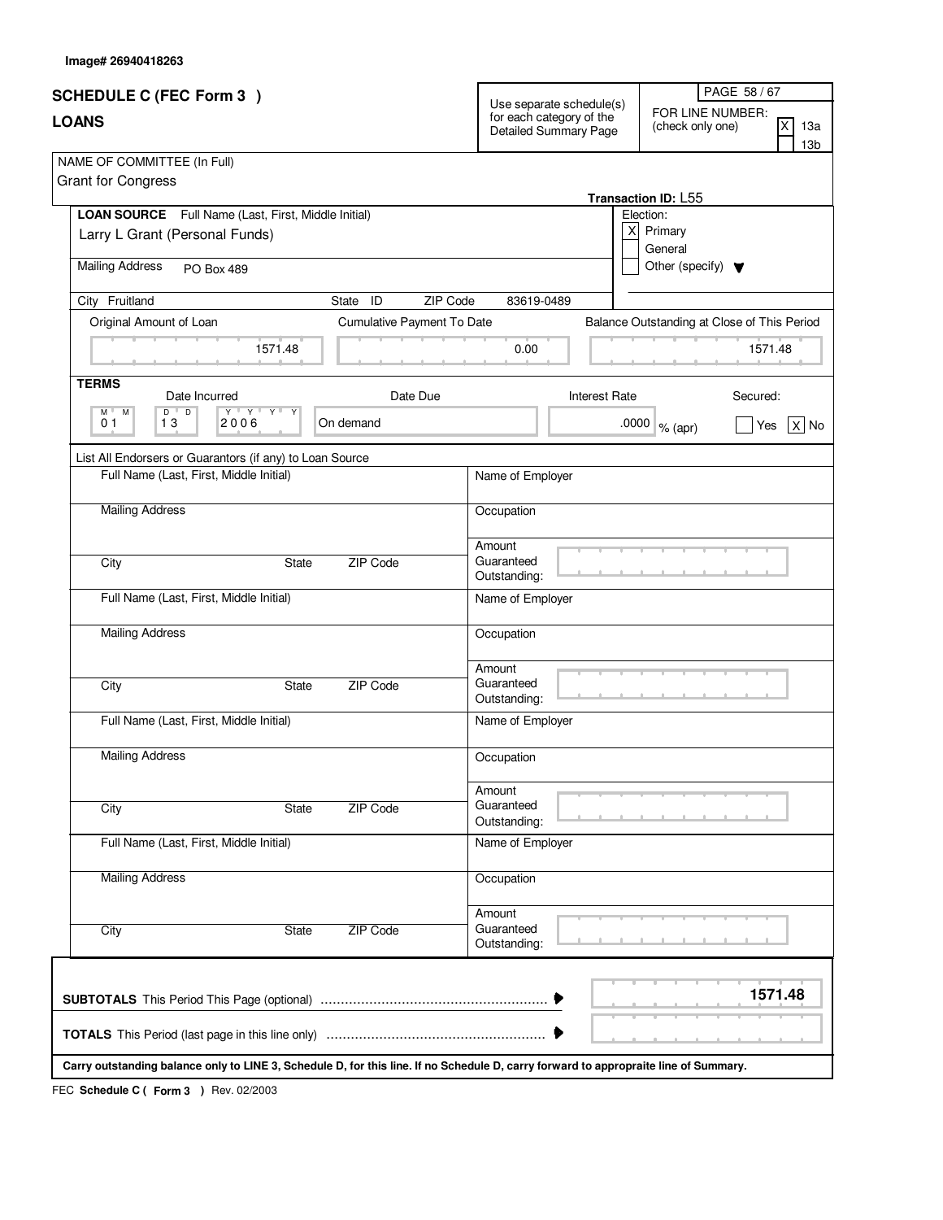Image# 26940418263

# SCHEDULE C (FEC Form 3 )

## LOANS

Use separate schedule(s) for each category of the Detailed Summary Page

FOR LINE NUMBER: (check only one)

- [X] 13a
- [ ] 13b

NAME OF COMMITTEE (In Full)
Grant for Congress

Transaction ID: L55

**LOAN SOURCE** Full Name (Last, First, Middle Initial)
Larry L Grant (Personal Funds)

Election:
- [X] Primary
- [ ] General
- [ ] Other (specify)

Mailing Address PO Box 489

City Fruitland | State ID | ZIP Code 83619-0489

| Original Amount of Loan | Cumulative Payment To Date | Balance Outstanding at Close of This Period |
|---|---|---|
| 1571.48 | 0.00 | 1571.48 |

**TERMS**

| Date Incurred | Date Due | Interest Rate | Secured: |
|---|---|---|---|
| 01 13 2006 | On demand | .0000 % (apr) | [ ] Yes [X] No |

List All Endorsers or Guarantors (if any) to Loan Source

| Full Name (Last, First, Middle Initial) | Name of Employer |
|---|---|
| Mailing Address | Occupation |
| City / State / ZIP Code | Amount Guaranteed Outstanding: |

| Full Name (Last, First, Middle Initial) | Name of Employer |
|---|---|
| Mailing Address | Occupation |
| City / State / ZIP Code | Amount Guaranteed Outstanding: |

| Full Name (Last, First, Middle Initial) | Name of Employer |
|---|---|
| Mailing Address | Occupation |
| City / State / ZIP Code | Amount Guaranteed Outstanding: |

| Full Name (Last, First, Middle Initial) | Name of Employer |
|---|---|
| Mailing Address | Occupation |
| City / State / ZIP Code | Amount Guaranteed Outstanding: |

**SUBTOTALS** This Period This Page (optional) ........ **1571.48**

**TOTALS** This Period (last page in this line only) ........

**Carry outstanding balance only to LINE 3, Schedule D, for this line. If no Schedule D, carry forward to appropraite line of Summary.**

FEC **Schedule C ( Form 3 )** Rev. 02/2003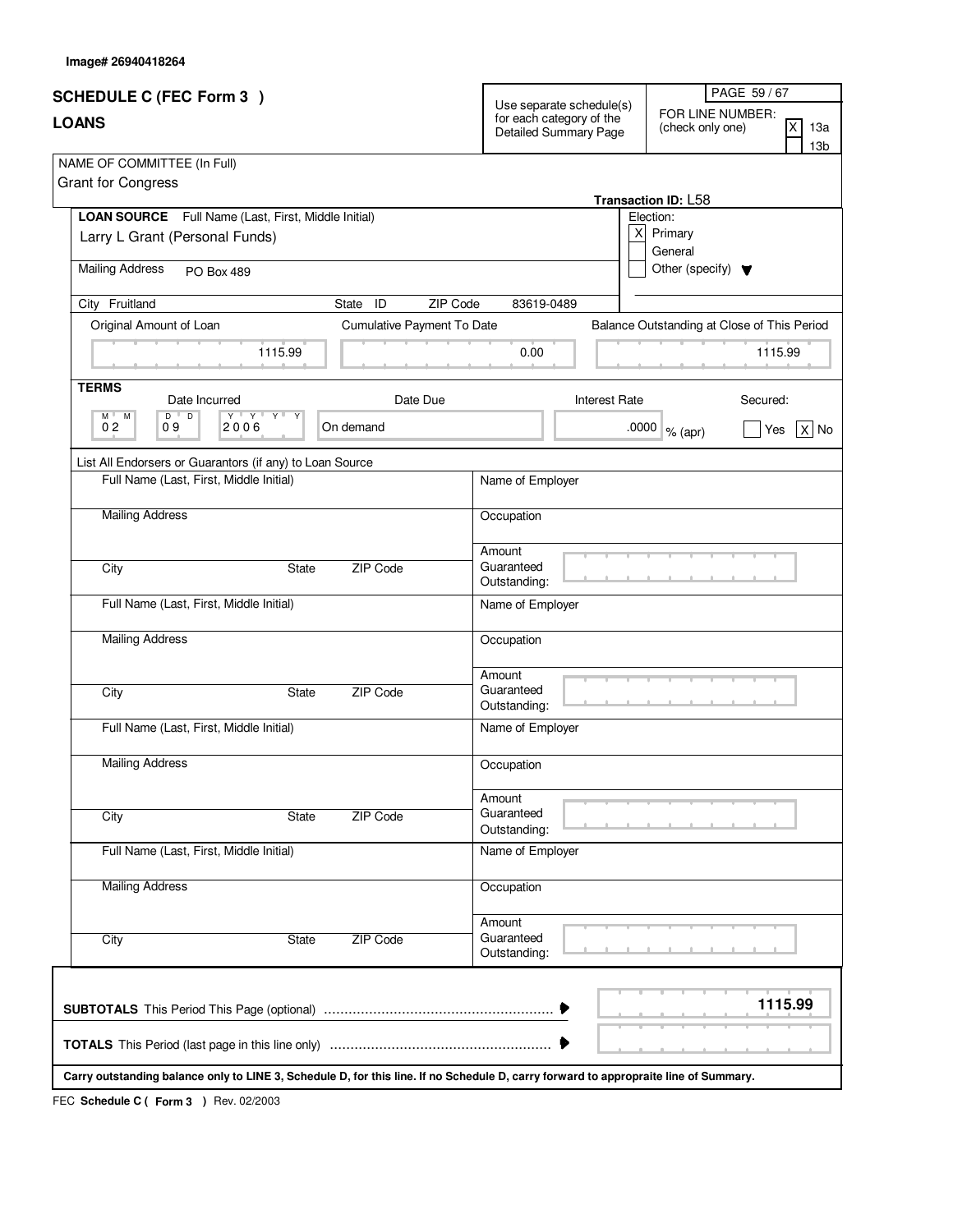Image# 26940418264

# SCHEDULE C (FEC Form 3 )
# LOANS

Use separate schedule(s) for each category of the Detailed Summary Page

FOR LINE NUMBER: (check only one)
[X] 13a
[ ] 13b

NAME OF COMMITTEE (In Full)
Grant for Congress

Transaction ID: L58

**LOAN SOURCE** Full Name (Last, First, Middle Initial)
Larry L Grant (Personal Funds)

Election:
[X] Primary
[ ] General
[ ] Other (specify)

Mailing Address PO Box 489

City Fruitland State ID ZIP Code 83619-0489

| Original Amount of Loan | Cumulative Payment To Date | Balance Outstanding at Close of This Period |
|---|---|---|
| 1115.99 | 0.00 | 1115.99 |

**TERMS**

| Date Incurred | Date Due | Interest Rate | Secured: |
|---|---|---|---|
| 02 09 2006 | On demand | .0000 % (apr) | [ ] Yes [X] No |

List All Endorsers or Guarantors (if any) to Loan Source

| Full Name (Last, First, Middle Initial) | Name of Employer |
|---|---|
| Mailing Address | Occupation |
| City State ZIP Code | Amount Guaranteed Outstanding: |
| Full Name (Last, First, Middle Initial) | Name of Employer |
| Mailing Address | Occupation |
| City State ZIP Code | Amount Guaranteed Outstanding: |
| Full Name (Last, First, Middle Initial) | Name of Employer |
| Mailing Address | Occupation |
| City State ZIP Code | Amount Guaranteed Outstanding: |
| Full Name (Last, First, Middle Initial) | Name of Employer |
| Mailing Address | Occupation |
| City State ZIP Code | Amount Guaranteed Outstanding: |

**SUBTOTALS** This Period This Page (optional) ........................................................ **1115.99**

**TOTALS** This Period (last page in this line only) ......................................................

**Carry outstanding balance only to LINE 3, Schedule D, for this line. If no Schedule D, carry forward to appropraite line of Summary.**

FEC **Schedule C ( Form 3 )** Rev. 02/2003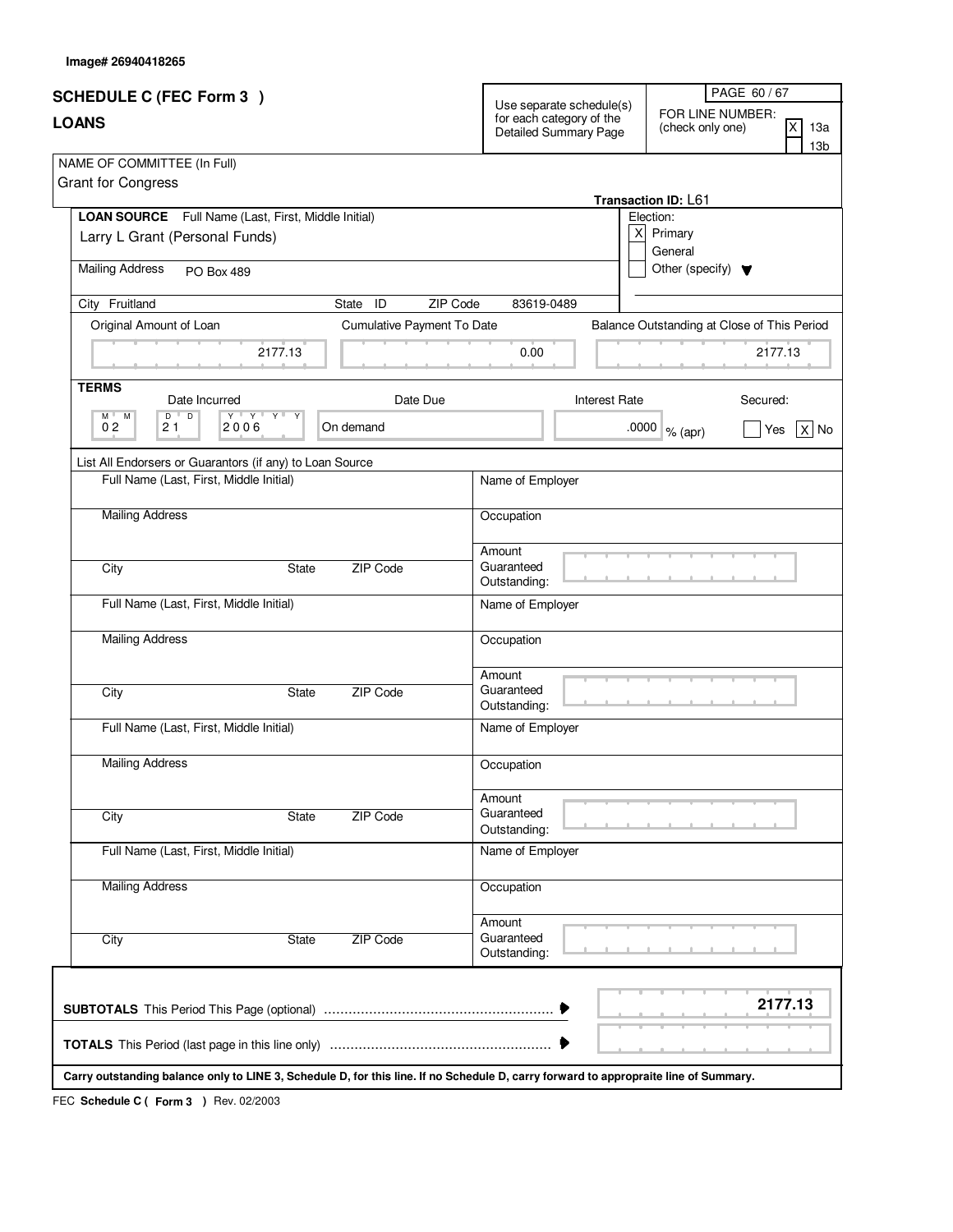Image# 26940418265

# SCHEDULE C (FEC Form 3 )
## LOANS

Use separate schedule(s) for each category of the Detailed Summary Page

FOR LINE NUMBER: (check only one)
[X] 13a
[ ] 13b

NAME OF COMMITTEE (In Full)
Grant for Congress

Transaction ID: L61

**LOAN SOURCE** Full Name (Last, First, Middle Initial)
Larry L Grant (Personal Funds)

Election:
[X] Primary
[ ] General
[ ] Other (specify)

Mailing Address PO Box 489

City Fruitland State ID ZIP Code 83619-0489

| Original Amount of Loan | Cumulative Payment To Date | Balance Outstanding at Close of This Period |
|---|---|---|
| 2177.13 | 0.00 | 2177.13 |

**TERMS**

| Date Incurred | Date Due | Interest Rate | Secured: |
|---|---|---|---|
| 02 21 2006 | On demand | .0000 % (apr) | [ ] Yes [X] No |

List All Endorsers or Guarantors (if any) to Loan Source

| Full Name (Last, First, Middle Initial) | Name of Employer |
|---|---|
| Mailing Address | Occupation |
| City / State / ZIP Code | Amount Guaranteed Outstanding: |
| Full Name (Last, First, Middle Initial) | Name of Employer |
| Mailing Address | Occupation |
| City / State / ZIP Code | Amount Guaranteed Outstanding: |
| Full Name (Last, First, Middle Initial) | Name of Employer |
| Mailing Address | Occupation |
| City / State / ZIP Code | Amount Guaranteed Outstanding: |
| Full Name (Last, First, Middle Initial) | Name of Employer |
| Mailing Address | Occupation |
| City / State / ZIP Code | Amount Guaranteed Outstanding: |

**SUBTOTALS** This Period This Page (optional) ........ **2177.13**

**TOTALS** This Period (last page in this line only) ........

**Carry outstanding balance only to LINE 3, Schedule D, for this line. If no Schedule D, carry forward to appropraite line of Summary.**

FEC **Schedule C ( Form 3 )** Rev. 02/2003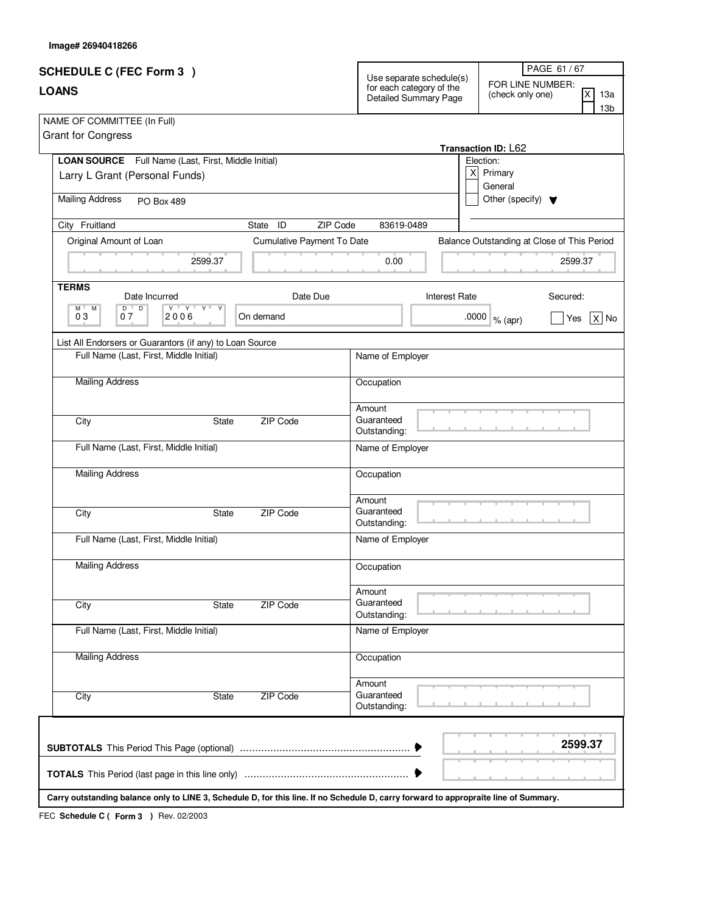Image# 26940418266

# SCHEDULE C (FEC Form 3 )

## LOANS

Use separate schedule(s) for each category of the Detailed Summary Page

FOR LINE NUMBER: (check only one)

- [X] 13a
- [ ] 13b

NAME OF COMMITTEE (In Full)
Grant for Congress

Transaction ID: L62

**LOAN SOURCE** Full Name (Last, First, Middle Initial)
Larry L Grant (Personal Funds)

Election:
- [X] Primary
- [ ] General
- [ ] Other (specify)

Mailing Address PO Box 489

City Fruitland State ID ZIP Code 83619-0489

| Original Amount of Loan | Cumulative Payment To Date | Balance Outstanding at Close of This Period |
|---|---|---|
| 2599.37 | 0.00 | 2599.37 |

**TERMS**

| Date Incurred | Date Due | Interest Rate | Secured: |
|---|---|---|---|
| 03 07 2006 | On demand | .0000 % (apr) | [ ] Yes [X] No |

List All Endorsers or Guarantors (if any) to Loan Source

| Full Name (Last, First, Middle Initial) | Name of Employer |
|---|---|
| Mailing Address | Occupation |
| City / State / ZIP Code | Amount Guaranteed Outstanding: |
| Full Name (Last, First, Middle Initial) | Name of Employer |
| Mailing Address | Occupation |
| City / State / ZIP Code | Amount Guaranteed Outstanding: |
| Full Name (Last, First, Middle Initial) | Name of Employer |
| Mailing Address | Occupation |
| City / State / ZIP Code | Amount Guaranteed Outstanding: |
| Full Name (Last, First, Middle Initial) | Name of Employer |
| Mailing Address | Occupation |
| City / State / ZIP Code | Amount Guaranteed Outstanding: |

**SUBTOTALS** This Period This Page (optional) ........ **2599.37**

**TOTALS** This Period (last page in this line only) ........

**Carry outstanding balance only to LINE 3, Schedule D, for this line. If no Schedule D, carry forward to appropraite line of Summary.**

FEC **Schedule C ( Form 3 )** Rev. 02/2003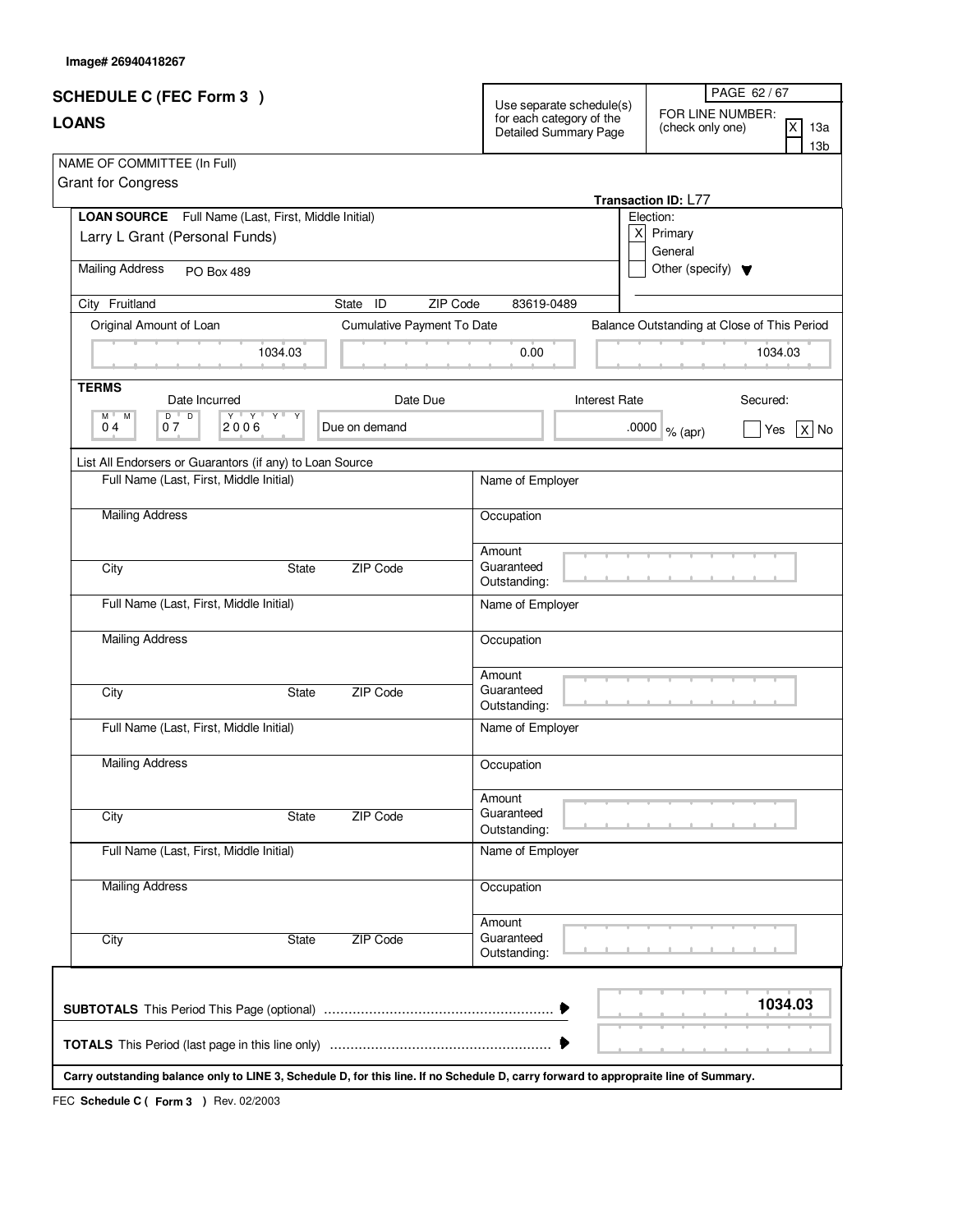Image# 26940418267

# SCHEDULE C (FEC Form 3 )

## LOANS

Use separate schedule(s) for each category of the Detailed Summary Page

FOR LINE NUMBER: (check only one)

[X] 13a
[ ] 13b

NAME OF COMMITTEE (In Full)
Grant for Congress

Transaction ID: L77

**LOAN SOURCE** Full Name (Last, First, Middle Initial)
Larry L Grant (Personal Funds)

Election:
[X] Primary
[ ] General
[ ] Other (specify)

Mailing Address PO Box 489

City Fruitland State ID ZIP Code 83619-0489

| Original Amount of Loan | Cumulative Payment To Date | Balance Outstanding at Close of This Period |
|---|---|---|
| 1034.03 | 0.00 | 1034.03 |

**TERMS**

| Date Incurred | Date Due | Interest Rate | Secured: |
|---|---|---|---|
| 04 07 2006 | Due on demand | .0000 % (apr) | [ ] Yes [X] No |

List All Endorsers or Guarantors (if any) to Loan Source

| Full Name (Last, First, Middle Initial) | Name of Employer |
|---|---|
| Mailing Address | Occupation |
| City State ZIP Code | Amount Guaranteed Outstanding: |
| Full Name (Last, First, Middle Initial) | Name of Employer |
| Mailing Address | Occupation |
| City State ZIP Code | Amount Guaranteed Outstanding: |
| Full Name (Last, First, Middle Initial) | Name of Employer |
| Mailing Address | Occupation |
| City State ZIP Code | Amount Guaranteed Outstanding: |
| Full Name (Last, First, Middle Initial) | Name of Employer |
| Mailing Address | Occupation |
| City State ZIP Code | Amount Guaranteed Outstanding: |

**SUBTOTALS** This Period This Page (optional) .......... **1034.03**

**TOTALS** This Period (last page in this line only) ..........

**Carry outstanding balance only to LINE 3, Schedule D, for this line. If no Schedule D, carry forward to appropraite line of Summary.**

FEC **Schedule C ( Form 3 )** Rev. 02/2003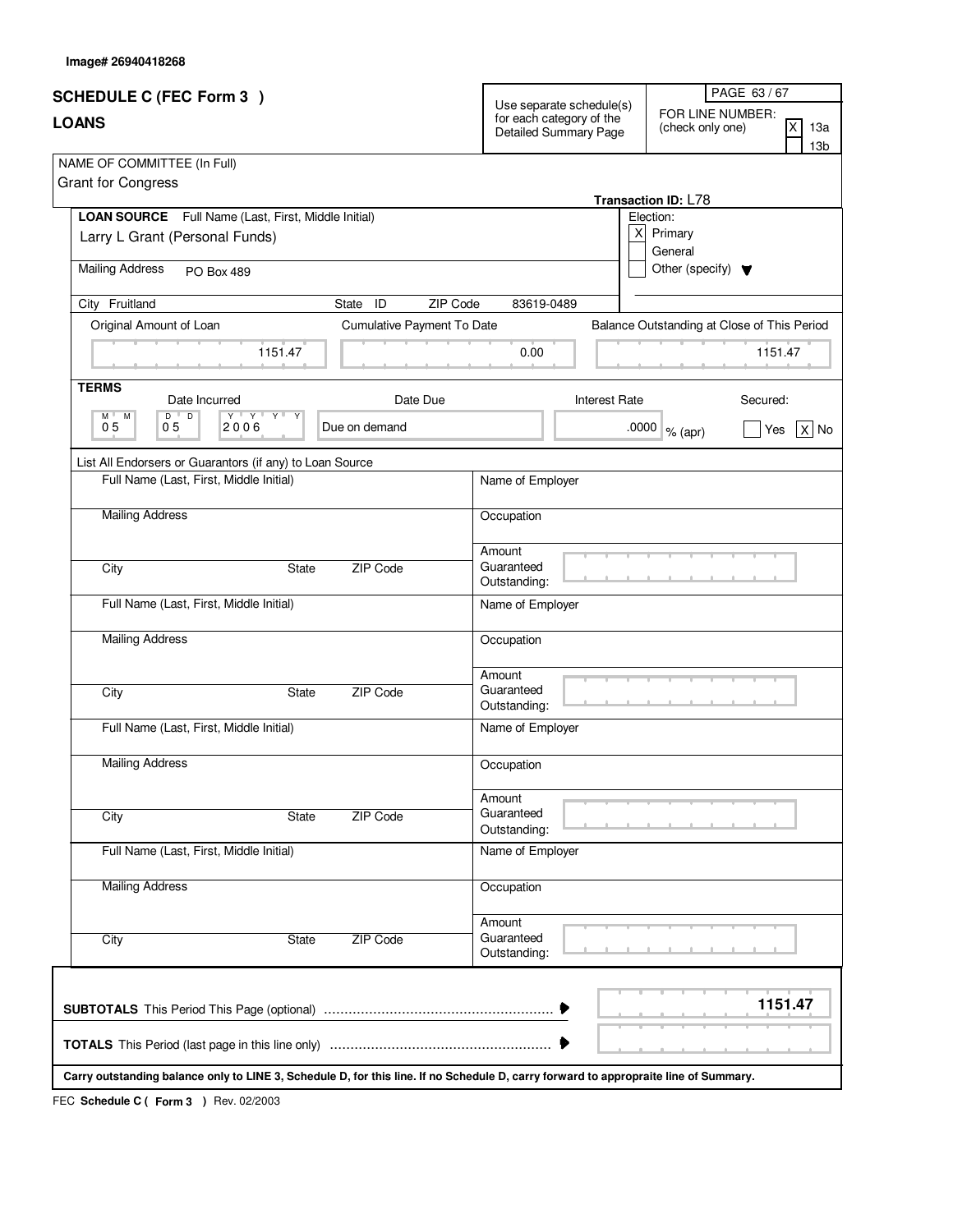Image# 26940418268

# SCHEDULE C (FEC Form 3 )

## LOANS

Use separate schedule(s) for each category of the Detailed Summary Page

FOR LINE NUMBER: (check only one)

[X] 13a
[ ] 13b

NAME OF COMMITTEE (In Full)
Grant for Congress

**Transaction ID:** L78

**LOAN SOURCE** Full Name (Last, First, Middle Initial)
Larry L Grant (Personal Funds)

Election:
[X] Primary
[ ] General
[ ] Other (specify)

Mailing Address PO Box 489

City Fruitland State ID ZIP Code 83619-0489

| Original Amount of Loan | Cumulative Payment To Date | Balance Outstanding at Close of This Period |
|---|---|---|
| 1151.47 | 0.00 | 1151.47 |

**TERMS**

| Date Incurred | Date Due | Interest Rate | Secured: |
|---|---|---|---|
| 05 05 2006 | Due on demand | .0000 % (apr) | [ ] Yes [X] No |

List All Endorsers or Guarantors (if any) to Loan Source

| | |
|---|---|
| Full Name (Last, First, Middle Initial) | Name of Employer |
| Mailing Address | Occupation |
| City State ZIP Code | Amount Guaranteed Outstanding: |
| Full Name (Last, First, Middle Initial) | Name of Employer |
| Mailing Address | Occupation |
| City State ZIP Code | Amount Guaranteed Outstanding: |
| Full Name (Last, First, Middle Initial) | Name of Employer |
| Mailing Address | Occupation |
| City State ZIP Code | Amount Guaranteed Outstanding: |
| Full Name (Last, First, Middle Initial) | Name of Employer |
| Mailing Address | Occupation |
| City State ZIP Code | Amount Guaranteed Outstanding: |

**SUBTOTALS** This Period This Page (optional) ........................................................ **1151.47**

**TOTALS** This Period (last page in this line only) ......................................................

**Carry outstanding balance only to LINE 3, Schedule D, for this line. If no Schedule D, carry forward to appropraite line of Summary.**

FEC **Schedule C ( Form 3 )** Rev. 02/2003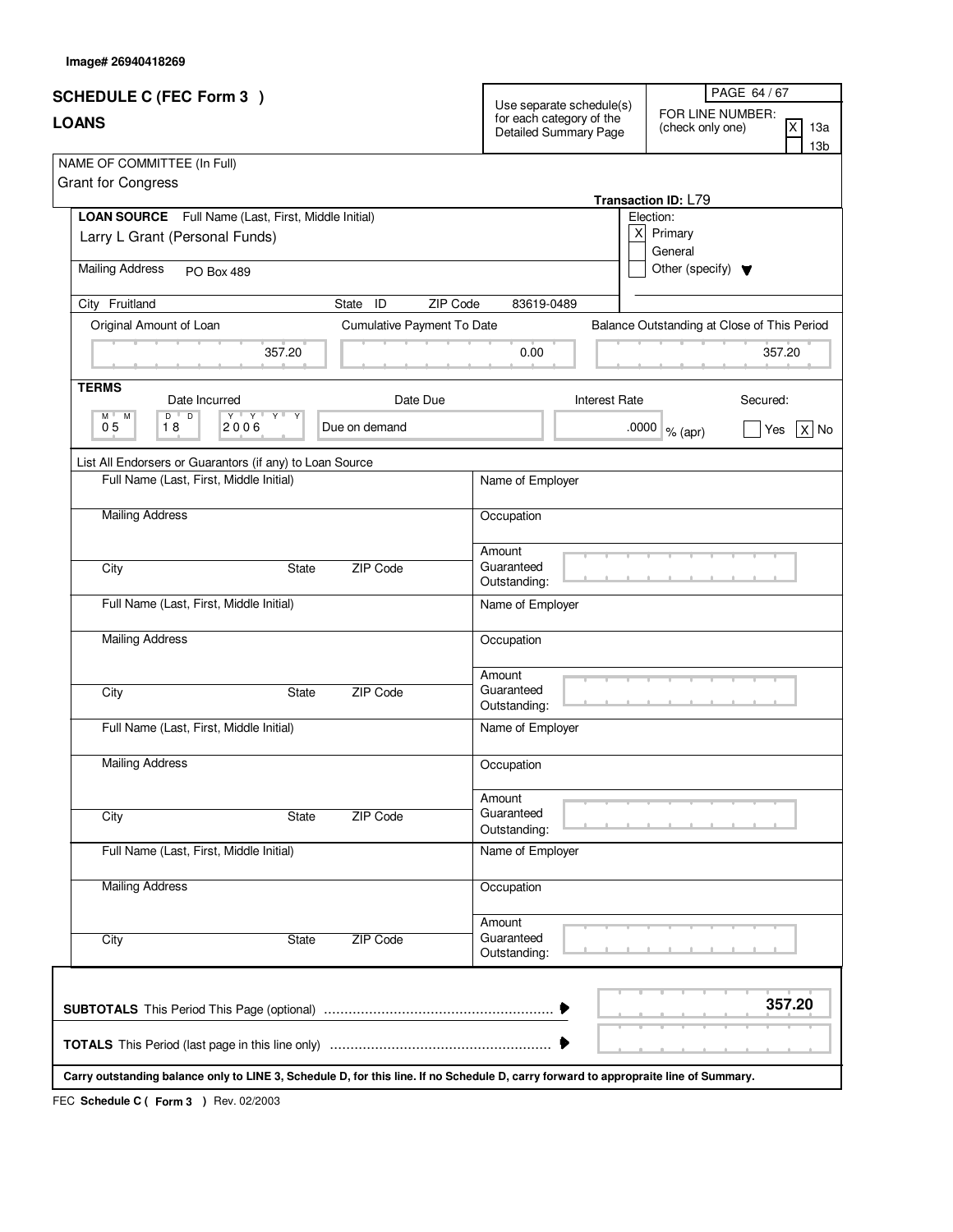Image# 26940418269

# SCHEDULE C (FEC Form 3 )

## LOANS

Use separate schedule(s) for each category of the Detailed Summary Page

FOR LINE NUMBER: (check only one)

- [X] 13a
- [ ] 13b

NAME OF COMMITTEE (In Full)
Grant for Congress

**Transaction ID:** L79

**LOAN SOURCE** Full Name (Last, First, Middle Initial)
Larry L Grant (Personal Funds)

Election:
- [X] Primary
- [ ] General
- [ ] Other (specify)

Mailing Address PO Box 489

City Fruitland State ID ZIP Code 83619-0489

| Original Amount of Loan | Cumulative Payment To Date | Balance Outstanding at Close of This Period |
|---|---|---|
| 357.20 | 0.00 | 357.20 |

**TERMS**

| Date Incurred | Date Due | Interest Rate | Secured: |
|---|---|---|---|
| 05 18 2006 | Due on demand | .0000 % (apr) | [ ] Yes [X] No |

List All Endorsers or Guarantors (if any) to Loan Source

| Full Name (Last, First, Middle Initial) | Name of Employer |
|---|---|
| Mailing Address | Occupation |
| City State ZIP Code | Amount Guaranteed Outstanding: |
| Full Name (Last, First, Middle Initial) | Name of Employer |
| Mailing Address | Occupation |
| City State ZIP Code | Amount Guaranteed Outstanding: |
| Full Name (Last, First, Middle Initial) | Name of Employer |
| Mailing Address | Occupation |
| City State ZIP Code | Amount Guaranteed Outstanding: |
| Full Name (Last, First, Middle Initial) | Name of Employer |
| Mailing Address | Occupation |
| City State ZIP Code | Amount Guaranteed Outstanding: |

**SUBTOTALS** This Period This Page (optional) ........................................................ **357.20**

**TOTALS** This Period (last page in this line only) ......................................................

**Carry outstanding balance only to LINE 3, Schedule D, for this line. If no Schedule D, carry forward to appropraite line of Summary.**

FEC **Schedule C ( Form 3 )** Rev. 02/2003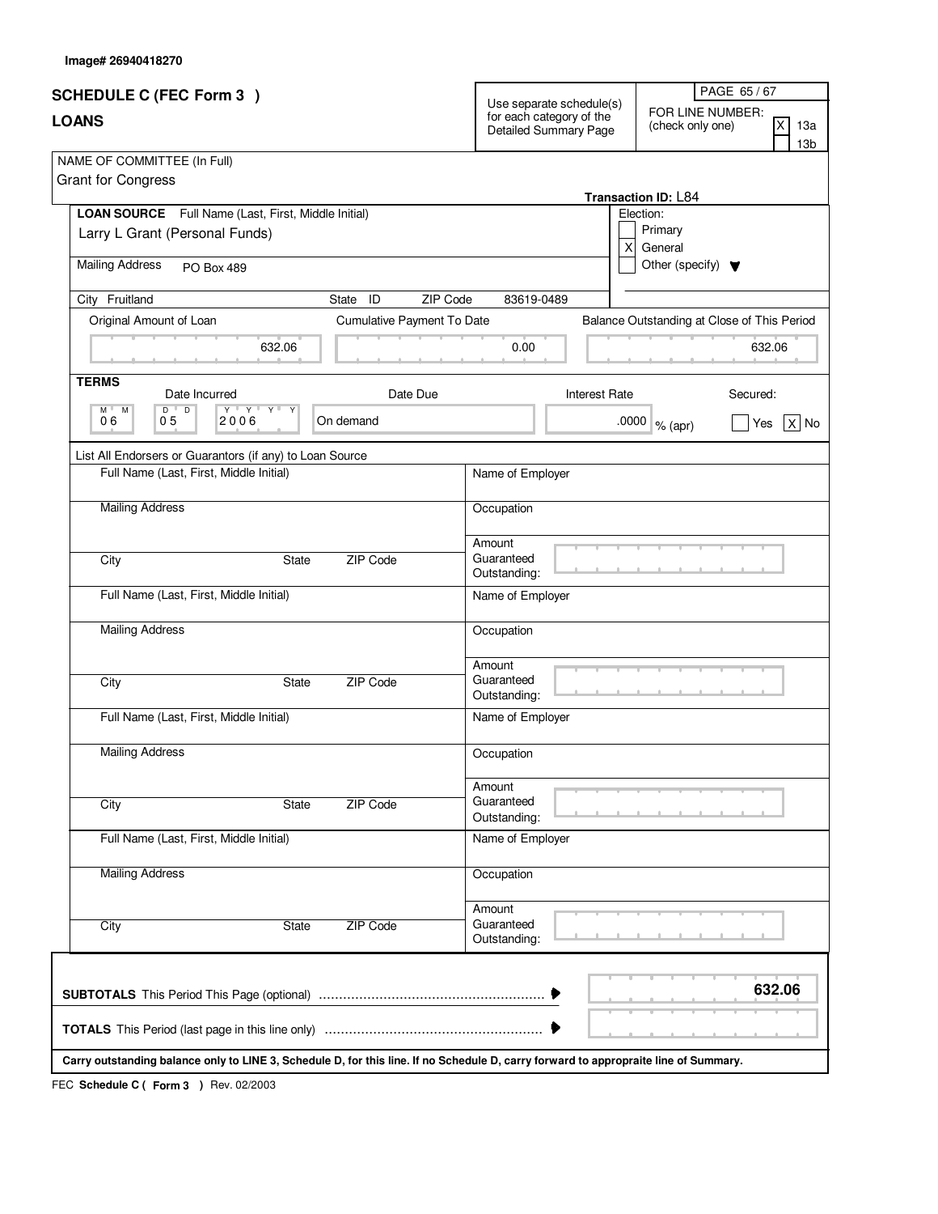Image# 26940418270

# SCHEDULE C (FEC Form 3 )

## LOANS

Use separate schedule(s) for each category of the Detailed Summary Page

FOR LINE NUMBER: (check only one)

- [X] 13a
- [ ] 13b

NAME OF COMMITTEE (In Full)
Grant for Congress

**Transaction ID:** L84

**LOAN SOURCE** Full Name (Last, First, Middle Initial)
Larry L Grant (Personal Funds)

Election:
- [ ] Primary
- [X] General
- [ ] Other (specify)

Mailing Address PO Box 489

City Fruitland State ID ZIP Code 83619-0489

| Original Amount of Loan | Cumulative Payment To Date | Balance Outstanding at Close of This Period |
|---|---|---|
| 632.06 | 0.00 | 632.06 |

**TERMS**

| Date Incurred | Date Due | Interest Rate | Secured: |
|---|---|---|---|
| 06 05 2006 | On demand | .0000 % (apr) | [ ] Yes [X] No |

List All Endorsers or Guarantors (if any) to Loan Source

| | |
|---|---|
| Full Name (Last, First, Middle Initial) | Name of Employer |
| Mailing Address | Occupation |
| City State ZIP Code | Amount Guaranteed Outstanding: |
| Full Name (Last, First, Middle Initial) | Name of Employer |
| Mailing Address | Occupation |
| City State ZIP Code | Amount Guaranteed Outstanding: |
| Full Name (Last, First, Middle Initial) | Name of Employer |
| Mailing Address | Occupation |
| City State ZIP Code | Amount Guaranteed Outstanding: |
| Full Name (Last, First, Middle Initial) | Name of Employer |
| Mailing Address | Occupation |
| City State ZIP Code | Amount Guaranteed Outstanding: |

**SUBTOTALS** This Period This Page (optional) ........................................................ **632.06**

**TOTALS** This Period (last page in this line only) ......................................................

**Carry outstanding balance only to LINE 3, Schedule D, for this line. If no Schedule D, carry forward to appropraite line of Summary.**

FEC **Schedule C ( Form 3 )** Rev. 02/2003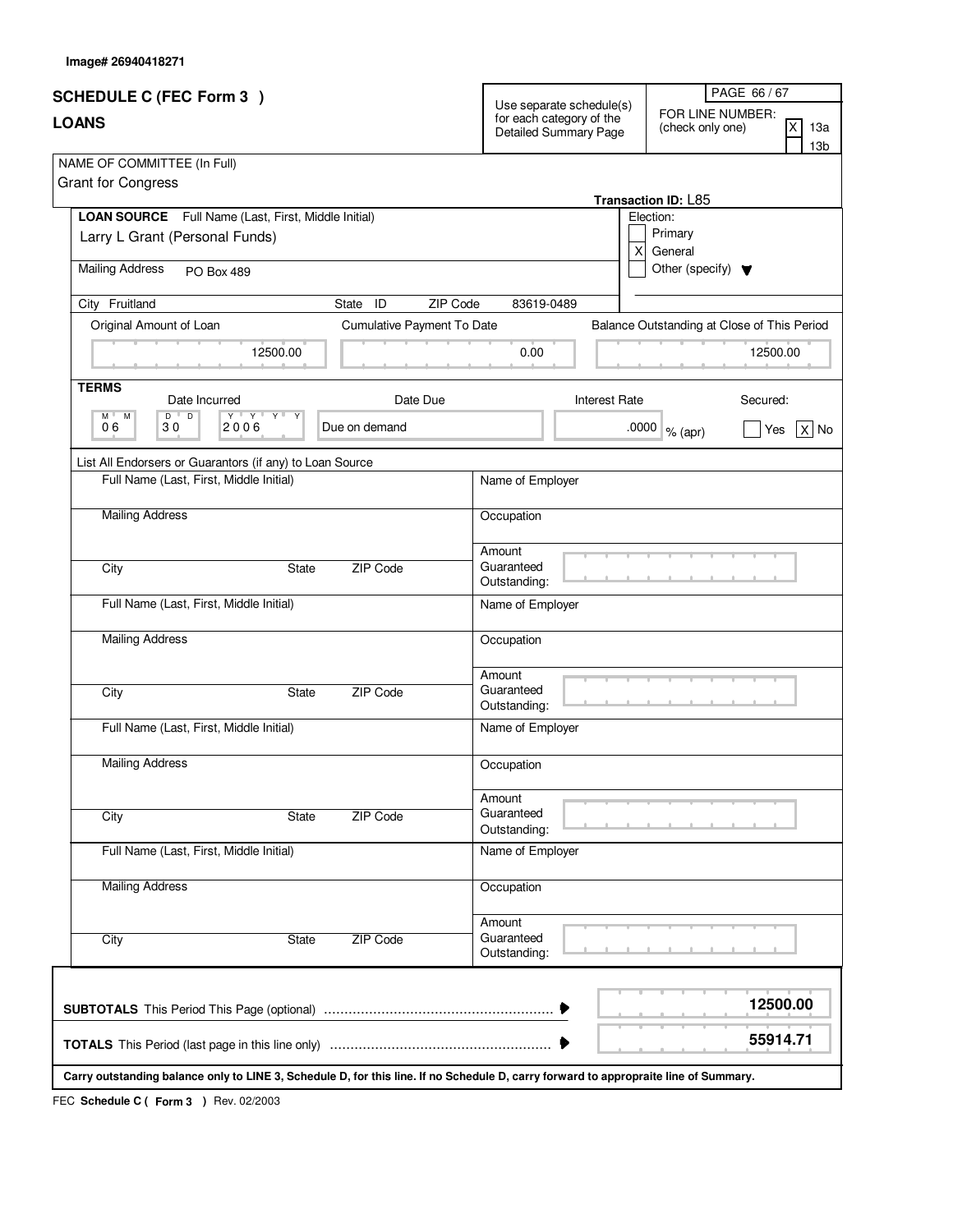Image# 26940418271

# SCHEDULE C (FEC Form 3 )

## LOANS

Use separate schedule(s) for each category of the Detailed Summary Page

FOR LINE NUMBER: (check only one)

- [X] 13a
- [ ] 13b

NAME OF COMMITTEE (In Full)
Grant for Congress

Transaction ID: L85

**LOAN SOURCE** Full Name (Last, First, Middle Initial)
Larry L Grant (Personal Funds)

Election:

- [ ] Primary
- [X] General
- [ ] Other (specify)

Mailing Address: PO Box 489

City: Fruitland | State: ID | ZIP Code: 83619-0489

| Original Amount of Loan | Cumulative Payment To Date | Balance Outstanding at Close of This Period |
|---|---|---|
| 12500.00 | 0.00 | 12500.00 |

**TERMS**

| Date Incurred | Date Due | Interest Rate | Secured |
|---|---|---|---|
| 06 30 2006 | Due on demand | .0000 % (apr) | [ ] Yes [X] No |

List All Endorsers or Guarantors (if any) to Loan Source

| Full Name (Last, First, Middle Initial) | Mailing Address | City | State | ZIP Code | Name of Employer | Occupation | Amount Guaranteed Outstanding |
|---|---|---|---|---|---|---|---|
| | | | | | | | |
| | | | | | | | |
| | | | | | | | |
| | | | | | | | |

**SUBTOTALS** This Period This Page (optional) ........ 12500.00

**TOTALS** This Period (last page in this line only) ........ 55914.71

**Carry outstanding balance only to LINE 3, Schedule D, for this line. If no Schedule D, carry forward to appropraite line of Summary.**

FEC **Schedule C ( Form 3 )** Rev. 02/2003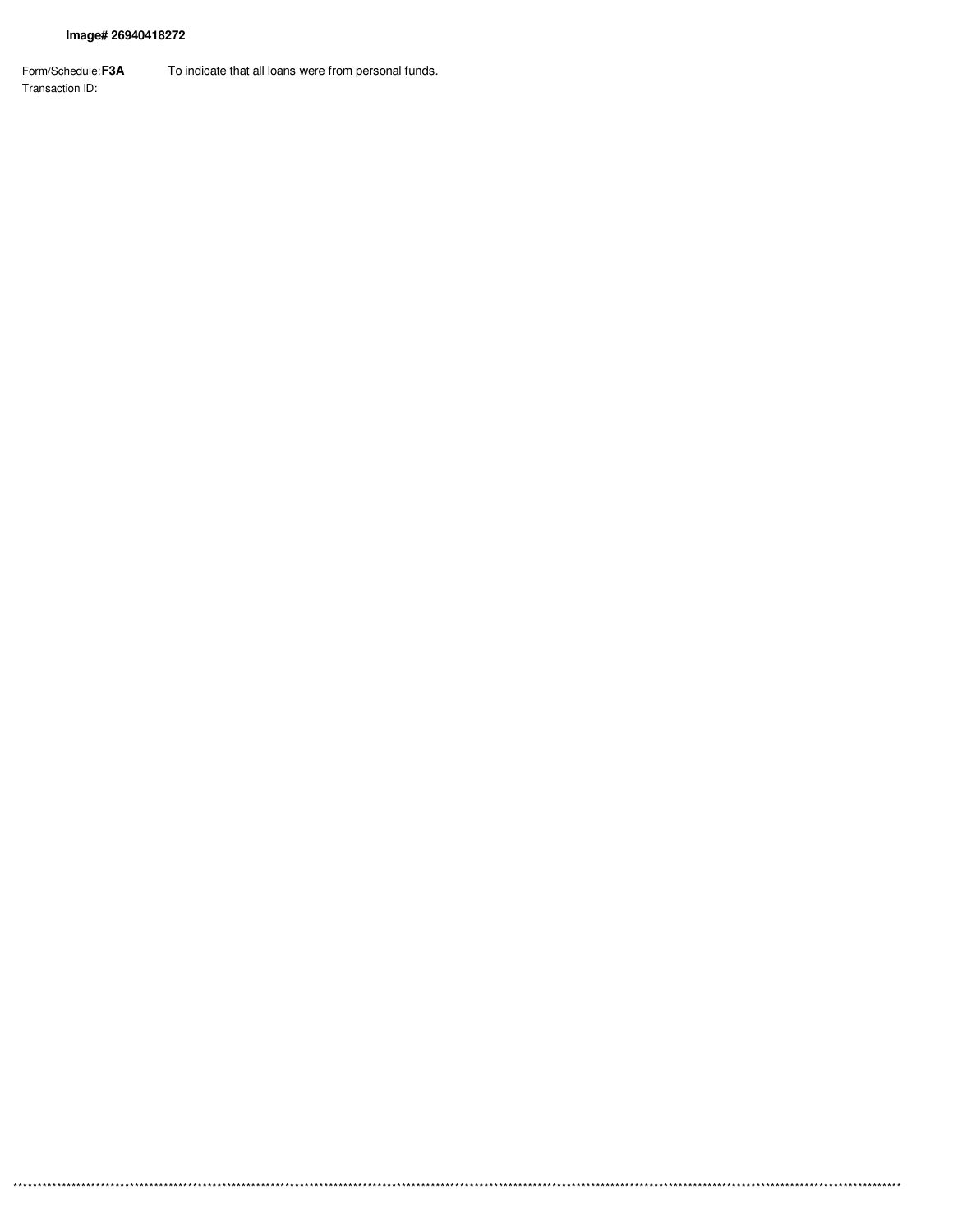**Image# 26940418272**

Form/Schedule: **F3A** To indicate that all loans were from personal funds.
Transaction ID:

**************************************************************************************************************************************************************************************************************